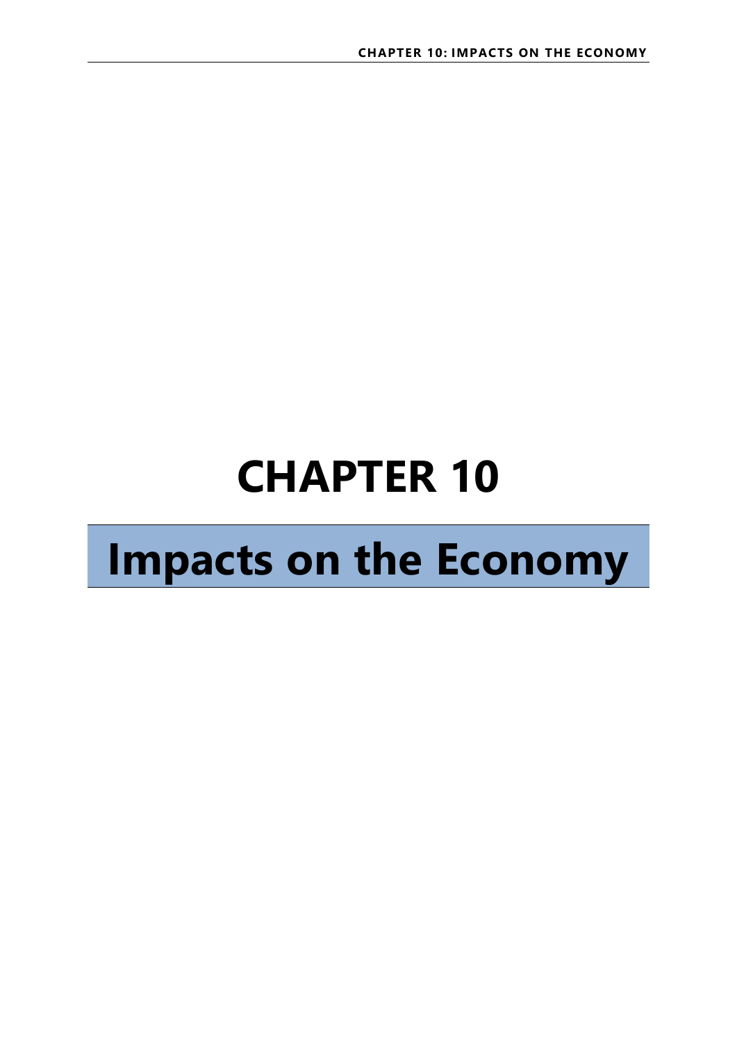# CHAPTER 10

# Impacts on the Economy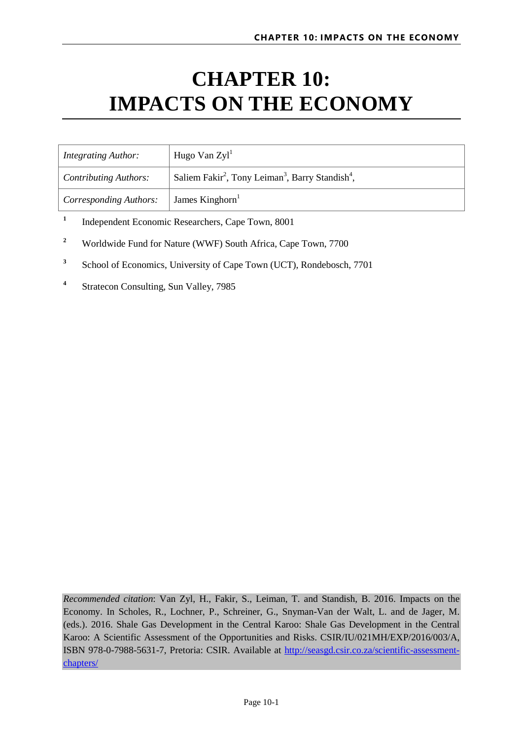# CHAPTER 10: IMPACTS ON THE ECONOMY

| *Integrating Author:* | Hugo Van Zyl[1] |
|---|---|
| *Contributing Authors:* | Saliem Fakir[2], Tony Leiman[3], Barry Standish[4], |
| *Corresponding Authors:* | James Kinghorn[1] |

[1] Independent Economic Researchers, Cape Town, 8001

[2] Worldwide Fund for Nature (WWF) South Africa, Cape Town, 7700

[3] School of Economics, University of Cape Town (UCT), Rondebosch, 7701

[4] Stratecon Consulting, Sun Valley, 7985

*Recommended citation*: Van Zyl, H., Fakir, S., Leiman, T. and Standish, B. 2016. Impacts on the Economy. In Scholes, R., Lochner, P., Schreiner, G., Snyman-Van der Walt, L. and de Jager, M. (eds.). 2016. Shale Gas Development in the Central Karoo: Shale Gas Development in the Central Karoo: A Scientific Assessment of the Opportunities and Risks. CSIR/IU/021MH/EXP/2016/003/A, ISBN 978-0-7988-5631-7, Pretoria: CSIR. Available at [http://seasgd.csir.co.za/scientific-assessment-chapters/](http://seasgd.csir.co.za/scientific-assessment-chapters/)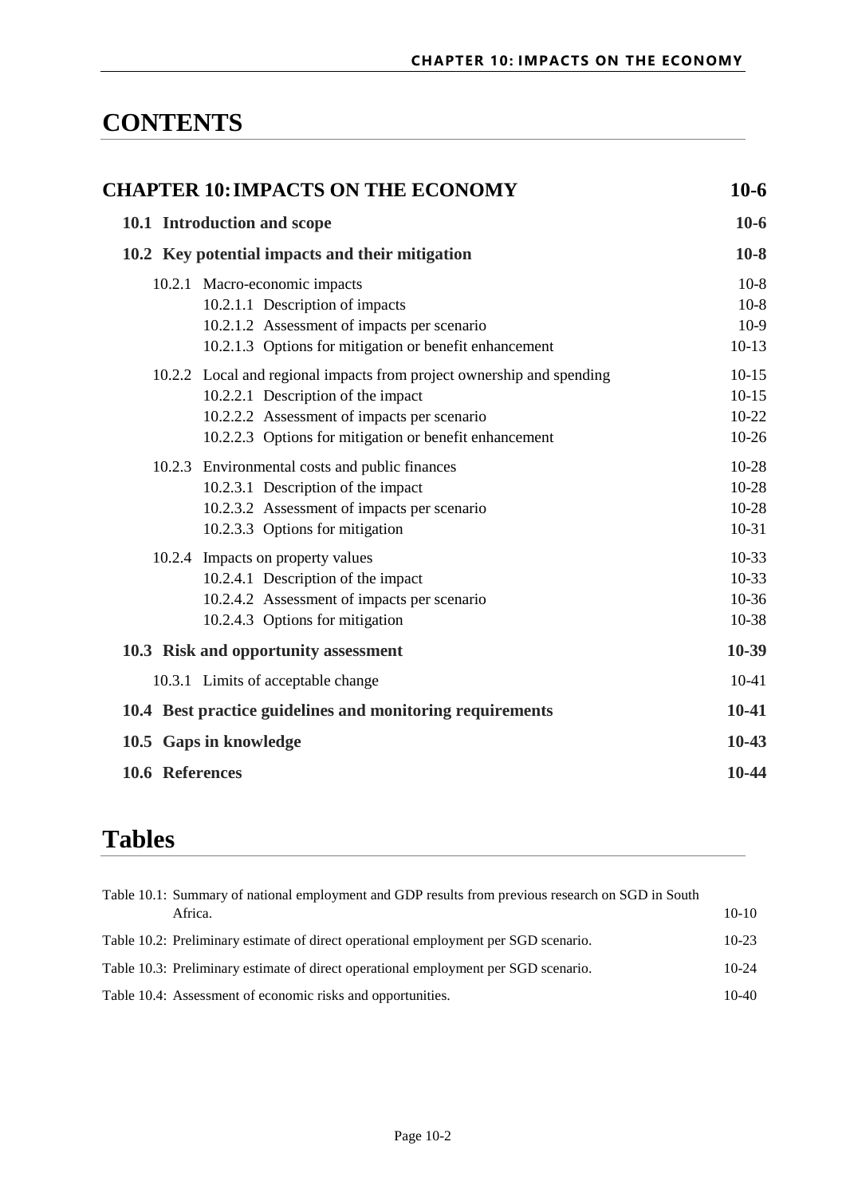# CONTENTS

| | |
|---|---|
| **CHAPTER 10: IMPACTS ON THE ECONOMY** | **10-6** |
| **10.1 Introduction and scope** | **10-6** |
| **10.2 Key potential impacts and their mitigation** | **10-8** |
| 10.2.1 Macro-economic impacts | 10-8 |
| 10.2.1.1 Description of impacts | 10-8 |
| 10.2.1.2 Assessment of impacts per scenario | 10-9 |
| 10.2.1.3 Options for mitigation or benefit enhancement | 10-13 |
| 10.2.2 Local and regional impacts from project ownership and spending | 10-15 |
| 10.2.2.1 Description of the impact | 10-15 |
| 10.2.2.2 Assessment of impacts per scenario | 10-22 |
| 10.2.2.3 Options for mitigation or benefit enhancement | 10-26 |
| 10.2.3 Environmental costs and public finances | 10-28 |
| 10.2.3.1 Description of the impact | 10-28 |
| 10.2.3.2 Assessment of impacts per scenario | 10-28 |
| 10.2.3.3 Options for mitigation | 10-31 |
| 10.2.4 Impacts on property values | 10-33 |
| 10.2.4.1 Description of the impact | 10-33 |
| 10.2.4.2 Assessment of impacts per scenario | 10-36 |
| 10.2.4.3 Options for mitigation | 10-38 |
| **10.3 Risk and opportunity assessment** | **10-39** |
| 10.3.1 Limits of acceptable change | 10-41 |
| **10.4 Best practice guidelines and monitoring requirements** | **10-41** |
| **10.5 Gaps in knowledge** | **10-43** |
| **10.6 References** | **10-44** |

# Tables

| | |
|---|---|
| Table 10.1: Summary of national employment and GDP results from previous research on SGD in South Africa. | 10-10 |
| Table 10.2: Preliminary estimate of direct operational employment per SGD scenario. | 10-23 |
| Table 10.3: Preliminary estimate of direct operational employment per SGD scenario. | 10-24 |
| Table 10.4: Assessment of economic risks and opportunities. | 10-40 |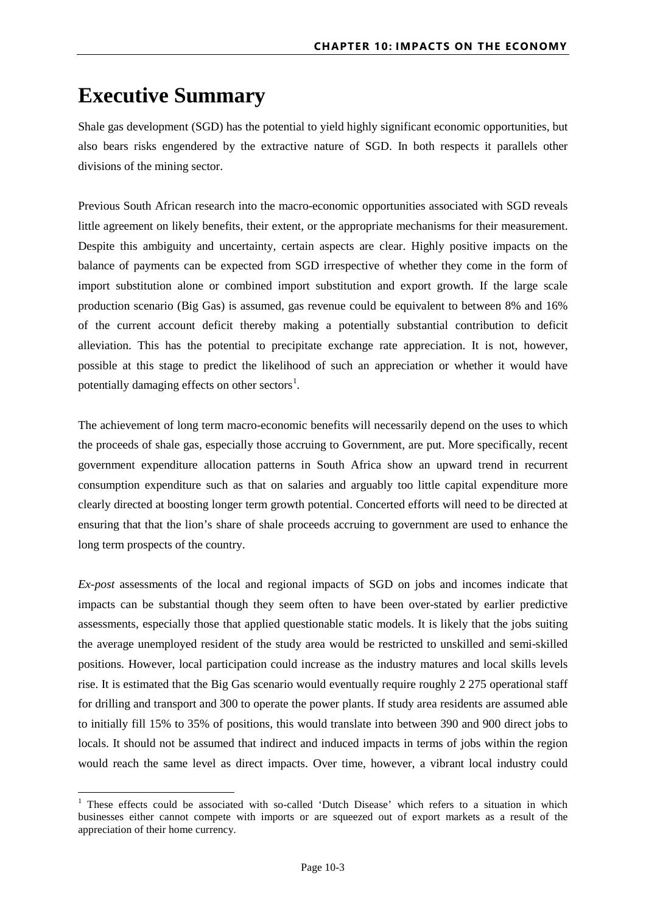# Executive Summary

Shale gas development (SGD) has the potential to yield highly significant economic opportunities, but also bears risks engendered by the extractive nature of SGD. In both respects it parallels other divisions of the mining sector.

Previous South African research into the macro-economic opportunities associated with SGD reveals little agreement on likely benefits, their extent, or the appropriate mechanisms for their measurement. Despite this ambiguity and uncertainty, certain aspects are clear. Highly positive impacts on the balance of payments can be expected from SGD irrespective of whether they come in the form of import substitution alone or combined import substitution and export growth. If the large scale production scenario (Big Gas) is assumed, gas revenue could be equivalent to between 8% and 16% of the current account deficit thereby making a potentially substantial contribution to deficit alleviation. This has the potential to precipitate exchange rate appreciation. It is not, however, possible at this stage to predict the likelihood of such an appreciation or whether it would have potentially damaging effects on other sectors[1].

The achievement of long term macro-economic benefits will necessarily depend on the uses to which the proceeds of shale gas, especially those accruing to Government, are put. More specifically, recent government expenditure allocation patterns in South Africa show an upward trend in recurrent consumption expenditure such as that on salaries and arguably too little capital expenditure more clearly directed at boosting longer term growth potential. Concerted efforts will need to be directed at ensuring that that the lion's share of shale proceeds accruing to government are used to enhance the long term prospects of the country.

*Ex-post* assessments of the local and regional impacts of SGD on jobs and incomes indicate that impacts can be substantial though they seem often to have been over-stated by earlier predictive assessments, especially those that applied questionable static models. It is likely that the jobs suiting the average unemployed resident of the study area would be restricted to unskilled and semi-skilled positions. However, local participation could increase as the industry matures and local skills levels rise. It is estimated that the Big Gas scenario would eventually require roughly 2 275 operational staff for drilling and transport and 300 to operate the power plants. If study area residents are assumed able to initially fill 15% to 35% of positions, this would translate into between 390 and 900 direct jobs to locals. It should not be assumed that indirect and induced impacts in terms of jobs within the region would reach the same level as direct impacts. Over time, however, a vibrant local industry could

[1] These effects could be associated with so-called 'Dutch Disease' which refers to a situation in which businesses either cannot compete with imports or are squeezed out of export markets as a result of the appreciation of their home currency.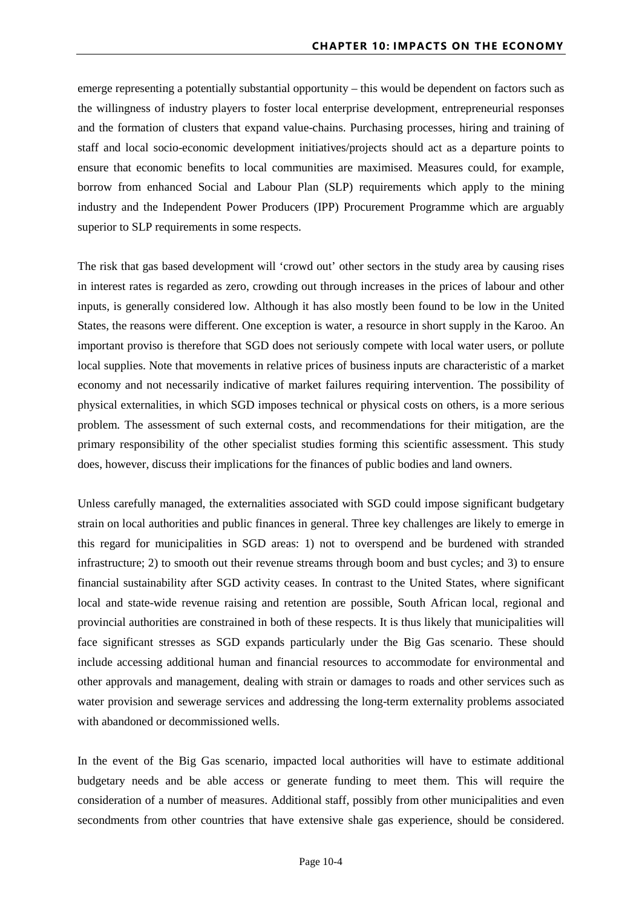emerge representing a potentially substantial opportunity – this would be dependent on factors such as the willingness of industry players to foster local enterprise development, entrepreneurial responses and the formation of clusters that expand value-chains. Purchasing processes, hiring and training of staff and local socio-economic development initiatives/projects should act as a departure points to ensure that economic benefits to local communities are maximised. Measures could, for example, borrow from enhanced Social and Labour Plan (SLP) requirements which apply to the mining industry and the Independent Power Producers (IPP) Procurement Programme which are arguably superior to SLP requirements in some respects.

The risk that gas based development will 'crowd out' other sectors in the study area by causing rises in interest rates is regarded as zero, crowding out through increases in the prices of labour and other inputs, is generally considered low. Although it has also mostly been found to be low in the United States, the reasons were different. One exception is water, a resource in short supply in the Karoo. An important proviso is therefore that SGD does not seriously compete with local water users, or pollute local supplies. Note that movements in relative prices of business inputs are characteristic of a market economy and not necessarily indicative of market failures requiring intervention. The possibility of physical externalities, in which SGD imposes technical or physical costs on others, is a more serious problem. The assessment of such external costs, and recommendations for their mitigation, are the primary responsibility of the other specialist studies forming this scientific assessment. This study does, however, discuss their implications for the finances of public bodies and land owners.

Unless carefully managed, the externalities associated with SGD could impose significant budgetary strain on local authorities and public finances in general. Three key challenges are likely to emerge in this regard for municipalities in SGD areas: 1) not to overspend and be burdened with stranded infrastructure; 2) to smooth out their revenue streams through boom and bust cycles; and 3) to ensure financial sustainability after SGD activity ceases. In contrast to the United States, where significant local and state-wide revenue raising and retention are possible, South African local, regional and provincial authorities are constrained in both of these respects. It is thus likely that municipalities will face significant stresses as SGD expands particularly under the Big Gas scenario. These should include accessing additional human and financial resources to accommodate for environmental and other approvals and management, dealing with strain or damages to roads and other services such as water provision and sewerage services and addressing the long-term externality problems associated with abandoned or decommissioned wells.

In the event of the Big Gas scenario, impacted local authorities will have to estimate additional budgetary needs and be able access or generate funding to meet them. This will require the consideration of a number of measures. Additional staff, possibly from other municipalities and even secondments from other countries that have extensive shale gas experience, should be considered.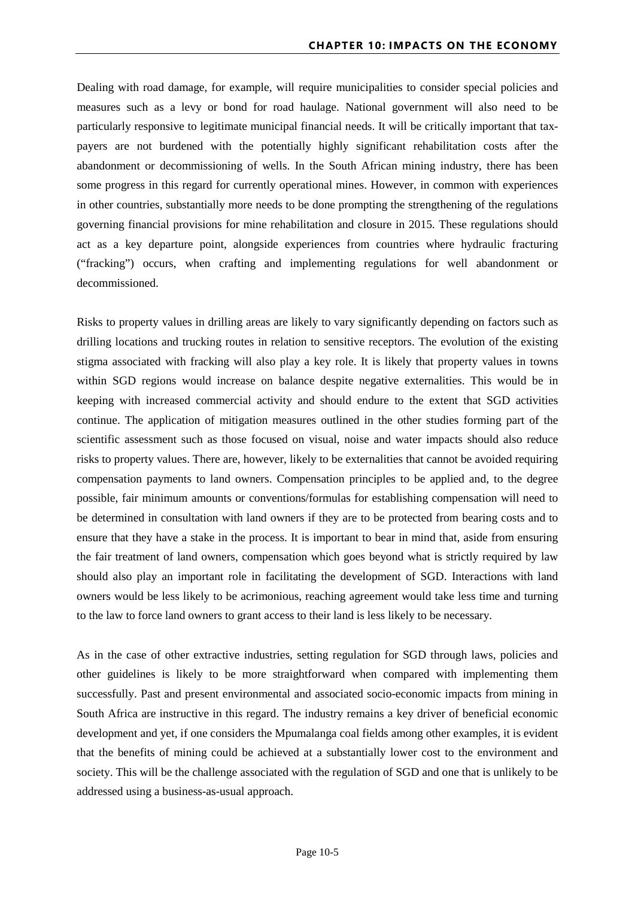Dealing with road damage, for example, will require municipalities to consider special policies and measures such as a levy or bond for road haulage. National government will also need to be particularly responsive to legitimate municipal financial needs. It will be critically important that tax-payers are not burdened with the potentially highly significant rehabilitation costs after the abandonment or decommissioning of wells. In the South African mining industry, there has been some progress in this regard for currently operational mines. However, in common with experiences in other countries, substantially more needs to be done prompting the strengthening of the regulations governing financial provisions for mine rehabilitation and closure in 2015. These regulations should act as a key departure point, alongside experiences from countries where hydraulic fracturing ("fracking") occurs, when crafting and implementing regulations for well abandonment or decommissioned.

Risks to property values in drilling areas are likely to vary significantly depending on factors such as drilling locations and trucking routes in relation to sensitive receptors. The evolution of the existing stigma associated with fracking will also play a key role. It is likely that property values in towns within SGD regions would increase on balance despite negative externalities. This would be in keeping with increased commercial activity and should endure to the extent that SGD activities continue. The application of mitigation measures outlined in the other studies forming part of the scientific assessment such as those focused on visual, noise and water impacts should also reduce risks to property values. There are, however, likely to be externalities that cannot be avoided requiring compensation payments to land owners. Compensation principles to be applied and, to the degree possible, fair minimum amounts or conventions/formulas for establishing compensation will need to be determined in consultation with land owners if they are to be protected from bearing costs and to ensure that they have a stake in the process. It is important to bear in mind that, aside from ensuring the fair treatment of land owners, compensation which goes beyond what is strictly required by law should also play an important role in facilitating the development of SGD. Interactions with land owners would be less likely to be acrimonious, reaching agreement would take less time and turning to the law to force land owners to grant access to their land is less likely to be necessary.

As in the case of other extractive industries, setting regulation for SGD through laws, policies and other guidelines is likely to be more straightforward when compared with implementing them successfully. Past and present environmental and associated socio-economic impacts from mining in South Africa are instructive in this regard. The industry remains a key driver of beneficial economic development and yet, if one considers the Mpumalanga coal fields among other examples, it is evident that the benefits of mining could be achieved at a substantially lower cost to the environment and society. This will be the challenge associated with the regulation of SGD and one that is unlikely to be addressed using a business-as-usual approach.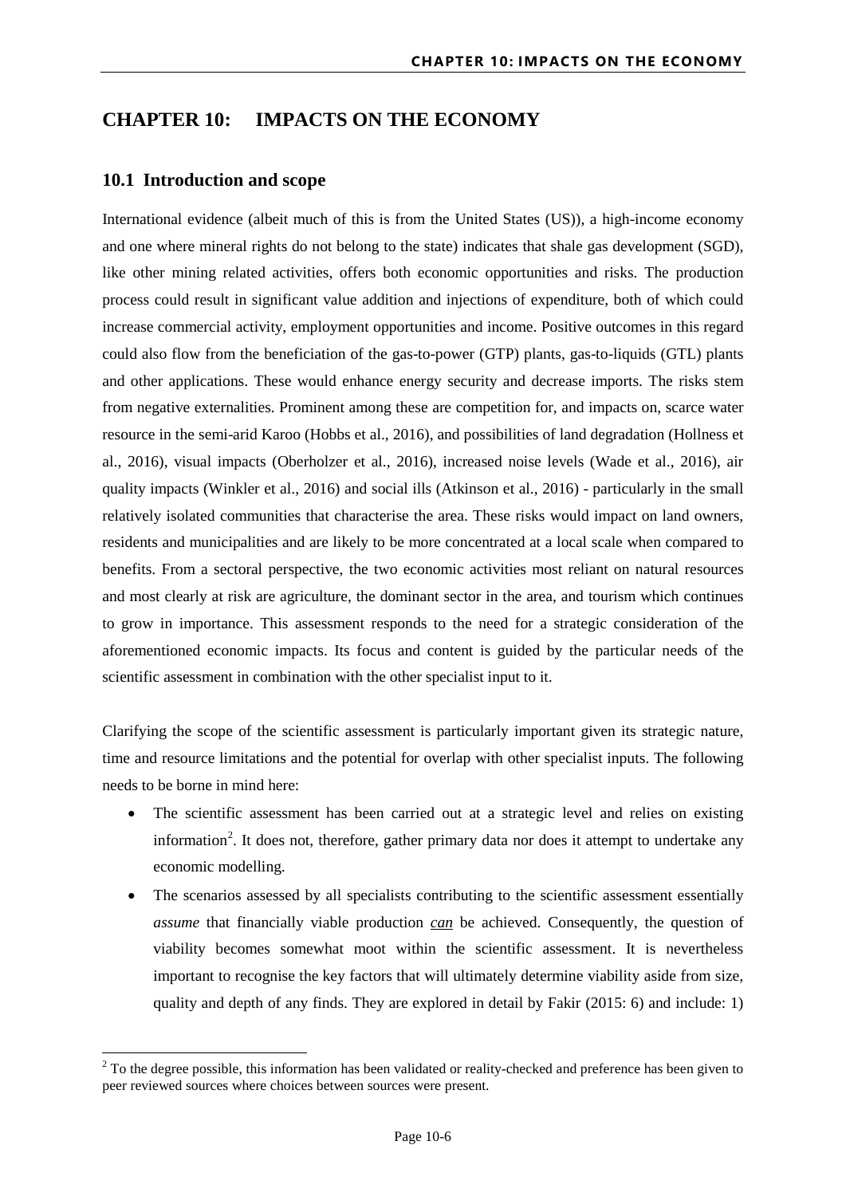# CHAPTER 10: IMPACTS ON THE ECONOMY

## 10.1 Introduction and scope

International evidence (albeit much of this is from the United States (US)), a high-income economy and one where mineral rights do not belong to the state) indicates that shale gas development (SGD), like other mining related activities, offers both economic opportunities and risks. The production process could result in significant value addition and injections of expenditure, both of which could increase commercial activity, employment opportunities and income. Positive outcomes in this regard could also flow from the beneficiation of the gas-to-power (GTP) plants, gas-to-liquids (GTL) plants and other applications. These would enhance energy security and decrease imports. The risks stem from negative externalities. Prominent among these are competition for, and impacts on, scarce water resource in the semi-arid Karoo (Hobbs et al., 2016), and possibilities of land degradation (Hollness et al., 2016), visual impacts (Oberholzer et al., 2016), increased noise levels (Wade et al., 2016), air quality impacts (Winkler et al., 2016) and social ills (Atkinson et al., 2016) - particularly in the small relatively isolated communities that characterise the area. These risks would impact on land owners, residents and municipalities and are likely to be more concentrated at a local scale when compared to benefits. From a sectoral perspective, the two economic activities most reliant on natural resources and most clearly at risk are agriculture, the dominant sector in the area, and tourism which continues to grow in importance. This assessment responds to the need for a strategic consideration of the aforementioned economic impacts. Its focus and content is guided by the particular needs of the scientific assessment in combination with the other specialist input to it.

Clarifying the scope of the scientific assessment is particularly important given its strategic nature, time and resource limitations and the potential for overlap with other specialist inputs. The following needs to be borne in mind here:

- The scientific assessment has been carried out at a strategic level and relies on existing information[2]. It does not, therefore, gather primary data nor does it attempt to undertake any economic modelling.
- The scenarios assessed by all specialists contributing to the scientific assessment essentially *assume* that financially viable production ***can*** be achieved. Consequently, the question of viability becomes somewhat moot within the scientific assessment. It is nevertheless important to recognise the key factors that will ultimately determine viability aside from size, quality and depth of any finds. They are explored in detail by Fakir (2015: 6) and include: 1)

[2] To the degree possible, this information has been validated or reality-checked and preference has been given to peer reviewed sources where choices between sources were present.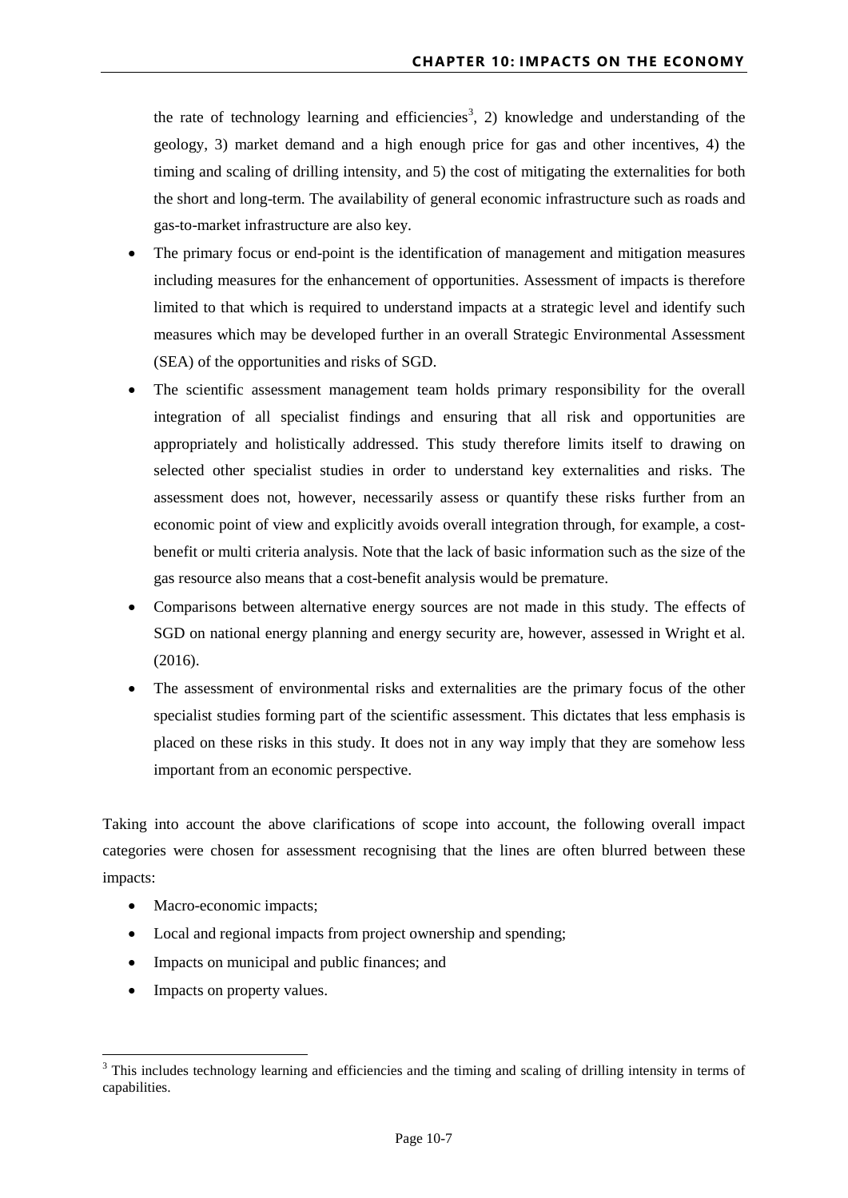the rate of technology learning and efficiencies[3], 2) knowledge and understanding of the geology, 3) market demand and a high enough price for gas and other incentives, 4) the timing and scaling of drilling intensity, and 5) the cost of mitigating the externalities for both the short and long-term. The availability of general economic infrastructure such as roads and gas-to-market infrastructure are also key.

- The primary focus or end-point is the identification of management and mitigation measures including measures for the enhancement of opportunities. Assessment of impacts is therefore limited to that which is required to understand impacts at a strategic level and identify such measures which may be developed further in an overall Strategic Environmental Assessment (SEA) of the opportunities and risks of SGD.
- The scientific assessment management team holds primary responsibility for the overall integration of all specialist findings and ensuring that all risk and opportunities are appropriately and holistically addressed. This study therefore limits itself to drawing on selected other specialist studies in order to understand key externalities and risks. The assessment does not, however, necessarily assess or quantify these risks further from an economic point of view and explicitly avoids overall integration through, for example, a cost-benefit or multi criteria analysis. Note that the lack of basic information such as the size of the gas resource also means that a cost-benefit analysis would be premature.
- Comparisons between alternative energy sources are not made in this study. The effects of SGD on national energy planning and energy security are, however, assessed in Wright et al. (2016).
- The assessment of environmental risks and externalities are the primary focus of the other specialist studies forming part of the scientific assessment. This dictates that less emphasis is placed on these risks in this study. It does not in any way imply that they are somehow less important from an economic perspective.

Taking into account the above clarifications of scope into account, the following overall impact categories were chosen for assessment recognising that the lines are often blurred between these impacts:

- Macro-economic impacts;
- Local and regional impacts from project ownership and spending;
- Impacts on municipal and public finances; and
- Impacts on property values.

[3] This includes technology learning and efficiencies and the timing and scaling of drilling intensity in terms of capabilities.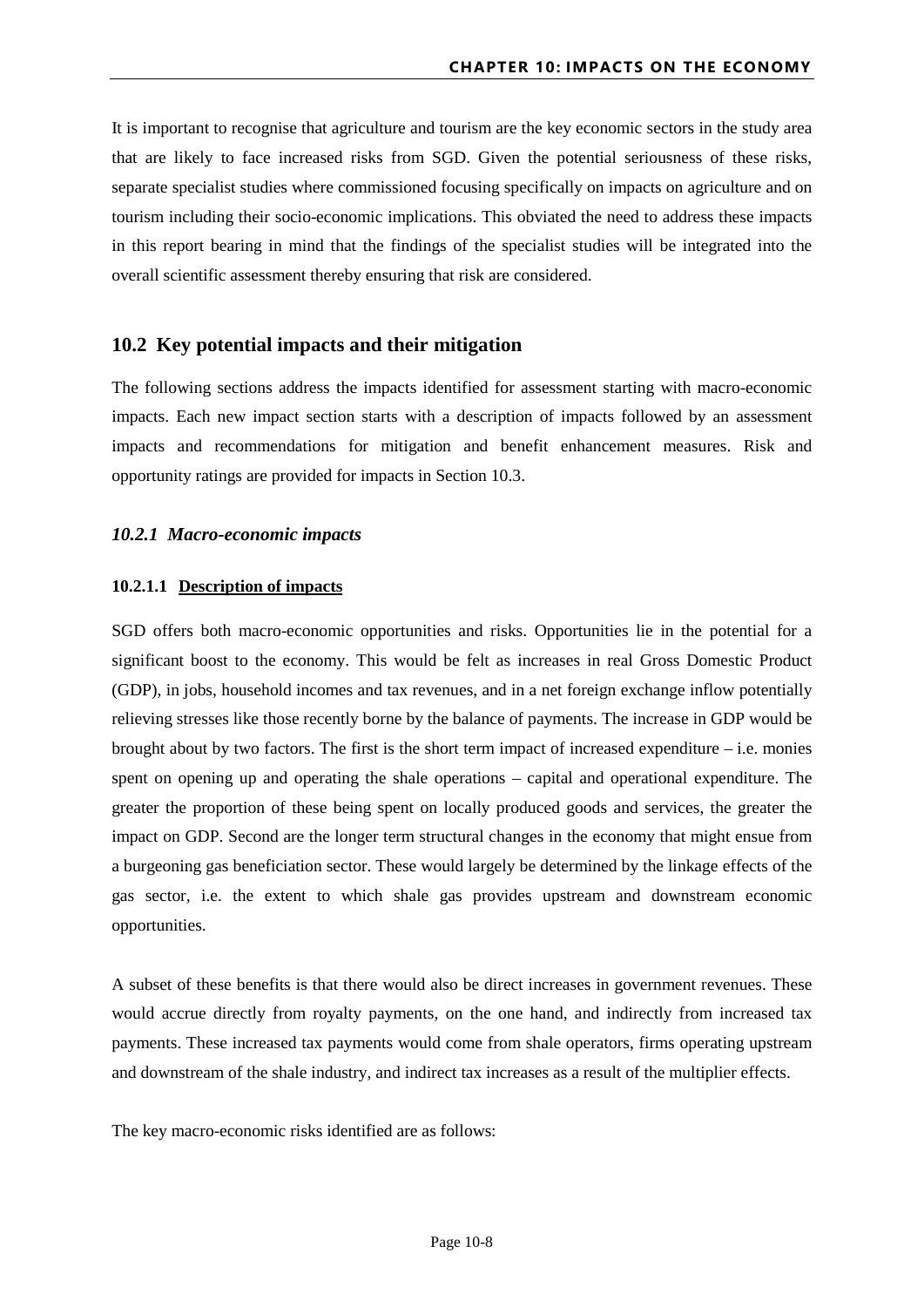It is important to recognise that agriculture and tourism are the key economic sectors in the study area that are likely to face increased risks from SGD. Given the potential seriousness of these risks, separate specialist studies where commissioned focusing specifically on impacts on agriculture and on tourism including their socio-economic implications. This obviated the need to address these impacts in this report bearing in mind that the findings of the specialist studies will be integrated into the overall scientific assessment thereby ensuring that risk are considered.

## 10.2 Key potential impacts and their mitigation

The following sections address the impacts identified for assessment starting with macro-economic impacts. Each new impact section starts with a description of impacts followed by an assessment impacts and recommendations for mitigation and benefit enhancement measures. Risk and opportunity ratings are provided for impacts in Section 10.3.

### *10.2.1 Macro-economic impacts*

#### 10.2.1.1 Description of impacts

SGD offers both macro-economic opportunities and risks. Opportunities lie in the potential for a significant boost to the economy. This would be felt as increases in real Gross Domestic Product (GDP), in jobs, household incomes and tax revenues, and in a net foreign exchange inflow potentially relieving stresses like those recently borne by the balance of payments. The increase in GDP would be brought about by two factors. The first is the short term impact of increased expenditure – i.e. monies spent on opening up and operating the shale operations – capital and operational expenditure. The greater the proportion of these being spent on locally produced goods and services, the greater the impact on GDP. Second are the longer term structural changes in the economy that might ensue from a burgeoning gas beneficiation sector. These would largely be determined by the linkage effects of the gas sector, i.e. the extent to which shale gas provides upstream and downstream economic opportunities.

A subset of these benefits is that there would also be direct increases in government revenues. These would accrue directly from royalty payments, on the one hand, and indirectly from increased tax payments. These increased tax payments would come from shale operators, firms operating upstream and downstream of the shale industry, and indirect tax increases as a result of the multiplier effects.

The key macro-economic risks identified are as follows: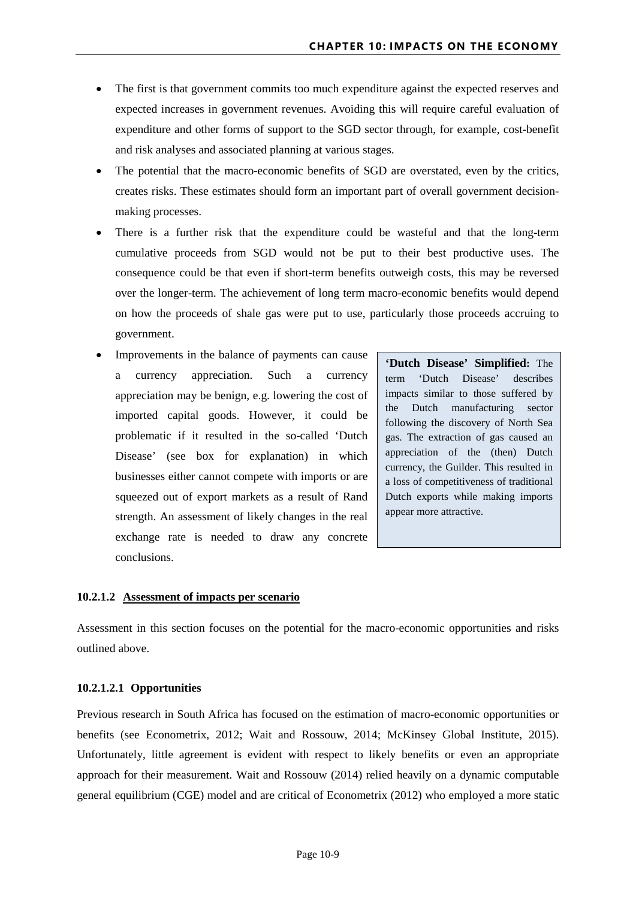- The first is that government commits too much expenditure against the expected reserves and expected increases in government revenues. Avoiding this will require careful evaluation of expenditure and other forms of support to the SGD sector through, for example, cost-benefit and risk analyses and associated planning at various stages.
- The potential that the macro-economic benefits of SGD are overstated, even by the critics, creates risks. These estimates should form an important part of overall government decision-making processes.
- There is a further risk that the expenditure could be wasteful and that the long-term cumulative proceeds from SGD would not be put to their best productive uses. The consequence could be that even if short-term benefits outweigh costs, this may be reversed over the longer-term. The achievement of long term macro-economic benefits would depend on how the proceeds of shale gas were put to use, particularly those proceeds accruing to government.
- Improvements in the balance of payments can cause a currency appreciation. Such a currency appreciation may be benign, e.g. lowering the cost of imported capital goods. However, it could be problematic if it resulted in the so-called 'Dutch Disease' (see box for explanation) in which businesses either cannot compete with imports or are squeezed out of export markets as a result of Rand strength. An assessment of likely changes in the real exchange rate is needed to draw any concrete conclusions.

> **'Dutch Disease' Simplified:** The term 'Dutch Disease' describes impacts similar to those suffered by the Dutch manufacturing sector following the discovery of North Sea gas. The extraction of gas caused an appreciation of the (then) Dutch currency, the Guilder. This resulted in a loss of competitiveness of traditional Dutch exports while making imports appear more attractive.

#### 10.2.1.2 Assessment of impacts per scenario

Assessment in this section focuses on the potential for the macro-economic opportunities and risks outlined above.

##### 10.2.1.2.1 Opportunities

Previous research in South Africa has focused on the estimation of macro-economic opportunities or benefits (see Econometrix, 2012; Wait and Rossouw, 2014; McKinsey Global Institute, 2015). Unfortunately, little agreement is evident with respect to likely benefits or even an appropriate approach for their measurement. Wait and Rossouw (2014) relied heavily on a dynamic computable general equilibrium (CGE) model and are critical of Econometrix (2012) who employed a more static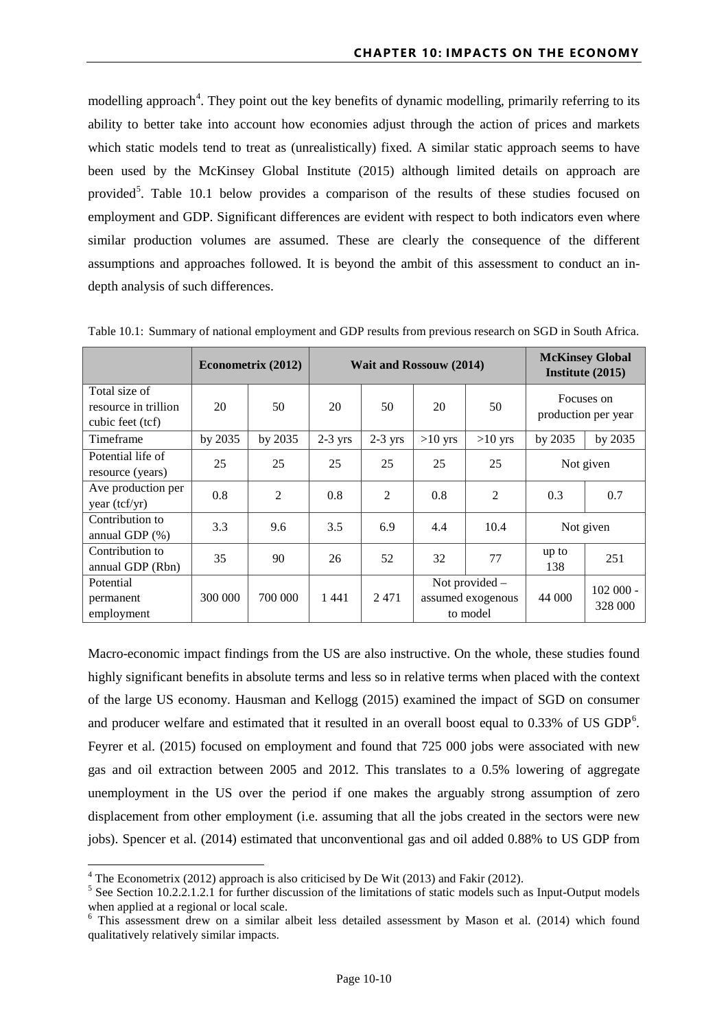modelling approach[4]. They point out the key benefits of dynamic modelling, primarily referring to its ability to better take into account how economies adjust through the action of prices and markets which static models tend to treat as (unrealistically) fixed. A similar static approach seems to have been used by the McKinsey Global Institute (2015) although limited details on approach are provided[5]. Table 10.1 below provides a comparison of the results of these studies focused on employment and GDP. Significant differences are evident with respect to both indicators even where similar production volumes are assumed. These are clearly the consequence of the different assumptions and approaches followed. It is beyond the ambit of this assessment to conduct an in-depth analysis of such differences.

Table 10.1: Summary of national employment and GDP results from previous research on SGD in South Africa.

| | **Econometrix (2012)** | | **Wait and Rossouw (2014)** | | | | **McKinsey Global Institute (2015)** | |
|---|---|---|---|---|---|---|---|---|
| Total size of resource in trillion cubic feet (tcf) | 20 | 50 | 20 | 50 | 20 | 50 | Focuses on production per year | |
| Timeframe | by 2035 | by 2035 | 2-3 yrs | 2-3 yrs | >10 yrs | >10 yrs | by 2035 | by 2035 |
| Potential life of resource (years) | 25 | 25 | 25 | 25 | 25 | 25 | Not given | |
| Ave production per year (tcf/yr) | 0.8 | 2 | 0.8 | 2 | 0.8 | 2 | 0.3 | 0.7 |
| Contribution to annual GDP (%) | 3.3 | 9.6 | 3.5 | 6.9 | 4.4 | 10.4 | Not given | |
| Contribution to annual GDP (Rbn) | 35 | 90 | 26 | 52 | 32 | 77 | up to 138 | 251 |
| Potential permanent employment | 300 000 | 700 000 | 1 441 | 2 471 | Not provided – assumed exogenous to model | | 44 000 | 102 000 - 328 000 |

Macro-economic impact findings from the US are also instructive. On the whole, these studies found highly significant benefits in absolute terms and less so in relative terms when placed with the context of the large US economy. Hausman and Kellogg (2015) examined the impact of SGD on consumer and producer welfare and estimated that it resulted in an overall boost equal to 0.33% of US GDP[6]. Feyrer et al. (2015) focused on employment and found that 725 000 jobs were associated with new gas and oil extraction between 2005 and 2012. This translates to a 0.5% lowering of aggregate unemployment in the US over the period if one makes the arguably strong assumption of zero displacement from other employment (i.e. assuming that all the jobs created in the sectors were new jobs). Spencer et al. (2014) estimated that unconventional gas and oil added 0.88% to US GDP from

[4] The Econometrix (2012) approach is also criticised by De Wit (2013) and Fakir (2012).

[5] See Section 10.2.2.1.2.1 for further discussion of the limitations of static models such as Input-Output models when applied at a regional or local scale.

[6] This assessment drew on a similar albeit less detailed assessment by Mason et al. (2014) which found qualitatively relatively similar impacts.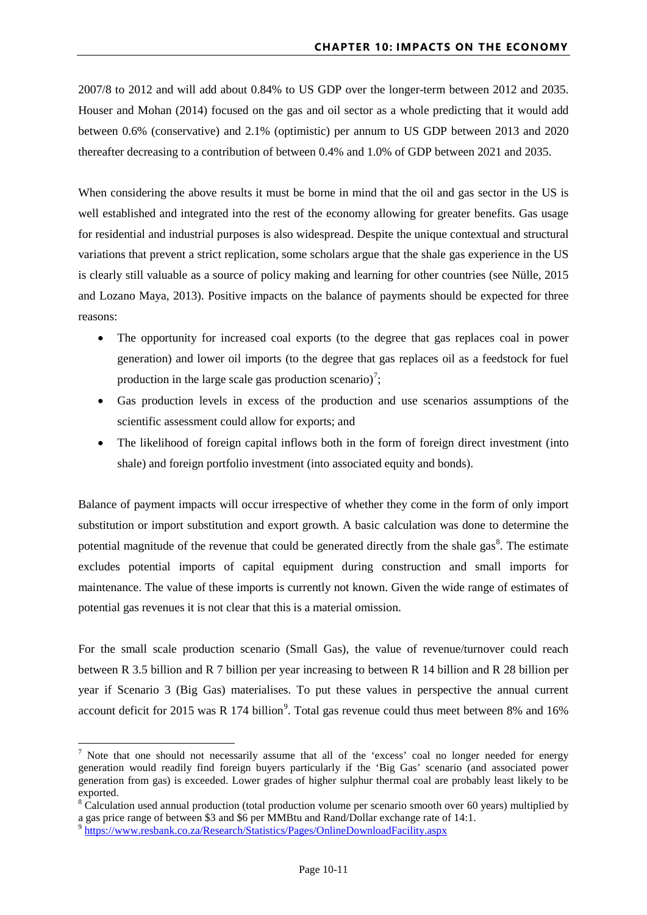2007/8 to 2012 and will add about 0.84% to US GDP over the longer-term between 2012 and 2035. Houser and Mohan (2014) focused on the gas and oil sector as a whole predicting that it would add between 0.6% (conservative) and 2.1% (optimistic) per annum to US GDP between 2013 and 2020 thereafter decreasing to a contribution of between 0.4% and 1.0% of GDP between 2021 and 2035.

When considering the above results it must be borne in mind that the oil and gas sector in the US is well established and integrated into the rest of the economy allowing for greater benefits. Gas usage for residential and industrial purposes is also widespread. Despite the unique contextual and structural variations that prevent a strict replication, some scholars argue that the shale gas experience in the US is clearly still valuable as a source of policy making and learning for other countries (see Nülle, 2015 and Lozano Maya, 2013). Positive impacts on the balance of payments should be expected for three reasons:

- The opportunity for increased coal exports (to the degree that gas replaces coal in power generation) and lower oil imports (to the degree that gas replaces oil as a feedstock for fuel production in the large scale gas production scenario)[7];
- Gas production levels in excess of the production and use scenarios assumptions of the scientific assessment could allow for exports; and
- The likelihood of foreign capital inflows both in the form of foreign direct investment (into shale) and foreign portfolio investment (into associated equity and bonds).

Balance of payment impacts will occur irrespective of whether they come in the form of only import substitution or import substitution and export growth. A basic calculation was done to determine the potential magnitude of the revenue that could be generated directly from the shale gas[8]. The estimate excludes potential imports of capital equipment during construction and small imports for maintenance. The value of these imports is currently not known. Given the wide range of estimates of potential gas revenues it is not clear that this is a material omission.

For the small scale production scenario (Small Gas), the value of revenue/turnover could reach between R 3.5 billion and R 7 billion per year increasing to between R 14 billion and R 28 billion per year if Scenario 3 (Big Gas) materialises. To put these values in perspective the annual current account deficit for 2015 was R 174 billion[9]. Total gas revenue could thus meet between 8% and 16%

---

[7] Note that one should not necessarily assume that all of the 'excess' coal no longer needed for energy generation would readily find foreign buyers particularly if the 'Big Gas' scenario (and associated power generation from gas) is exceeded. Lower grades of higher sulphur thermal coal are probably least likely to be exported.

[8] Calculation used annual production (total production volume per scenario smooth over 60 years) multiplied by a gas price range of between $3 and $6 per MMBtu and Rand/Dollar exchange rate of 14:1.

[9] https://www.resbank.co.za/Research/Statistics/Pages/OnlineDownloadFacility.aspx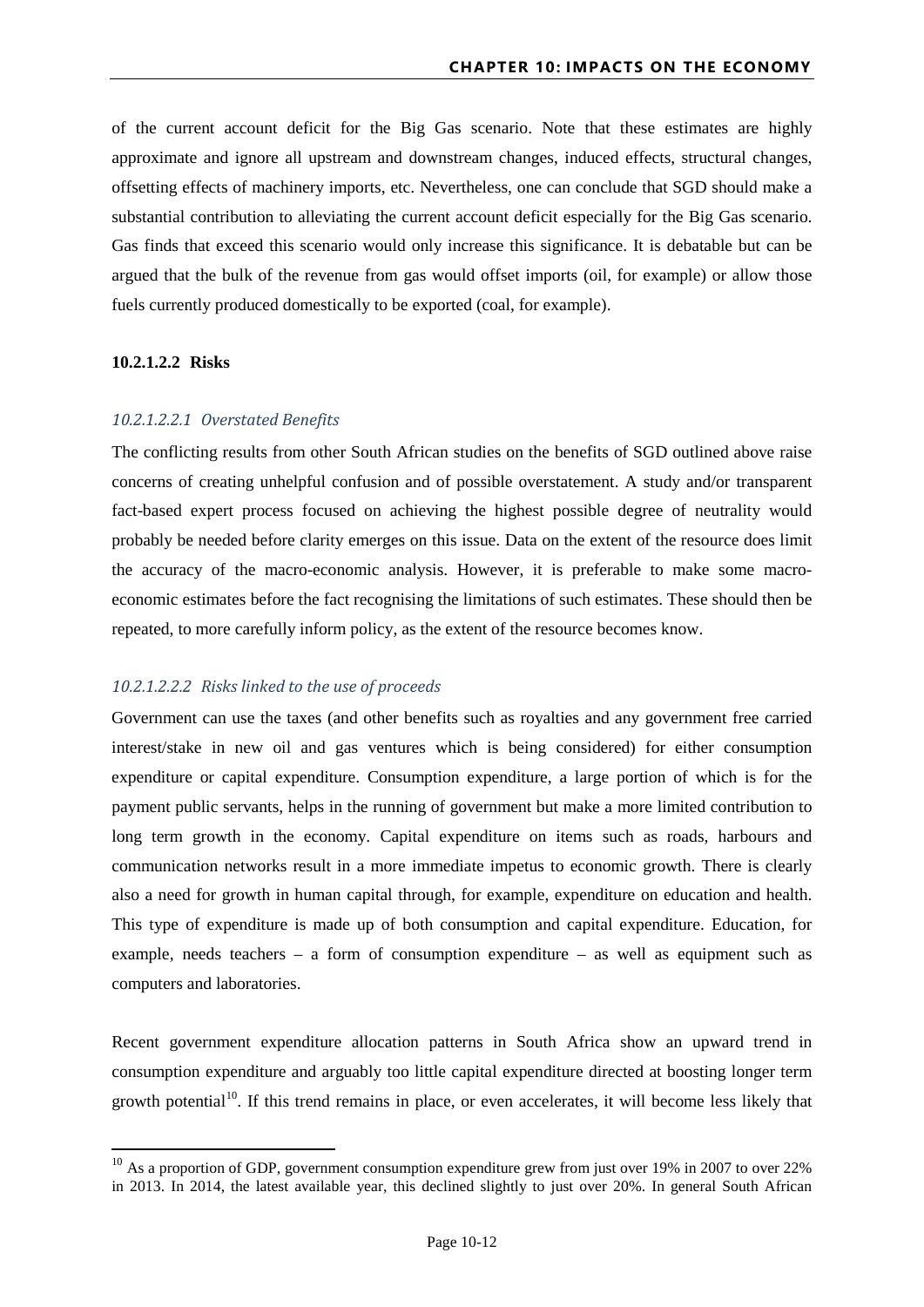of the current account deficit for the Big Gas scenario. Note that these estimates are highly approximate and ignore all upstream and downstream changes, induced effects, structural changes, offsetting effects of machinery imports, etc. Nevertheless, one can conclude that SGD should make a substantial contribution to alleviating the current account deficit especially for the Big Gas scenario. Gas finds that exceed this scenario would only increase this significance. It is debatable but can be argued that the bulk of the revenue from gas would offset imports (oil, for example) or allow those fuels currently produced domestically to be exported (coal, for example).

#### 10.2.1.2.2 Risks

##### *10.2.1.2.2.1 Overstated Benefits*

The conflicting results from other South African studies on the benefits of SGD outlined above raise concerns of creating unhelpful confusion and of possible overstatement. A study and/or transparent fact-based expert process focused on achieving the highest possible degree of neutrality would probably be needed before clarity emerges on this issue. Data on the extent of the resource does limit the accuracy of the macro-economic analysis. However, it is preferable to make some macro-economic estimates before the fact recognising the limitations of such estimates. These should then be repeated, to more carefully inform policy, as the extent of the resource becomes know.

##### *10.2.1.2.2.2 Risks linked to the use of proceeds*

Government can use the taxes (and other benefits such as royalties and any government free carried interest/stake in new oil and gas ventures which is being considered) for either consumption expenditure or capital expenditure. Consumption expenditure, a large portion of which is for the payment public servants, helps in the running of government but make a more limited contribution to long term growth in the economy. Capital expenditure on items such as roads, harbours and communication networks result in a more immediate impetus to economic growth. There is clearly also a need for growth in human capital through, for example, expenditure on education and health. This type of expenditure is made up of both consumption and capital expenditure. Education, for example, needs teachers – a form of consumption expenditure – as well as equipment such as computers and laboratories.

Recent government expenditure allocation patterns in South Africa show an upward trend in consumption expenditure and arguably too little capital expenditure directed at boosting longer term growth potential[10]. If this trend remains in place, or even accelerates, it will become less likely that

[10] As a proportion of GDP, government consumption expenditure grew from just over 19% in 2007 to over 22% in 2013. In 2014, the latest available year, this declined slightly to just over 20%. In general South African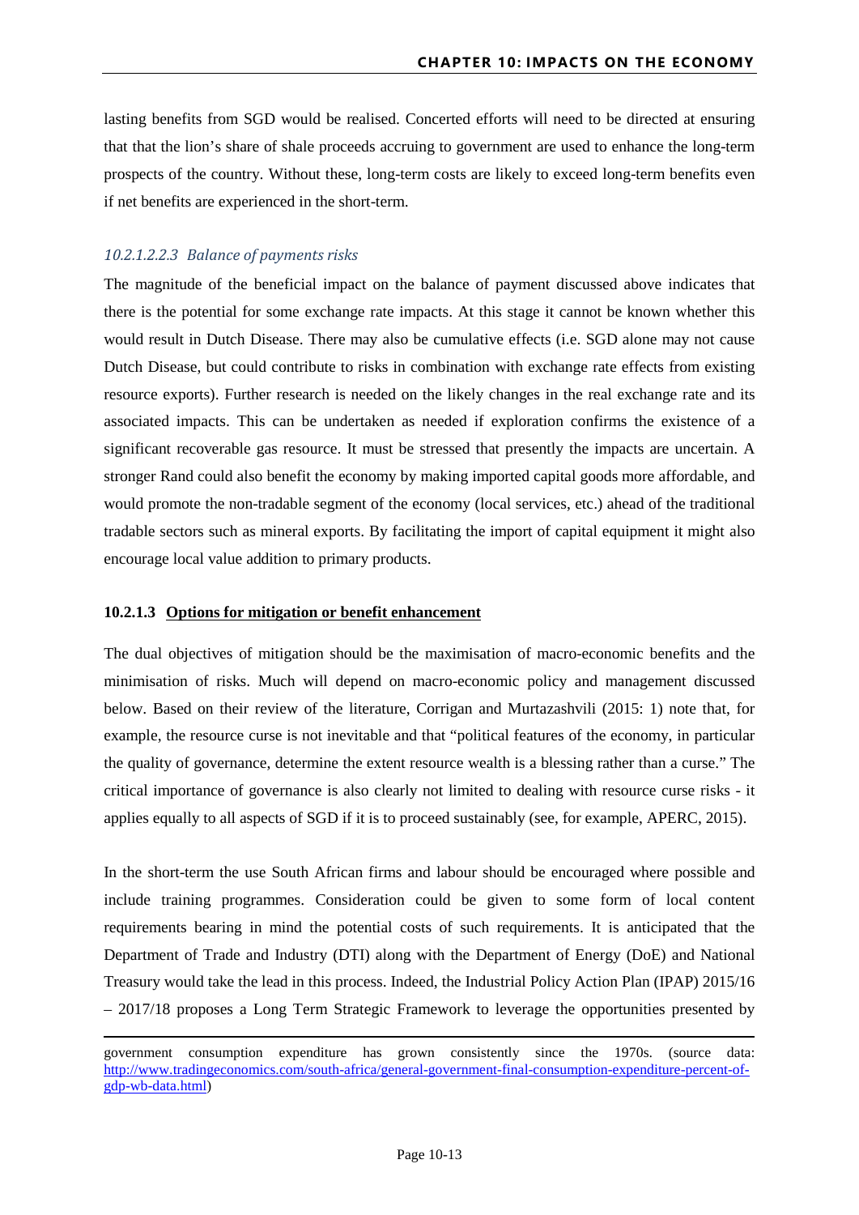lasting benefits from SGD would be realised. Concerted efforts will need to be directed at ensuring that that the lion's share of shale proceeds accruing to government are used to enhance the long-term prospects of the country. Without these, long-term costs are likely to exceed long-term benefits even if net benefits are experienced in the short-term.

###### *10.2.1.2.2.3 Balance of payments risks*

The magnitude of the beneficial impact on the balance of payment discussed above indicates that there is the potential for some exchange rate impacts. At this stage it cannot be known whether this would result in Dutch Disease. There may also be cumulative effects (i.e. SGD alone may not cause Dutch Disease, but could contribute to risks in combination with exchange rate effects from existing resource exports). Further research is needed on the likely changes in the real exchange rate and its associated impacts. This can be undertaken as needed if exploration confirms the existence of a significant recoverable gas resource. It must be stressed that presently the impacts are uncertain. A stronger Rand could also benefit the economy by making imported capital goods more affordable, and would promote the non-tradable segment of the economy (local services, etc.) ahead of the traditional tradable sectors such as mineral exports. By facilitating the import of capital equipment it might also encourage local value addition to primary products.

#### 10.2.1.3 Options for mitigation or benefit enhancement

The dual objectives of mitigation should be the maximisation of macro-economic benefits and the minimisation of risks. Much will depend on macro-economic policy and management discussed below. Based on their review of the literature, Corrigan and Murtazashvili (2015: 1) note that, for example, the resource curse is not inevitable and that "political features of the economy, in particular the quality of governance, determine the extent resource wealth is a blessing rather than a curse." The critical importance of governance is also clearly not limited to dealing with resource curse risks - it applies equally to all aspects of SGD if it is to proceed sustainably (see, for example, APERC, 2015).

In the short-term the use South African firms and labour should be encouraged where possible and include training programmes. Consideration could be given to some form of local content requirements bearing in mind the potential costs of such requirements. It is anticipated that the Department of Trade and Industry (DTI) along with the Department of Energy (DoE) and National Treasury would take the lead in this process. Indeed, the Industrial Policy Action Plan (IPAP) 2015/16 – 2017/18 proposes a Long Term Strategic Framework to leverage the opportunities presented by

---

government consumption expenditure has grown consistently since the 1970s. (source data: [http://www.tradingeconomics.com/south-africa/general-government-final-consumption-expenditure-percent-of-gdp-wb-data.html](http://www.tradingeconomics.com/south-africa/general-government-final-consumption-expenditure-percent-of-gdp-wb-data.html))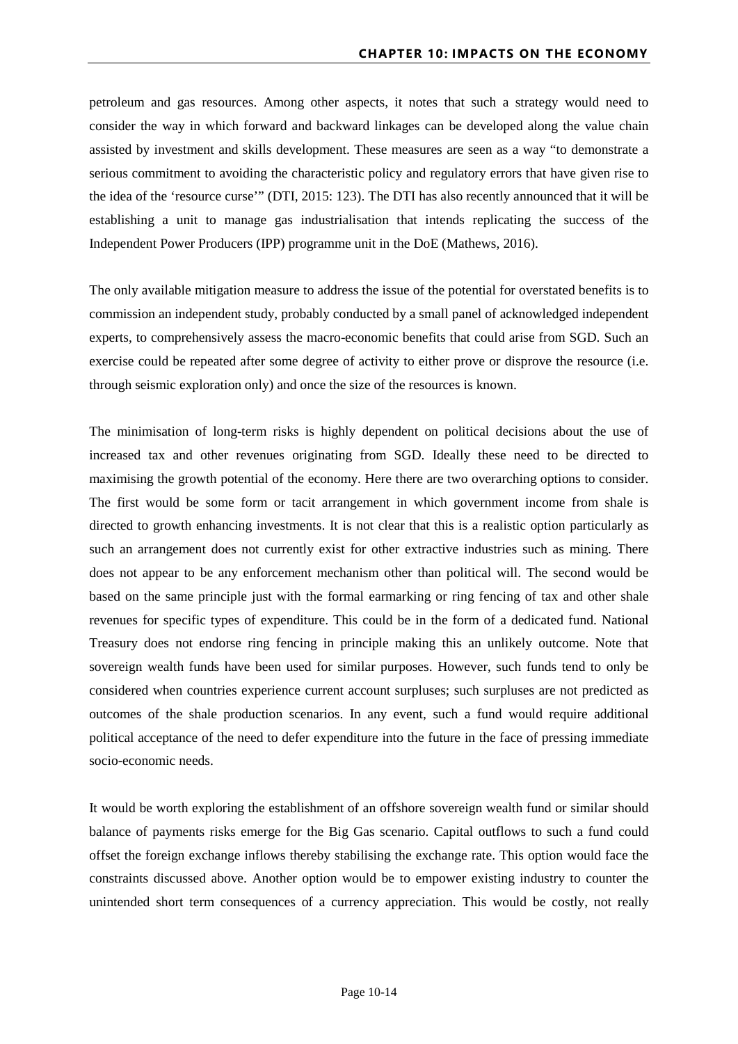petroleum and gas resources. Among other aspects, it notes that such a strategy would need to consider the way in which forward and backward linkages can be developed along the value chain assisted by investment and skills development. These measures are seen as a way "to demonstrate a serious commitment to avoiding the characteristic policy and regulatory errors that have given rise to the idea of the 'resource curse'" (DTI, 2015: 123). The DTI has also recently announced that it will be establishing a unit to manage gas industrialisation that intends replicating the success of the Independent Power Producers (IPP) programme unit in the DoE (Mathews, 2016).

The only available mitigation measure to address the issue of the potential for overstated benefits is to commission an independent study, probably conducted by a small panel of acknowledged independent experts, to comprehensively assess the macro-economic benefits that could arise from SGD. Such an exercise could be repeated after some degree of activity to either prove or disprove the resource (i.e. through seismic exploration only) and once the size of the resources is known.

The minimisation of long-term risks is highly dependent on political decisions about the use of increased tax and other revenues originating from SGD. Ideally these need to be directed to maximising the growth potential of the economy. Here there are two overarching options to consider. The first would be some form or tacit arrangement in which government income from shale is directed to growth enhancing investments. It is not clear that this is a realistic option particularly as such an arrangement does not currently exist for other extractive industries such as mining. There does not appear to be any enforcement mechanism other than political will. The second would be based on the same principle just with the formal earmarking or ring fencing of tax and other shale revenues for specific types of expenditure. This could be in the form of a dedicated fund. National Treasury does not endorse ring fencing in principle making this an unlikely outcome. Note that sovereign wealth funds have been used for similar purposes. However, such funds tend to only be considered when countries experience current account surpluses; such surpluses are not predicted as outcomes of the shale production scenarios. In any event, such a fund would require additional political acceptance of the need to defer expenditure into the future in the face of pressing immediate socio-economic needs.

It would be worth exploring the establishment of an offshore sovereign wealth fund or similar should balance of payments risks emerge for the Big Gas scenario. Capital outflows to such a fund could offset the foreign exchange inflows thereby stabilising the exchange rate. This option would face the constraints discussed above. Another option would be to empower existing industry to counter the unintended short term consequences of a currency appreciation. This would be costly, not really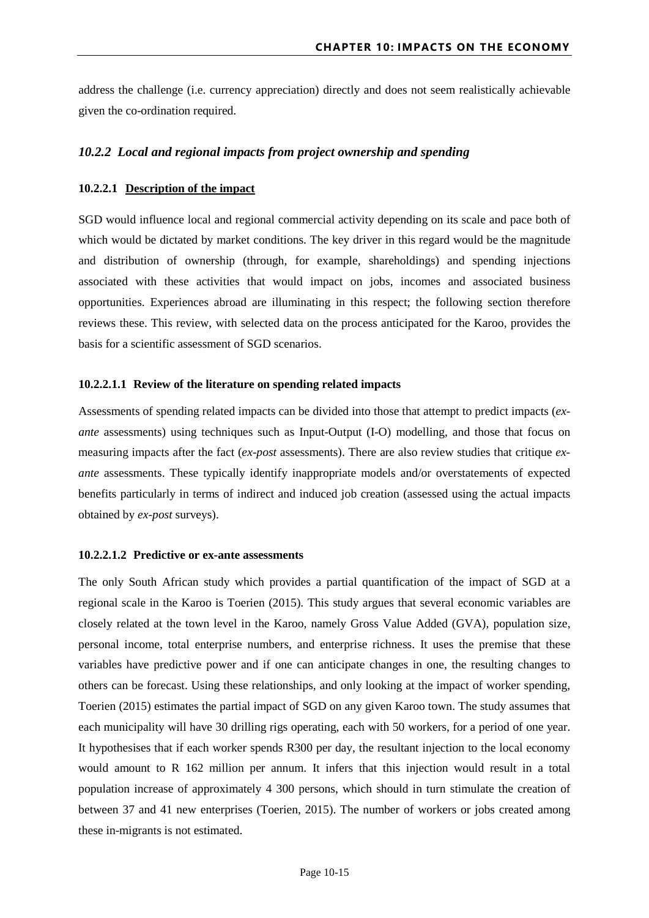address the challenge (i.e. currency appreciation) directly and does not seem realistically achievable given the co-ordination required.

### *10.2.2 Local and regional impacts from project ownership and spending*

#### 10.2.2.1 <u>Description of the impact</u>

SGD would influence local and regional commercial activity depending on its scale and pace both of which would be dictated by market conditions. The key driver in this regard would be the magnitude and distribution of ownership (through, for example, shareholdings) and spending injections associated with these activities that would impact on jobs, incomes and associated business opportunities. Experiences abroad are illuminating in this respect; the following section therefore reviews these. This review, with selected data on the process anticipated for the Karoo, provides the basis for a scientific assessment of SGD scenarios.

##### 10.2.2.1.1 Review of the literature on spending related impacts

Assessments of spending related impacts can be divided into those that attempt to predict impacts (*ex-ante* assessments) using techniques such as Input-Output (I-O) modelling, and those that focus on measuring impacts after the fact (*ex-post* assessments). There are also review studies that critique *ex-ante* assessments. These typically identify inappropriate models and/or overstatements of expected benefits particularly in terms of indirect and induced job creation (assessed using the actual impacts obtained by *ex-post* surveys).

##### 10.2.2.1.2 Predictive or ex-ante assessments

The only South African study which provides a partial quantification of the impact of SGD at a regional scale in the Karoo is Toerien (2015). This study argues that several economic variables are closely related at the town level in the Karoo, namely Gross Value Added (GVA), population size, personal income, total enterprise numbers, and enterprise richness. It uses the premise that these variables have predictive power and if one can anticipate changes in one, the resulting changes to others can be forecast. Using these relationships, and only looking at the impact of worker spending, Toerien (2015) estimates the partial impact of SGD on any given Karoo town. The study assumes that each municipality will have 30 drilling rigs operating, each with 50 workers, for a period of one year. It hypothesises that if each worker spends R300 per day, the resultant injection to the local economy would amount to R 162 million per annum. It infers that this injection would result in a total population increase of approximately 4 300 persons, which should in turn stimulate the creation of between 37 and 41 new enterprises (Toerien, 2015). The number of workers or jobs created among these in-migrants is not estimated.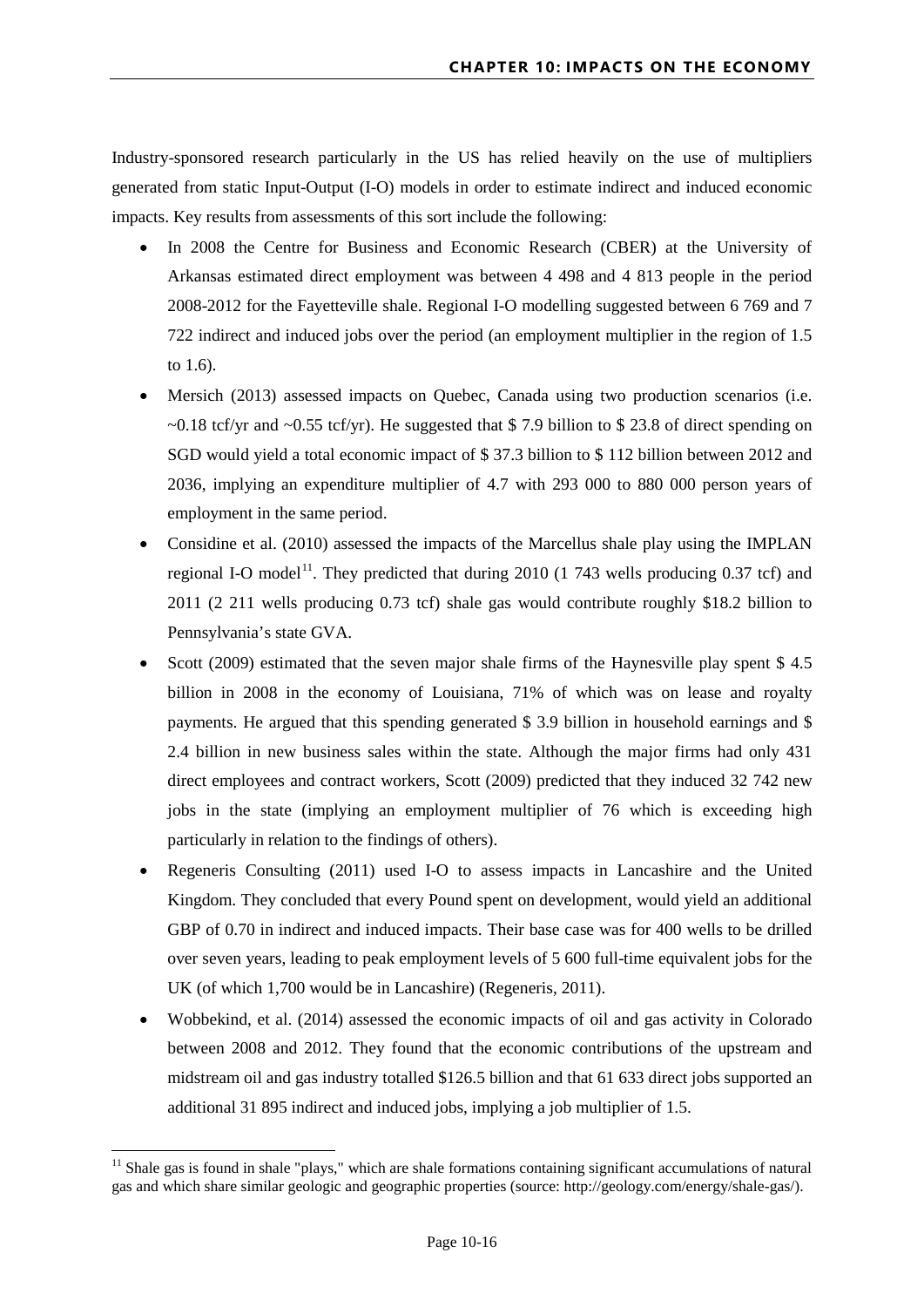Industry-sponsored research particularly in the US has relied heavily on the use of multipliers generated from static Input-Output (I-O) models in order to estimate indirect and induced economic impacts. Key results from assessments of this sort include the following:

- In 2008 the Centre for Business and Economic Research (CBER) at the University of Arkansas estimated direct employment was between 4 498 and 4 813 people in the period 2008-2012 for the Fayetteville shale. Regional I-O modelling suggested between 6 769 and 7 722 indirect and induced jobs over the period (an employment multiplier in the region of 1.5 to 1.6).
- Mersich (2013) assessed impacts on Quebec, Canada using two production scenarios (i.e. ~0.18 tcf/yr and ~0.55 tcf/yr). He suggested that $ 7.9 billion to $ 23.8 of direct spending on SGD would yield a total economic impact of $ 37.3 billion to $ 112 billion between 2012 and 2036, implying an expenditure multiplier of 4.7 with 293 000 to 880 000 person years of employment in the same period.
- Considine et al. (2010) assessed the impacts of the Marcellus shale play using the IMPLAN regional I-O model[11]. They predicted that during 2010 (1 743 wells producing 0.37 tcf) and 2011 (2 211 wells producing 0.73 tcf) shale gas would contribute roughly $18.2 billion to Pennsylvania's state GVA.
- Scott (2009) estimated that the seven major shale firms of the Haynesville play spent $ 4.5 billion in 2008 in the economy of Louisiana, 71% of which was on lease and royalty payments. He argued that this spending generated $ 3.9 billion in household earnings and $ 2.4 billion in new business sales within the state. Although the major firms had only 431 direct employees and contract workers, Scott (2009) predicted that they induced 32 742 new jobs in the state (implying an employment multiplier of 76 which is exceeding high particularly in relation to the findings of others).
- Regeneris Consulting (2011) used I-O to assess impacts in Lancashire and the United Kingdom. They concluded that every Pound spent on development, would yield an additional GBP of 0.70 in indirect and induced impacts. Their base case was for 400 wells to be drilled over seven years, leading to peak employment levels of 5 600 full-time equivalent jobs for the UK (of which 1,700 would be in Lancashire) (Regeneris, 2011).
- Wobbekind, et al. (2014) assessed the economic impacts of oil and gas activity in Colorado between 2008 and 2012. They found that the economic contributions of the upstream and midstream oil and gas industry totalled $126.5 billion and that 61 633 direct jobs supported an additional 31 895 indirect and induced jobs, implying a job multiplier of 1.5.

[11] Shale gas is found in shale "plays," which are shale formations containing significant accumulations of natural gas and which share similar geologic and geographic properties (source: http://geology.com/energy/shale-gas/).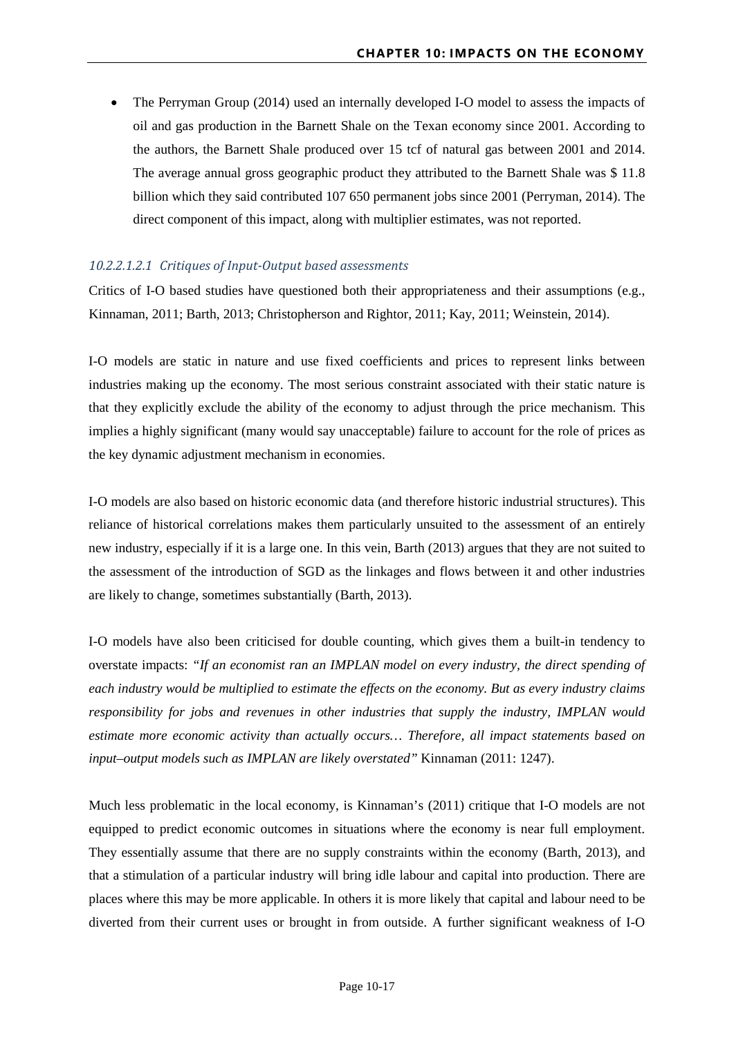- The Perryman Group (2014) used an internally developed I-O model to assess the impacts of oil and gas production in the Barnett Shale on the Texan economy since 2001. According to the authors, the Barnett Shale produced over 15 tcf of natural gas between 2001 and 2014. The average annual gross geographic product they attributed to the Barnett Shale was $ 11.8 billion which they said contributed 107 650 permanent jobs since 2001 (Perryman, 2014). The direct component of this impact, along with multiplier estimates, was not reported.

###### *10.2.2.1.2.1 Critiques of Input-Output based assessments*

Critics of I-O based studies have questioned both their appropriateness and their assumptions (e.g., Kinnaman, 2011; Barth, 2013; Christopherson and Rightor, 2011; Kay, 2011; Weinstein, 2014).

I-O models are static in nature and use fixed coefficients and prices to represent links between industries making up the economy. The most serious constraint associated with their static nature is that they explicitly exclude the ability of the economy to adjust through the price mechanism. This implies a highly significant (many would say unacceptable) failure to account for the role of prices as the key dynamic adjustment mechanism in economies.

I-O models are also based on historic economic data (and therefore historic industrial structures). This reliance of historical correlations makes them particularly unsuited to the assessment of an entirely new industry, especially if it is a large one. In this vein, Barth (2013) argues that they are not suited to the assessment of the introduction of SGD as the linkages and flows between it and other industries are likely to change, sometimes substantially (Barth, 2013).

I-O models have also been criticised for double counting, which gives them a built-in tendency to overstate impacts: *"If an economist ran an IMPLAN model on every industry, the direct spending of each industry would be multiplied to estimate the effects on the economy. But as every industry claims responsibility for jobs and revenues in other industries that supply the industry, IMPLAN would estimate more economic activity than actually occurs… Therefore, all impact statements based on input–output models such as IMPLAN are likely overstated"* Kinnaman (2011: 1247).

Much less problematic in the local economy, is Kinnaman's (2011) critique that I-O models are not equipped to predict economic outcomes in situations where the economy is near full employment. They essentially assume that there are no supply constraints within the economy (Barth, 2013), and that a stimulation of a particular industry will bring idle labour and capital into production. There are places where this may be more applicable. In others it is more likely that capital and labour need to be diverted from their current uses or brought in from outside. A further significant weakness of I-O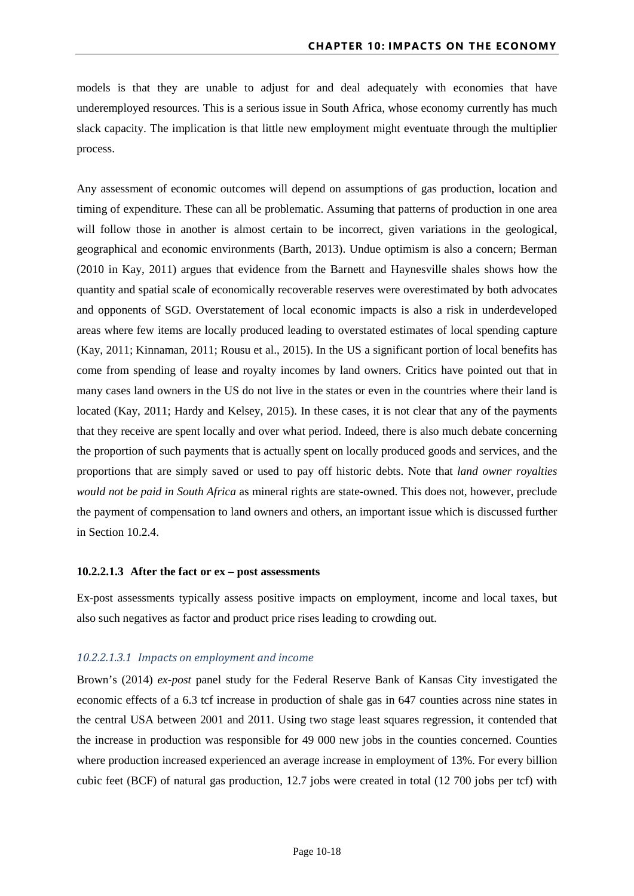models is that they are unable to adjust for and deal adequately with economies that have underemployed resources. This is a serious issue in South Africa, whose economy currently has much slack capacity. The implication is that little new employment might eventuate through the multiplier process.

Any assessment of economic outcomes will depend on assumptions of gas production, location and timing of expenditure. These can all be problematic. Assuming that patterns of production in one area will follow those in another is almost certain to be incorrect, given variations in the geological, geographical and economic environments (Barth, 2013). Undue optimism is also a concern; Berman (2010 in Kay, 2011) argues that evidence from the Barnett and Haynesville shales shows how the quantity and spatial scale of economically recoverable reserves were overestimated by both advocates and opponents of SGD. Overstatement of local economic impacts is also a risk in underdeveloped areas where few items are locally produced leading to overstated estimates of local spending capture (Kay, 2011; Kinnaman, 2011; Rousu et al., 2015). In the US a significant portion of local benefits has come from spending of lease and royalty incomes by land owners. Critics have pointed out that in many cases land owners in the US do not live in the states or even in the countries where their land is located (Kay, 2011; Hardy and Kelsey, 2015). In these cases, it is not clear that any of the payments that they receive are spent locally and over what period. Indeed, there is also much debate concerning the proportion of such payments that is actually spent on locally produced goods and services, and the proportions that are simply saved or used to pay off historic debts. Note that *land owner royalties would not be paid in South Africa* as mineral rights are state-owned. This does not, however, preclude the payment of compensation to land owners and others, an important issue which is discussed further in Section 10.2.4.

#### 10.2.2.1.3 After the fact or ex – post assessments

Ex-post assessments typically assess positive impacts on employment, income and local taxes, but also such negatives as factor and product price rises leading to crowding out.

##### *10.2.2.1.3.1 Impacts on employment and income*

Brown's (2014) *ex-post* panel study for the Federal Reserve Bank of Kansas City investigated the economic effects of a 6.3 tcf increase in production of shale gas in 647 counties across nine states in the central USA between 2001 and 2011. Using two stage least squares regression, it contended that the increase in production was responsible for 49 000 new jobs in the counties concerned. Counties where production increased experienced an average increase in employment of 13%. For every billion cubic feet (BCF) of natural gas production, 12.7 jobs were created in total (12 700 jobs per tcf) with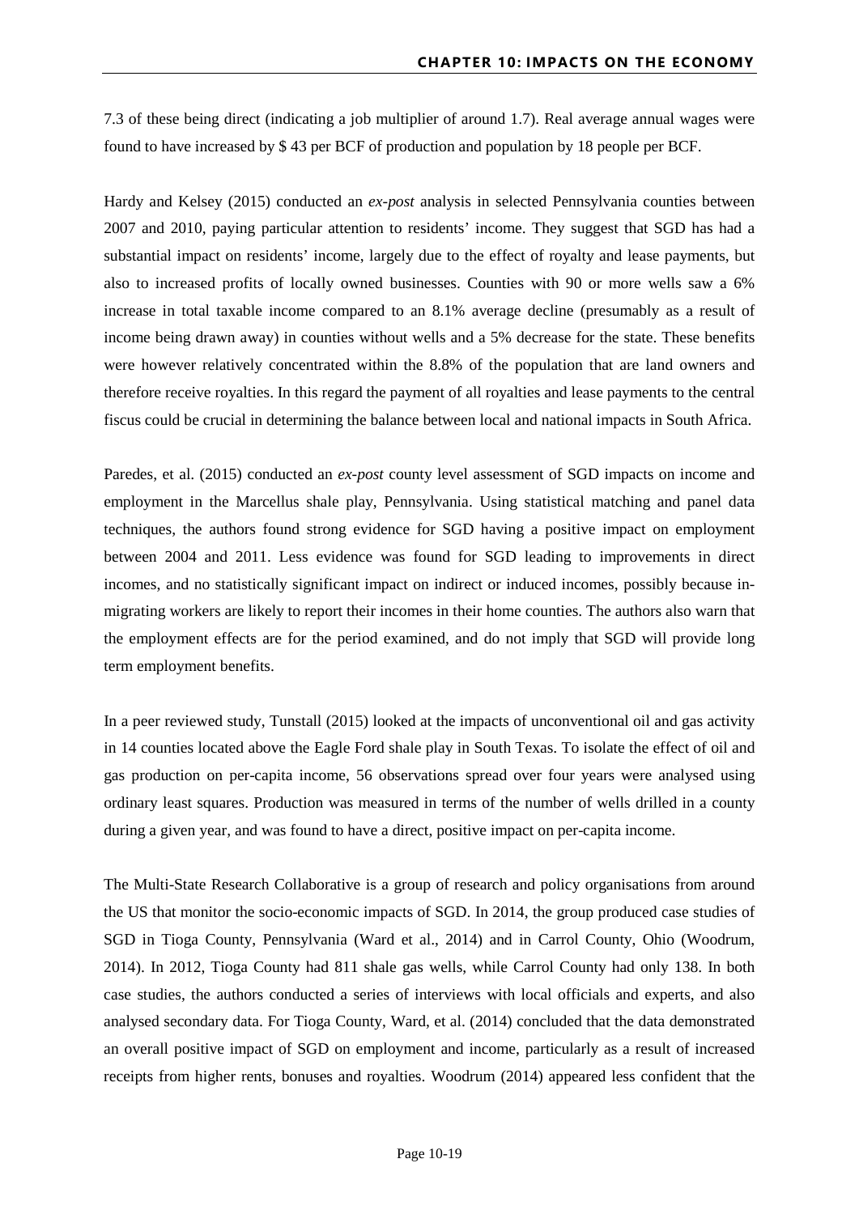7.3 of these being direct (indicating a job multiplier of around 1.7). Real average annual wages were found to have increased by $ 43 per BCF of production and population by 18 people per BCF.

Hardy and Kelsey (2015) conducted an *ex-post* analysis in selected Pennsylvania counties between 2007 and 2010, paying particular attention to residents' income. They suggest that SGD has had a substantial impact on residents' income, largely due to the effect of royalty and lease payments, but also to increased profits of locally owned businesses. Counties with 90 or more wells saw a 6% increase in total taxable income compared to an 8.1% average decline (presumably as a result of income being drawn away) in counties without wells and a 5% decrease for the state. These benefits were however relatively concentrated within the 8.8% of the population that are land owners and therefore receive royalties. In this regard the payment of all royalties and lease payments to the central fiscus could be crucial in determining the balance between local and national impacts in South Africa.

Paredes, et al. (2015) conducted an *ex-post* county level assessment of SGD impacts on income and employment in the Marcellus shale play, Pennsylvania. Using statistical matching and panel data techniques, the authors found strong evidence for SGD having a positive impact on employment between 2004 and 2011. Less evidence was found for SGD leading to improvements in direct incomes, and no statistically significant impact on indirect or induced incomes, possibly because in-migrating workers are likely to report their incomes in their home counties. The authors also warn that the employment effects are for the period examined, and do not imply that SGD will provide long term employment benefits.

In a peer reviewed study, Tunstall (2015) looked at the impacts of unconventional oil and gas activity in 14 counties located above the Eagle Ford shale play in South Texas. To isolate the effect of oil and gas production on per-capita income, 56 observations spread over four years were analysed using ordinary least squares. Production was measured in terms of the number of wells drilled in a county during a given year, and was found to have a direct, positive impact on per-capita income.

The Multi-State Research Collaborative is a group of research and policy organisations from around the US that monitor the socio-economic impacts of SGD. In 2014, the group produced case studies of SGD in Tioga County, Pennsylvania (Ward et al., 2014) and in Carrol County, Ohio (Woodrum, 2014). In 2012, Tioga County had 811 shale gas wells, while Carrol County had only 138. In both case studies, the authors conducted a series of interviews with local officials and experts, and also analysed secondary data. For Tioga County, Ward, et al. (2014) concluded that the data demonstrated an overall positive impact of SGD on employment and income, particularly as a result of increased receipts from higher rents, bonuses and royalties. Woodrum (2014) appeared less confident that the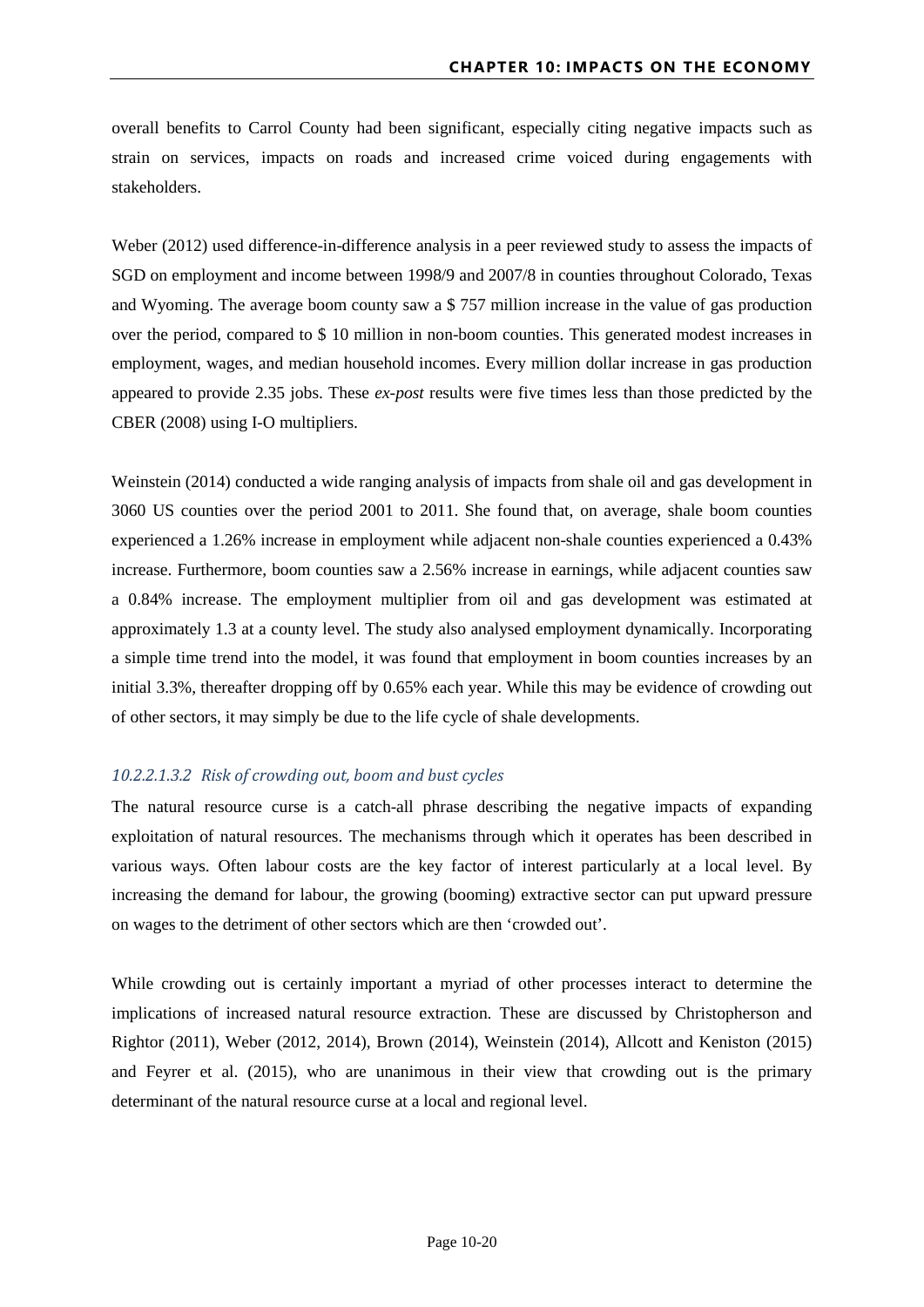overall benefits to Carrol County had been significant, especially citing negative impacts such as strain on services, impacts on roads and increased crime voiced during engagements with stakeholders.

Weber (2012) used difference-in-difference analysis in a peer reviewed study to assess the impacts of SGD on employment and income between 1998/9 and 2007/8 in counties throughout Colorado, Texas and Wyoming. The average boom county saw a $ 757 million increase in the value of gas production over the period, compared to $ 10 million in non-boom counties. This generated modest increases in employment, wages, and median household incomes. Every million dollar increase in gas production appeared to provide 2.35 jobs. These *ex-post* results were five times less than those predicted by the CBER (2008) using I-O multipliers.

Weinstein (2014) conducted a wide ranging analysis of impacts from shale oil and gas development in 3060 US counties over the period 2001 to 2011. She found that, on average, shale boom counties experienced a 1.26% increase in employment while adjacent non-shale counties experienced a 0.43% increase. Furthermore, boom counties saw a 2.56% increase in earnings, while adjacent counties saw a 0.84% increase. The employment multiplier from oil and gas development was estimated at approximately 1.3 at a county level. The study also analysed employment dynamically. Incorporating a simple time trend into the model, it was found that employment in boom counties increases by an initial 3.3%, thereafter dropping off by 0.65% each year. While this may be evidence of crowding out of other sectors, it may simply be due to the life cycle of shale developments.

###### *10.2.2.1.3.2 Risk of crowding out, boom and bust cycles*

The natural resource curse is a catch-all phrase describing the negative impacts of expanding exploitation of natural resources. The mechanisms through which it operates has been described in various ways. Often labour costs are the key factor of interest particularly at a local level. By increasing the demand for labour, the growing (booming) extractive sector can put upward pressure on wages to the detriment of other sectors which are then 'crowded out'.

While crowding out is certainly important a myriad of other processes interact to determine the implications of increased natural resource extraction. These are discussed by Christopherson and Rightor (2011), Weber (2012, 2014), Brown (2014), Weinstein (2014), Allcott and Keniston (2015) and Feyrer et al. (2015), who are unanimous in their view that crowding out is the primary determinant of the natural resource curse at a local and regional level.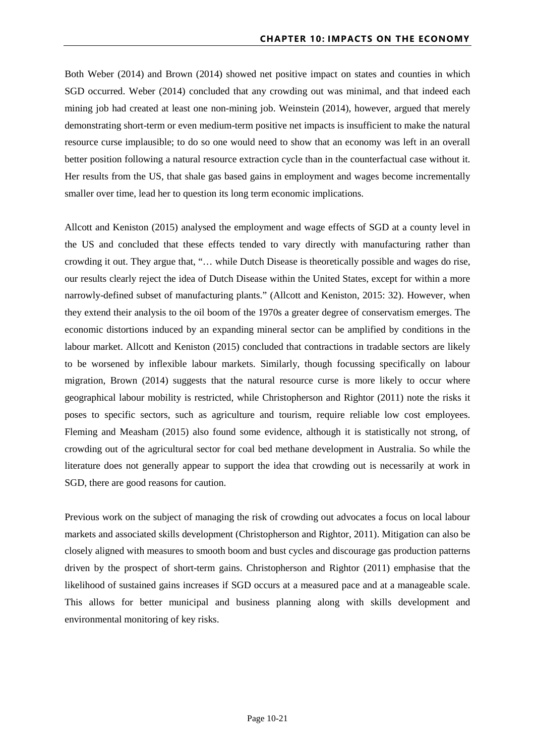Both Weber (2014) and Brown (2014) showed net positive impact on states and counties in which SGD occurred. Weber (2014) concluded that any crowding out was minimal, and that indeed each mining job had created at least one non-mining job. Weinstein (2014), however, argued that merely demonstrating short-term or even medium-term positive net impacts is insufficient to make the natural resource curse implausible; to do so one would need to show that an economy was left in an overall better position following a natural resource extraction cycle than in the counterfactual case without it. Her results from the US, that shale gas based gains in employment and wages become incrementally smaller over time, lead her to question its long term economic implications.

Allcott and Keniston (2015) analysed the employment and wage effects of SGD at a county level in the US and concluded that these effects tended to vary directly with manufacturing rather than crowding it out. They argue that, "… while Dutch Disease is theoretically possible and wages do rise, our results clearly reject the idea of Dutch Disease within the United States, except for within a more narrowly-defined subset of manufacturing plants." (Allcott and Keniston, 2015: 32). However, when they extend their analysis to the oil boom of the 1970s a greater degree of conservatism emerges. The economic distortions induced by an expanding mineral sector can be amplified by conditions in the labour market. Allcott and Keniston (2015) concluded that contractions in tradable sectors are likely to be worsened by inflexible labour markets. Similarly, though focussing specifically on labour migration, Brown (2014) suggests that the natural resource curse is more likely to occur where geographical labour mobility is restricted, while Christopherson and Rightor (2011) note the risks it poses to specific sectors, such as agriculture and tourism, require reliable low cost employees. Fleming and Measham (2015) also found some evidence, although it is statistically not strong, of crowding out of the agricultural sector for coal bed methane development in Australia. So while the literature does not generally appear to support the idea that crowding out is necessarily at work in SGD, there are good reasons for caution.

Previous work on the subject of managing the risk of crowding out advocates a focus on local labour markets and associated skills development (Christopherson and Rightor, 2011). Mitigation can also be closely aligned with measures to smooth boom and bust cycles and discourage gas production patterns driven by the prospect of short-term gains. Christopherson and Rightor (2011) emphasise that the likelihood of sustained gains increases if SGD occurs at a measured pace and at a manageable scale. This allows for better municipal and business planning along with skills development and environmental monitoring of key risks.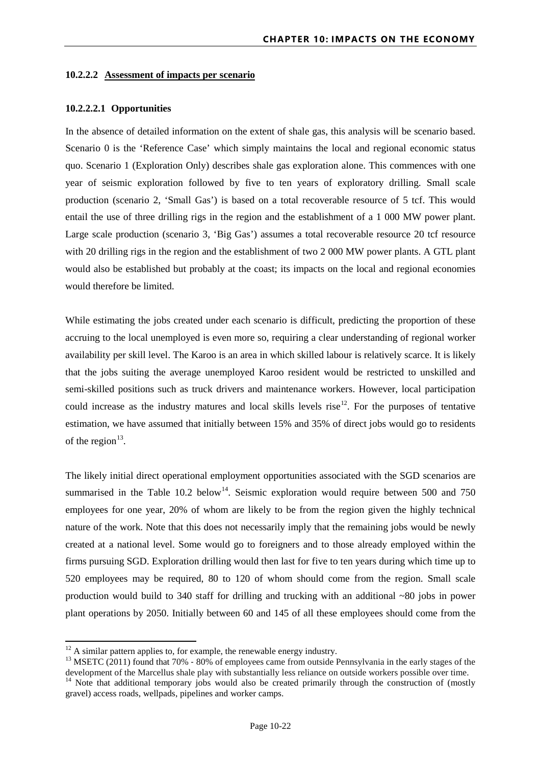#### 10.2.2.2 Assessment of impacts per scenario

##### 10.2.2.2.1 Opportunities

In the absence of detailed information on the extent of shale gas, this analysis will be scenario based. Scenario 0 is the 'Reference Case' which simply maintains the local and regional economic status quo. Scenario 1 (Exploration Only) describes shale gas exploration alone. This commences with one year of seismic exploration followed by five to ten years of exploratory drilling. Small scale production (scenario 2, 'Small Gas') is based on a total recoverable resource of 5 tcf. This would entail the use of three drilling rigs in the region and the establishment of a 1 000 MW power plant. Large scale production (scenario 3, 'Big Gas') assumes a total recoverable resource 20 tcf resource with 20 drilling rigs in the region and the establishment of two 2 000 MW power plants. A GTL plant would also be established but probably at the coast; its impacts on the local and regional economies would therefore be limited.

While estimating the jobs created under each scenario is difficult, predicting the proportion of these accruing to the local unemployed is even more so, requiring a clear understanding of regional worker availability per skill level. The Karoo is an area in which skilled labour is relatively scarce. It is likely that the jobs suiting the average unemployed Karoo resident would be restricted to unskilled and semi-skilled positions such as truck drivers and maintenance workers. However, local participation could increase as the industry matures and local skills levels rise[12]. For the purposes of tentative estimation, we have assumed that initially between 15% and 35% of direct jobs would go to residents of the region[13].

The likely initial direct operational employment opportunities associated with the SGD scenarios are summarised in the Table 10.2 below[14]. Seismic exploration would require between 500 and 750 employees for one year, 20% of whom are likely to be from the region given the highly technical nature of the work. Note that this does not necessarily imply that the remaining jobs would be newly created at a national level. Some would go to foreigners and to those already employed within the firms pursuing SGD. Exploration drilling would then last for five to ten years during which time up to 520 employees may be required, 80 to 120 of whom should come from the region. Small scale production would build to 340 staff for drilling and trucking with an additional ~80 jobs in power plant operations by 2050. Initially between 60 and 145 of all these employees should come from the

---

[12] A similar pattern applies to, for example, the renewable energy industry.

[13] MSETC (2011) found that 70% - 80% of employees came from outside Pennsylvania in the early stages of the development of the Marcellus shale play with substantially less reliance on outside workers possible over time.

[14] Note that additional temporary jobs would also be created primarily through the construction of (mostly gravel) access roads, wellpads, pipelines and worker camps.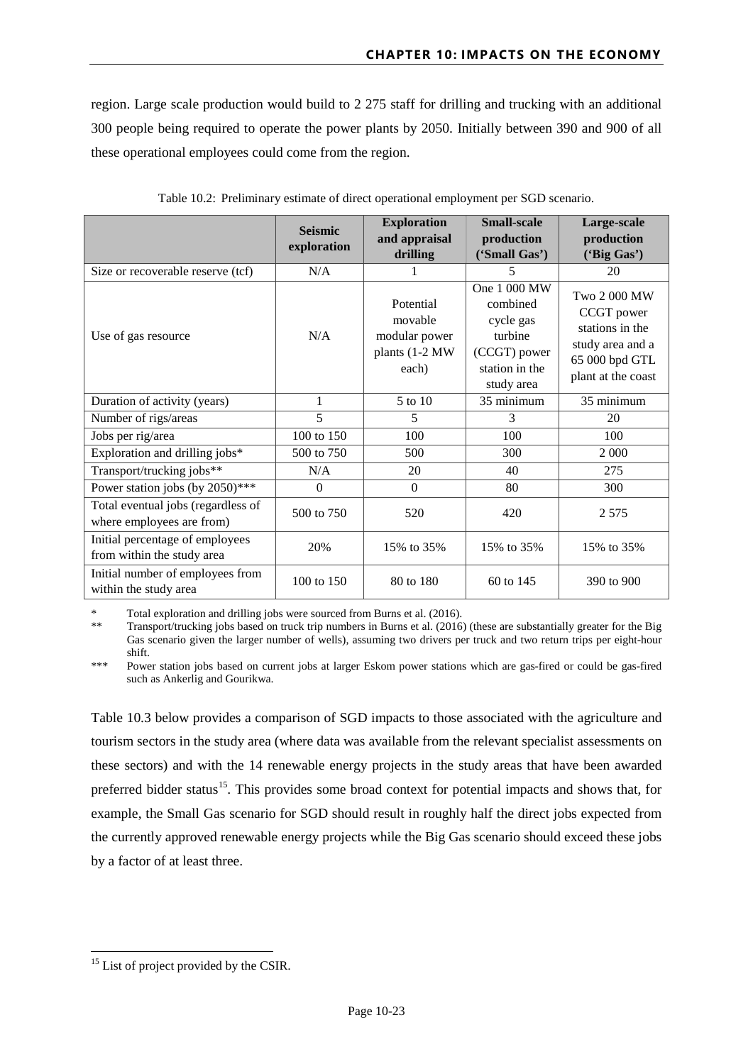region. Large scale production would build to 2 275 staff for drilling and trucking with an additional 300 people being required to operate the power plants by 2050. Initially between 390 and 900 of all these operational employees could come from the region.

Table 10.2: Preliminary estimate of direct operational employment per SGD scenario.

| | Seismic exploration | Exploration and appraisal drilling | Small-scale production ('Small Gas') | Large-scale production ('Big Gas') |
|---|---|---|---|---|
| Size or recoverable reserve (tcf) | N/A | 1 | 5 | 20 |
| Use of gas resource | N/A | Potential movable modular power plants (1-2 MW each) | One 1 000 MW combined cycle gas turbine (CCGT) power station in the study area | Two 2 000 MW CCGT power stations in the study area and a 65 000 bpd GTL plant at the coast |
| Duration of activity (years) | 1 | 5 to 10 | 35 minimum | 35 minimum |
| Number of rigs/areas | 5 | 5 | 3 | 20 |
| Jobs per rig/area | 100 to 150 | 100 | 100 | 100 |
| Exploration and drilling jobs* | 500 to 750 | 500 | 300 | 2 000 |
| Transport/trucking jobs** | N/A | 20 | 40 | 275 |
| Power station jobs (by 2050)*** | 0 | 0 | 80 | 300 |
| Total eventual jobs (regardless of where employees are from) | 500 to 750 | 520 | 420 | 2 575 |
| Initial percentage of employees from within the study area | 20% | 15% to 35% | 15% to 35% | 15% to 35% |
| Initial number of employees from within the study area | 100 to 150 | 80 to 180 | 60 to 145 | 390 to 900 |

\* Total exploration and drilling jobs were sourced from Burns et al. (2016).

\*\* Transport/trucking jobs based on truck trip numbers in Burns et al. (2016) (these are substantially greater for the Big Gas scenario given the larger number of wells), assuming two drivers per truck and two return trips per eight-hour shift.

\*\*\* Power station jobs based on current jobs at larger Eskom power stations which are gas-fired or could be gas-fired such as Ankerlig and Gourikwa.

Table 10.3 below provides a comparison of SGD impacts to those associated with the agriculture and tourism sectors in the study area (where data was available from the relevant specialist assessments on these sectors) and with the 14 renewable energy projects in the study areas that have been awarded preferred bidder status[15]. This provides some broad context for potential impacts and shows that, for example, the Small Gas scenario for SGD should result in roughly half the direct jobs expected from the currently approved renewable energy projects while the Big Gas scenario should exceed these jobs by a factor of at least three.

[15] List of project provided by the CSIR.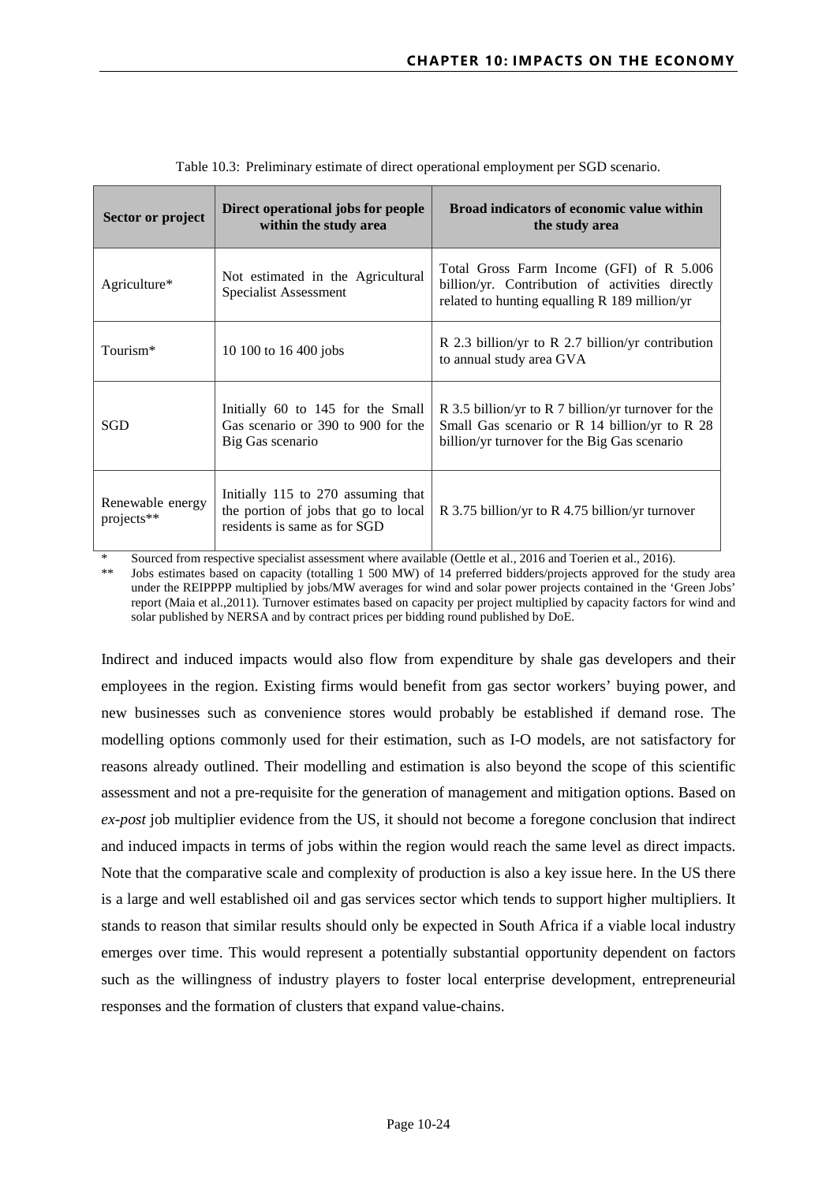Table 10.3: Preliminary estimate of direct operational employment per SGD scenario.

| Sector or project | Direct operational jobs for people within the study area | Broad indicators of economic value within the study area |
|---|---|---|
| Agriculture* | Not estimated in the Agricultural Specialist Assessment | Total Gross Farm Income (GFI) of R 5.006 billion/yr. Contribution of activities directly related to hunting equalling R 189 million/yr |
| Tourism* | 10 100 to 16 400 jobs | R 2.3 billion/yr to R 2.7 billion/yr contribution to annual study area GVA |
| SGD | Initially 60 to 145 for the Small Gas scenario or 390 to 900 for the Big Gas scenario | R 3.5 billion/yr to R 7 billion/yr turnover for the Small Gas scenario or R 14 billion/yr to R 28 billion/yr turnover for the Big Gas scenario |
| Renewable energy projects** | Initially 115 to 270 assuming that the portion of jobs that go to local residents is same as for SGD | R 3.75 billion/yr to R 4.75 billion/yr turnover |

\* Sourced from respective specialist assessment where available (Oettle et al., 2016 and Toerien et al., 2016).

\*\* Jobs estimates based on capacity (totalling 1 500 MW) of 14 preferred bidders/projects approved for the study area under the REIPPPP multiplied by jobs/MW averages for wind and solar power projects contained in the 'Green Jobs' report (Maia et al.,2011). Turnover estimates based on capacity per project multiplied by capacity factors for wind and solar published by NERSA and by contract prices per bidding round published by DoE.

Indirect and induced impacts would also flow from expenditure by shale gas developers and their employees in the region. Existing firms would benefit from gas sector workers' buying power, and new businesses such as convenience stores would probably be established if demand rose. The modelling options commonly used for their estimation, such as I-O models, are not satisfactory for reasons already outlined. Their modelling and estimation is also beyond the scope of this scientific assessment and not a pre-requisite for the generation of management and mitigation options. Based on *ex-post* job multiplier evidence from the US, it should not become a foregone conclusion that indirect and induced impacts in terms of jobs within the region would reach the same level as direct impacts. Note that the comparative scale and complexity of production is also a key issue here. In the US there is a large and well established oil and gas services sector which tends to support higher multipliers. It stands to reason that similar results should only be expected in South Africa if a viable local industry emerges over time. This would represent a potentially substantial opportunity dependent on factors such as the willingness of industry players to foster local enterprise development, entrepreneurial responses and the formation of clusters that expand value-chains.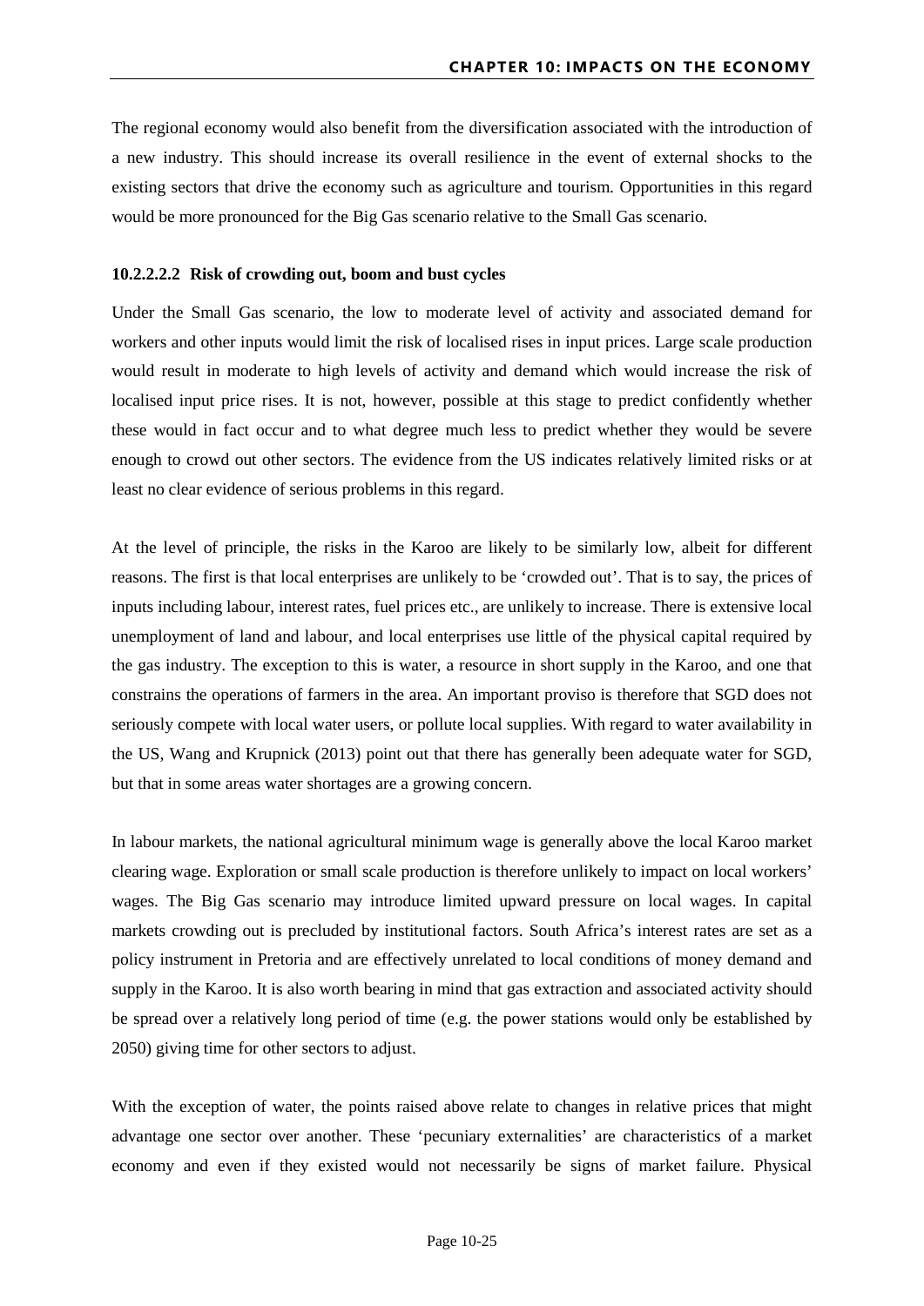The regional economy would also benefit from the diversification associated with the introduction of a new industry. This should increase its overall resilience in the event of external shocks to the existing sectors that drive the economy such as agriculture and tourism. Opportunities in this regard would be more pronounced for the Big Gas scenario relative to the Small Gas scenario.

#### 10.2.2.2.2 Risk of crowding out, boom and bust cycles

Under the Small Gas scenario, the low to moderate level of activity and associated demand for workers and other inputs would limit the risk of localised rises in input prices. Large scale production would result in moderate to high levels of activity and demand which would increase the risk of localised input price rises. It is not, however, possible at this stage to predict confidently whether these would in fact occur and to what degree much less to predict whether they would be severe enough to crowd out other sectors. The evidence from the US indicates relatively limited risks or at least no clear evidence of serious problems in this regard.

At the level of principle, the risks in the Karoo are likely to be similarly low, albeit for different reasons. The first is that local enterprises are unlikely to be 'crowded out'. That is to say, the prices of inputs including labour, interest rates, fuel prices etc., are unlikely to increase. There is extensive local unemployment of land and labour, and local enterprises use little of the physical capital required by the gas industry. The exception to this is water, a resource in short supply in the Karoo, and one that constrains the operations of farmers in the area. An important proviso is therefore that SGD does not seriously compete with local water users, or pollute local supplies. With regard to water availability in the US, Wang and Krupnick (2013) point out that there has generally been adequate water for SGD, but that in some areas water shortages are a growing concern.

In labour markets, the national agricultural minimum wage is generally above the local Karoo market clearing wage. Exploration or small scale production is therefore unlikely to impact on local workers' wages. The Big Gas scenario may introduce limited upward pressure on local wages. In capital markets crowding out is precluded by institutional factors. South Africa's interest rates are set as a policy instrument in Pretoria and are effectively unrelated to local conditions of money demand and supply in the Karoo. It is also worth bearing in mind that gas extraction and associated activity should be spread over a relatively long period of time (e.g. the power stations would only be established by 2050) giving time for other sectors to adjust.

With the exception of water, the points raised above relate to changes in relative prices that might advantage one sector over another. These 'pecuniary externalities' are characteristics of a market economy and even if they existed would not necessarily be signs of market failure. Physical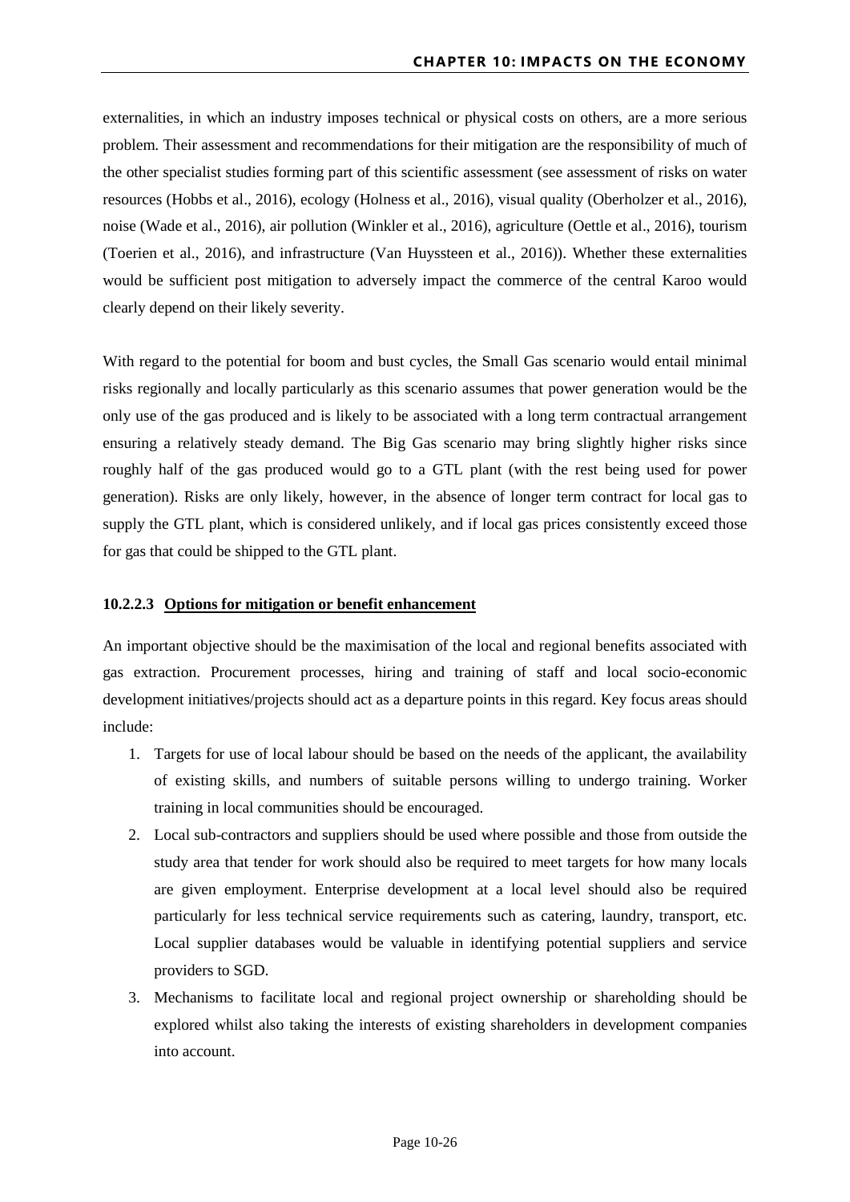externalities, in which an industry imposes technical or physical costs on others, are a more serious problem. Their assessment and recommendations for their mitigation are the responsibility of much of the other specialist studies forming part of this scientific assessment (see assessment of risks on water resources (Hobbs et al., 2016), ecology (Holness et al., 2016), visual quality (Oberholzer et al., 2016), noise (Wade et al., 2016), air pollution (Winkler et al., 2016), agriculture (Oettle et al., 2016), tourism (Toerien et al., 2016), and infrastructure (Van Huyssteen et al., 2016)). Whether these externalities would be sufficient post mitigation to adversely impact the commerce of the central Karoo would clearly depend on their likely severity.

With regard to the potential for boom and bust cycles, the Small Gas scenario would entail minimal risks regionally and locally particularly as this scenario assumes that power generation would be the only use of the gas produced and is likely to be associated with a long term contractual arrangement ensuring a relatively steady demand. The Big Gas scenario may bring slightly higher risks since roughly half of the gas produced would go to a GTL plant (with the rest being used for power generation). Risks are only likely, however, in the absence of longer term contract for local gas to supply the GTL plant, which is considered unlikely, and if local gas prices consistently exceed those for gas that could be shipped to the GTL plant.

#### 10.2.2.3 <u>Options for mitigation or benefit enhancement</u>

An important objective should be the maximisation of the local and regional benefits associated with gas extraction. Procurement processes, hiring and training of staff and local socio-economic development initiatives/projects should act as a departure points in this regard. Key focus areas should include:

1. Targets for use of local labour should be based on the needs of the applicant, the availability of existing skills, and numbers of suitable persons willing to undergo training. Worker training in local communities should be encouraged.
2. Local sub-contractors and suppliers should be used where possible and those from outside the study area that tender for work should also be required to meet targets for how many locals are given employment. Enterprise development at a local level should also be required particularly for less technical service requirements such as catering, laundry, transport, etc. Local supplier databases would be valuable in identifying potential suppliers and service providers to SGD.
3. Mechanisms to facilitate local and regional project ownership or shareholding should be explored whilst also taking the interests of existing shareholders in development companies into account.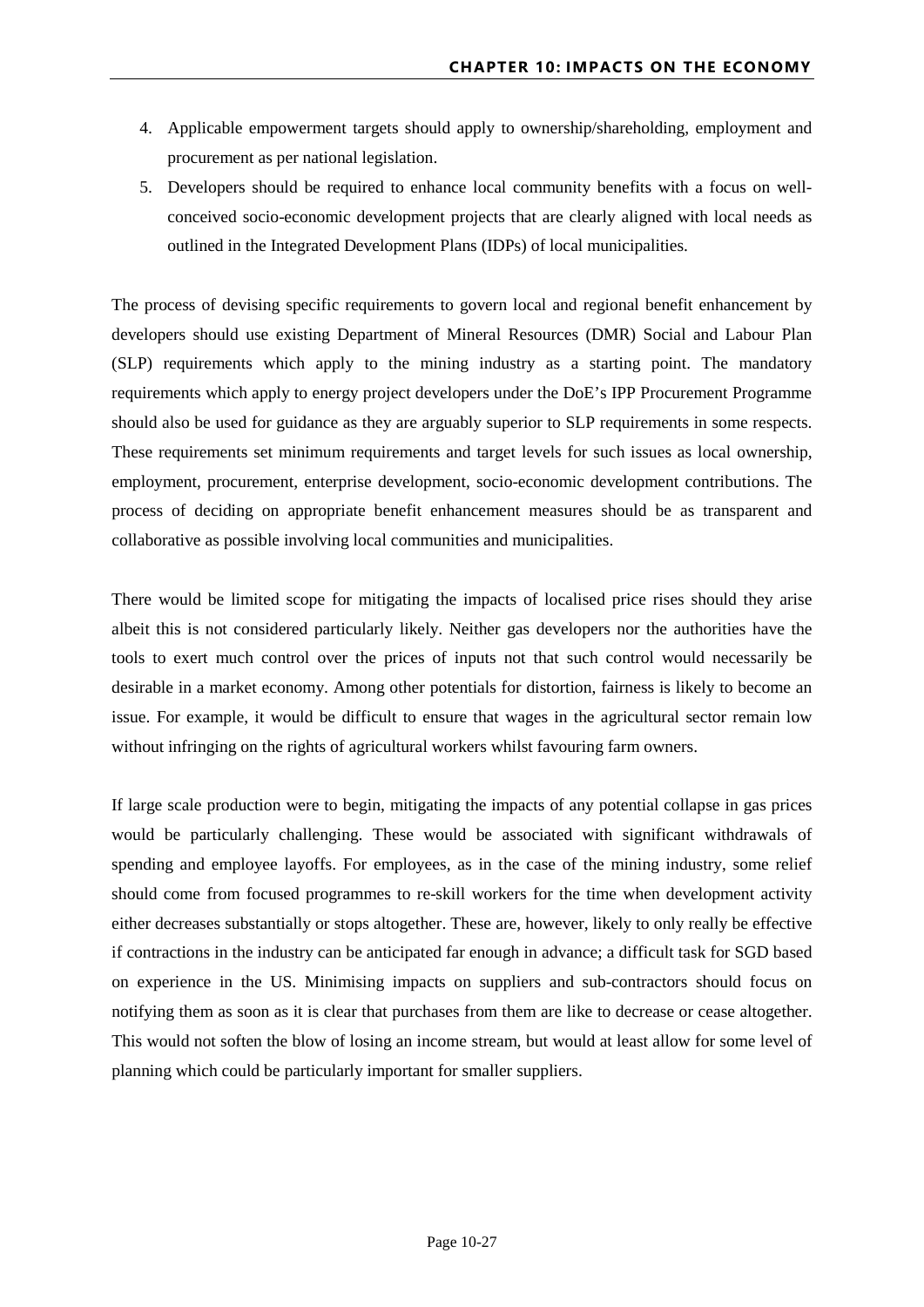4. Applicable empowerment targets should apply to ownership/shareholding, employment and procurement as per national legislation.
5. Developers should be required to enhance local community benefits with a focus on well-conceived socio-economic development projects that are clearly aligned with local needs as outlined in the Integrated Development Plans (IDPs) of local municipalities.

The process of devising specific requirements to govern local and regional benefit enhancement by developers should use existing Department of Mineral Resources (DMR) Social and Labour Plan (SLP) requirements which apply to the mining industry as a starting point. The mandatory requirements which apply to energy project developers under the DoE's IPP Procurement Programme should also be used for guidance as they are arguably superior to SLP requirements in some respects. These requirements set minimum requirements and target levels for such issues as local ownership, employment, procurement, enterprise development, socio-economic development contributions. The process of deciding on appropriate benefit enhancement measures should be as transparent and collaborative as possible involving local communities and municipalities.

There would be limited scope for mitigating the impacts of localised price rises should they arise albeit this is not considered particularly likely. Neither gas developers nor the authorities have the tools to exert much control over the prices of inputs not that such control would necessarily be desirable in a market economy. Among other potentials for distortion, fairness is likely to become an issue. For example, it would be difficult to ensure that wages in the agricultural sector remain low without infringing on the rights of agricultural workers whilst favouring farm owners.

If large scale production were to begin, mitigating the impacts of any potential collapse in gas prices would be particularly challenging. These would be associated with significant withdrawals of spending and employee layoffs. For employees, as in the case of the mining industry, some relief should come from focused programmes to re-skill workers for the time when development activity either decreases substantially or stops altogether. These are, however, likely to only really be effective if contractions in the industry can be anticipated far enough in advance; a difficult task for SGD based on experience in the US. Minimising impacts on suppliers and sub-contractors should focus on notifying them as soon as it is clear that purchases from them are like to decrease or cease altogether. This would not soften the blow of losing an income stream, but would at least allow for some level of planning which could be particularly important for smaller suppliers.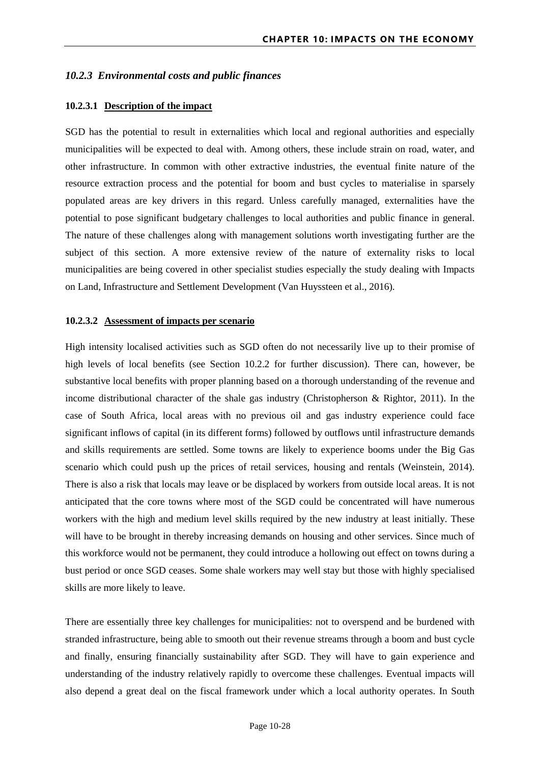### *10.2.3 Environmental costs and public finances*

#### 10.2.3.1 Description of the impact

SGD has the potential to result in externalities which local and regional authorities and especially municipalities will be expected to deal with. Among others, these include strain on road, water, and other infrastructure. In common with other extractive industries, the eventual finite nature of the resource extraction process and the potential for boom and bust cycles to materialise in sparsely populated areas are key drivers in this regard. Unless carefully managed, externalities have the potential to pose significant budgetary challenges to local authorities and public finance in general. The nature of these challenges along with management solutions worth investigating further are the subject of this section. A more extensive review of the nature of externality risks to local municipalities are being covered in other specialist studies especially the study dealing with Impacts on Land, Infrastructure and Settlement Development (Van Huyssteen et al., 2016).

#### 10.2.3.2 Assessment of impacts per scenario

High intensity localised activities such as SGD often do not necessarily live up to their promise of high levels of local benefits (see Section 10.2.2 for further discussion). There can, however, be substantive local benefits with proper planning based on a thorough understanding of the revenue and income distributional character of the shale gas industry (Christopherson & Rightor, 2011). In the case of South Africa, local areas with no previous oil and gas industry experience could face significant inflows of capital (in its different forms) followed by outflows until infrastructure demands and skills requirements are settled. Some towns are likely to experience booms under the Big Gas scenario which could push up the prices of retail services, housing and rentals (Weinstein, 2014). There is also a risk that locals may leave or be displaced by workers from outside local areas. It is not anticipated that the core towns where most of the SGD could be concentrated will have numerous workers with the high and medium level skills required by the new industry at least initially. These will have to be brought in thereby increasing demands on housing and other services. Since much of this workforce would not be permanent, they could introduce a hollowing out effect on towns during a bust period or once SGD ceases. Some shale workers may well stay but those with highly specialised skills are more likely to leave.

There are essentially three key challenges for municipalities: not to overspend and be burdened with stranded infrastructure, being able to smooth out their revenue streams through a boom and bust cycle and finally, ensuring financially sustainability after SGD. They will have to gain experience and understanding of the industry relatively rapidly to overcome these challenges. Eventual impacts will also depend a great deal on the fiscal framework under which a local authority operates. In South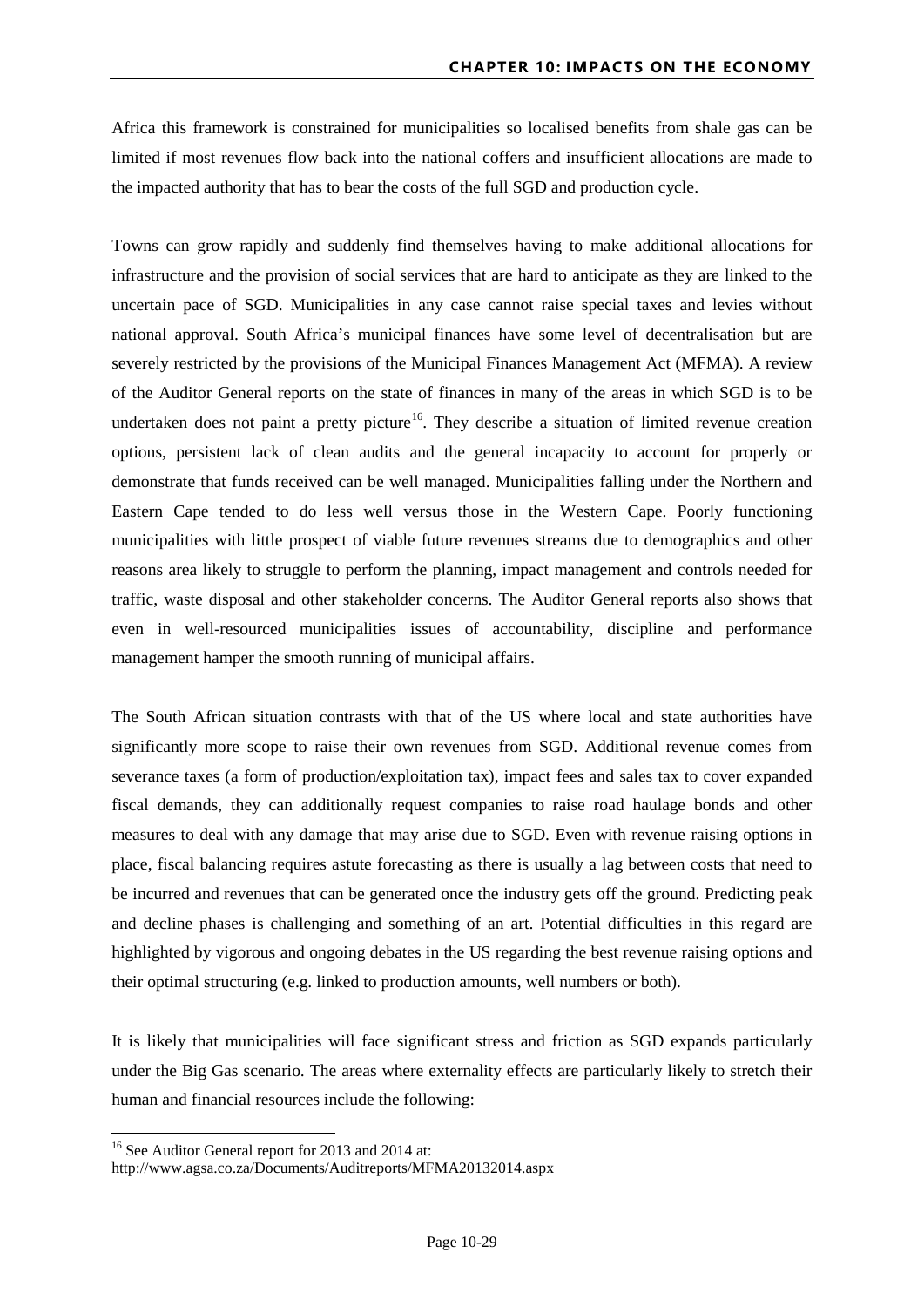Africa this framework is constrained for municipalities so localised benefits from shale gas can be limited if most revenues flow back into the national coffers and insufficient allocations are made to the impacted authority that has to bear the costs of the full SGD and production cycle.

Towns can grow rapidly and suddenly find themselves having to make additional allocations for infrastructure and the provision of social services that are hard to anticipate as they are linked to the uncertain pace of SGD. Municipalities in any case cannot raise special taxes and levies without national approval. South Africa's municipal finances have some level of decentralisation but are severely restricted by the provisions of the Municipal Finances Management Act (MFMA). A review of the Auditor General reports on the state of finances in many of the areas in which SGD is to be undertaken does not paint a pretty picture[16]. They describe a situation of limited revenue creation options, persistent lack of clean audits and the general incapacity to account for properly or demonstrate that funds received can be well managed. Municipalities falling under the Northern and Eastern Cape tended to do less well versus those in the Western Cape. Poorly functioning municipalities with little prospect of viable future revenues streams due to demographics and other reasons area likely to struggle to perform the planning, impact management and controls needed for traffic, waste disposal and other stakeholder concerns. The Auditor General reports also shows that even in well-resourced municipalities issues of accountability, discipline and performance management hamper the smooth running of municipal affairs.

The South African situation contrasts with that of the US where local and state authorities have significantly more scope to raise their own revenues from SGD. Additional revenue comes from severance taxes (a form of production/exploitation tax), impact fees and sales tax to cover expanded fiscal demands, they can additionally request companies to raise road haulage bonds and other measures to deal with any damage that may arise due to SGD. Even with revenue raising options in place, fiscal balancing requires astute forecasting as there is usually a lag between costs that need to be incurred and revenues that can be generated once the industry gets off the ground. Predicting peak and decline phases is challenging and something of an art. Potential difficulties in this regard are highlighted by vigorous and ongoing debates in the US regarding the best revenue raising options and their optimal structuring (e.g. linked to production amounts, well numbers or both).

It is likely that municipalities will face significant stress and friction as SGD expands particularly under the Big Gas scenario. The areas where externality effects are particularly likely to stretch their human and financial resources include the following:

---

[16] See Auditor General report for 2013 and 2014 at: http://www.agsa.co.za/Documents/Auditreports/MFMA20132014.aspx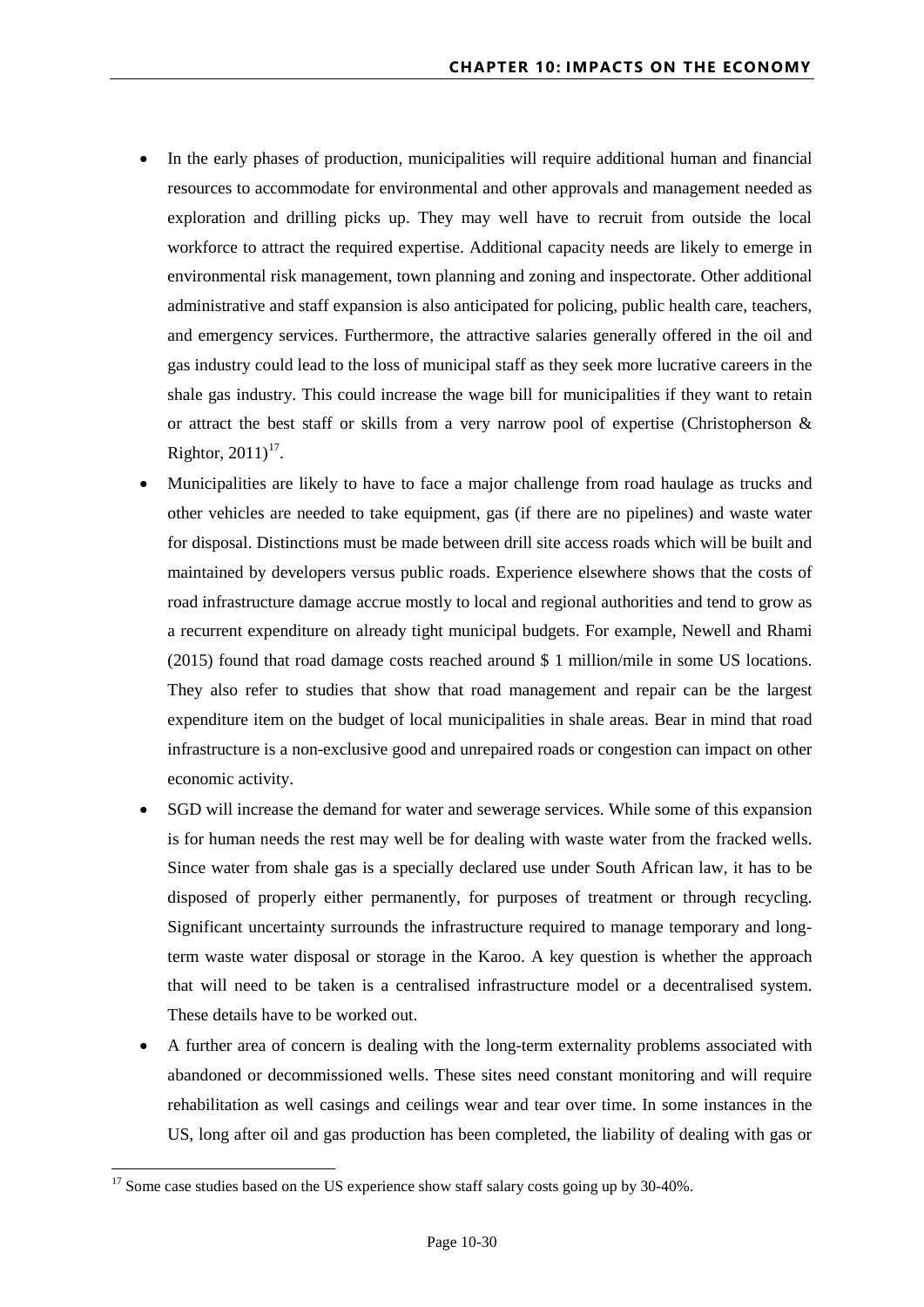- In the early phases of production, municipalities will require additional human and financial resources to accommodate for environmental and other approvals and management needed as exploration and drilling picks up. They may well have to recruit from outside the local workforce to attract the required expertise. Additional capacity needs are likely to emerge in environmental risk management, town planning and zoning and inspectorate. Other additional administrative and staff expansion is also anticipated for policing, public health care, teachers, and emergency services. Furthermore, the attractive salaries generally offered in the oil and gas industry could lead to the loss of municipal staff as they seek more lucrative careers in the shale gas industry. This could increase the wage bill for municipalities if they want to retain or attract the best staff or skills from a very narrow pool of expertise (Christopherson & Rightor, 2011)[17].
- Municipalities are likely to have to face a major challenge from road haulage as trucks and other vehicles are needed to take equipment, gas (if there are no pipelines) and waste water for disposal. Distinctions must be made between drill site access roads which will be built and maintained by developers versus public roads. Experience elsewhere shows that the costs of road infrastructure damage accrue mostly to local and regional authorities and tend to grow as a recurrent expenditure on already tight municipal budgets. For example, Newell and Rhami (2015) found that road damage costs reached around $ 1 million/mile in some US locations. They also refer to studies that show that road management and repair can be the largest expenditure item on the budget of local municipalities in shale areas. Bear in mind that road infrastructure is a non-exclusive good and unrepaired roads or congestion can impact on other economic activity.
- SGD will increase the demand for water and sewerage services. While some of this expansion is for human needs the rest may well be for dealing with waste water from the fracked wells. Since water from shale gas is a specially declared use under South African law, it has to be disposed of properly either permanently, for purposes of treatment or through recycling. Significant uncertainty surrounds the infrastructure required to manage temporary and long-term waste water disposal or storage in the Karoo. A key question is whether the approach that will need to be taken is a centralised infrastructure model or a decentralised system. These details have to be worked out.
- A further area of concern is dealing with the long-term externality problems associated with abandoned or decommissioned wells. These sites need constant monitoring and will require rehabilitation as well casings and ceilings wear and tear over time. In some instances in the US, long after oil and gas production has been completed, the liability of dealing with gas or

[17] Some case studies based on the US experience show staff salary costs going up by 30-40%.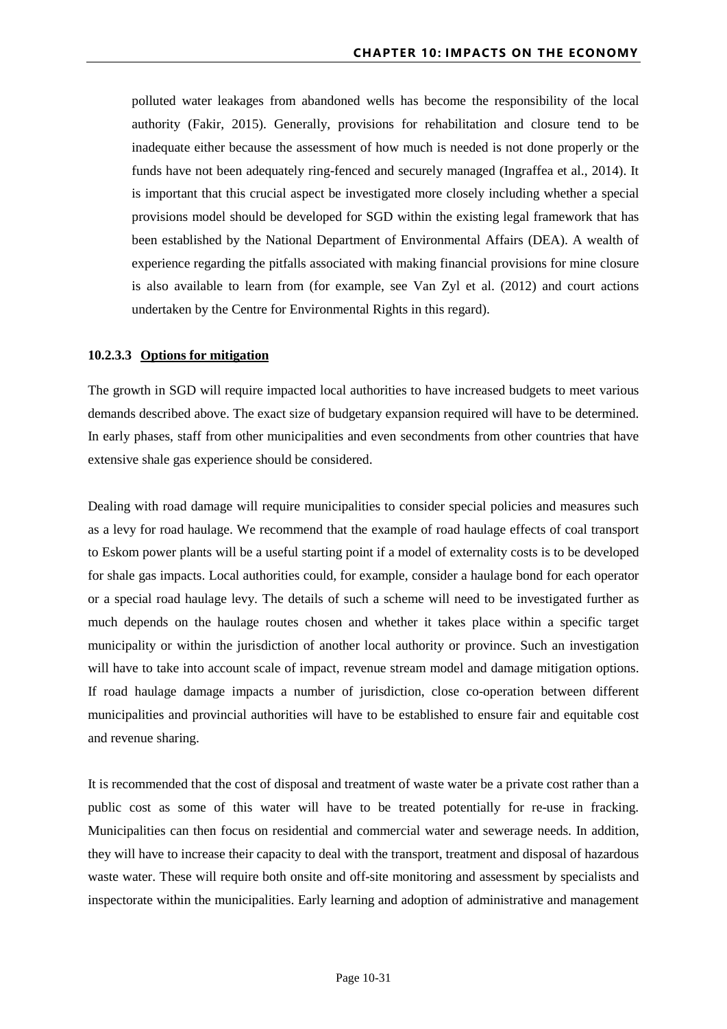polluted water leakages from abandoned wells has become the responsibility of the local authority (Fakir, 2015). Generally, provisions for rehabilitation and closure tend to be inadequate either because the assessment of how much is needed is not done properly or the funds have not been adequately ring-fenced and securely managed (Ingraffea et al., 2014). It is important that this crucial aspect be investigated more closely including whether a special provisions model should be developed for SGD within the existing legal framework that has been established by the National Department of Environmental Affairs (DEA). A wealth of experience regarding the pitfalls associated with making financial provisions for mine closure is also available to learn from (for example, see Van Zyl et al. (2012) and court actions undertaken by the Centre for Environmental Rights in this regard).

#### 10.2.3.3 Options for mitigation

The growth in SGD will require impacted local authorities to have increased budgets to meet various demands described above. The exact size of budgetary expansion required will have to be determined. In early phases, staff from other municipalities and even secondments from other countries that have extensive shale gas experience should be considered.

Dealing with road damage will require municipalities to consider special policies and measures such as a levy for road haulage. We recommend that the example of road haulage effects of coal transport to Eskom power plants will be a useful starting point if a model of externality costs is to be developed for shale gas impacts. Local authorities could, for example, consider a haulage bond for each operator or a special road haulage levy. The details of such a scheme will need to be investigated further as much depends on the haulage routes chosen and whether it takes place within a specific target municipality or within the jurisdiction of another local authority or province. Such an investigation will have to take into account scale of impact, revenue stream model and damage mitigation options. If road haulage damage impacts a number of jurisdiction, close co-operation between different municipalities and provincial authorities will have to be established to ensure fair and equitable cost and revenue sharing.

It is recommended that the cost of disposal and treatment of waste water be a private cost rather than a public cost as some of this water will have to be treated potentially for re-use in fracking. Municipalities can then focus on residential and commercial water and sewerage needs. In addition, they will have to increase their capacity to deal with the transport, treatment and disposal of hazardous waste water. These will require both onsite and off-site monitoring and assessment by specialists and inspectorate within the municipalities. Early learning and adoption of administrative and management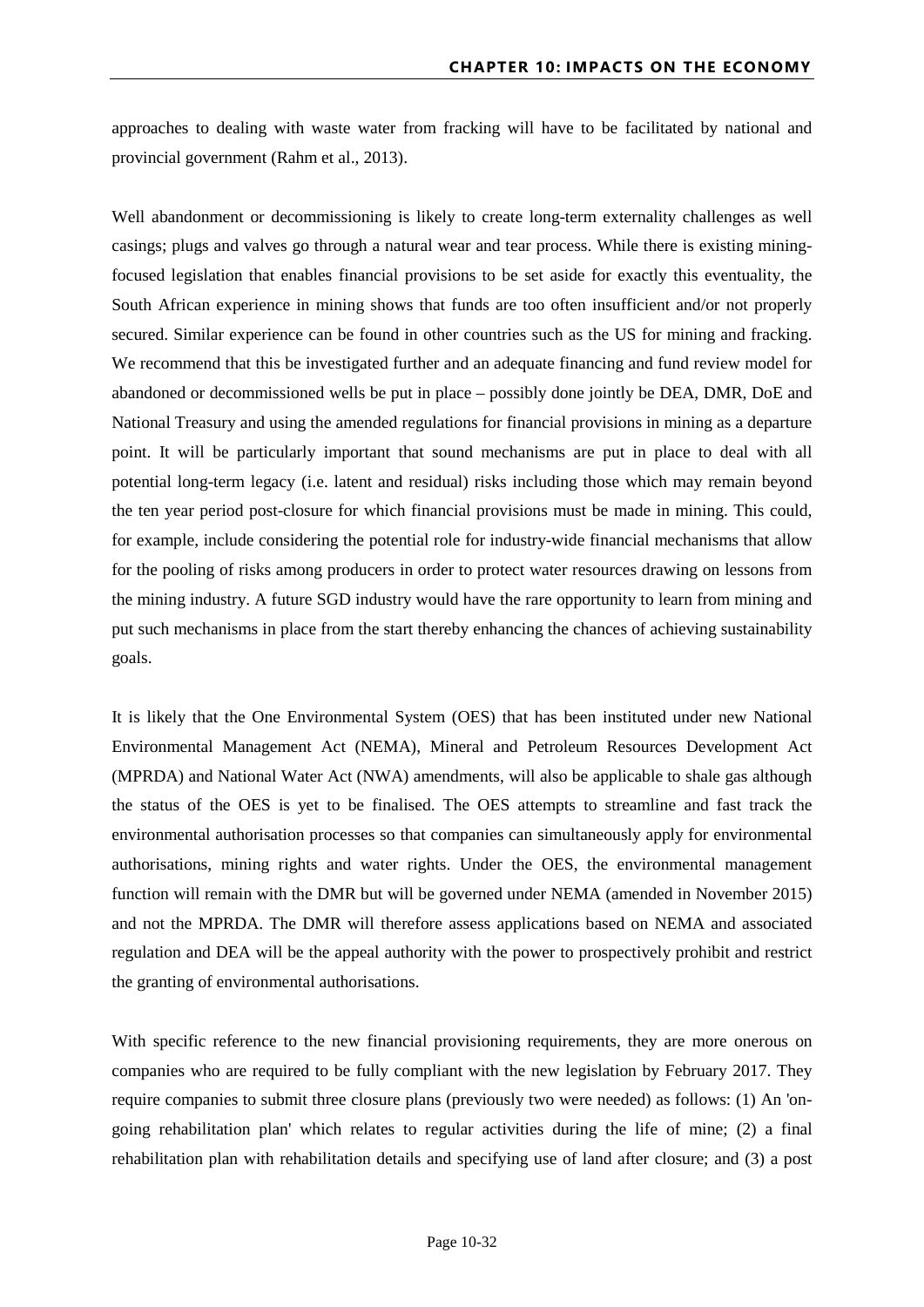approaches to dealing with waste water from fracking will have to be facilitated by national and provincial government (Rahm et al., 2013).

Well abandonment or decommissioning is likely to create long-term externality challenges as well casings; plugs and valves go through a natural wear and tear process. While there is existing mining-focused legislation that enables financial provisions to be set aside for exactly this eventuality, the South African experience in mining shows that funds are too often insufficient and/or not properly secured. Similar experience can be found in other countries such as the US for mining and fracking. We recommend that this be investigated further and an adequate financing and fund review model for abandoned or decommissioned wells be put in place – possibly done jointly be DEA, DMR, DoE and National Treasury and using the amended regulations for financial provisions in mining as a departure point. It will be particularly important that sound mechanisms are put in place to deal with all potential long-term legacy (i.e. latent and residual) risks including those which may remain beyond the ten year period post-closure for which financial provisions must be made in mining. This could, for example, include considering the potential role for industry-wide financial mechanisms that allow for the pooling of risks among producers in order to protect water resources drawing on lessons from the mining industry. A future SGD industry would have the rare opportunity to learn from mining and put such mechanisms in place from the start thereby enhancing the chances of achieving sustainability goals.

It is likely that the One Environmental System (OES) that has been instituted under new National Environmental Management Act (NEMA), Mineral and Petroleum Resources Development Act (MPRDA) and National Water Act (NWA) amendments, will also be applicable to shale gas although the status of the OES is yet to be finalised. The OES attempts to streamline and fast track the environmental authorisation processes so that companies can simultaneously apply for environmental authorisations, mining rights and water rights. Under the OES, the environmental management function will remain with the DMR but will be governed under NEMA (amended in November 2015) and not the MPRDA. The DMR will therefore assess applications based on NEMA and associated regulation and DEA will be the appeal authority with the power to prospectively prohibit and restrict the granting of environmental authorisations.

With specific reference to the new financial provisioning requirements, they are more onerous on companies who are required to be fully compliant with the new legislation by February 2017. They require companies to submit three closure plans (previously two were needed) as follows: (1) An 'on-going rehabilitation plan' which relates to regular activities during the life of mine; (2) a final rehabilitation plan with rehabilitation details and specifying use of land after closure; and (3) a post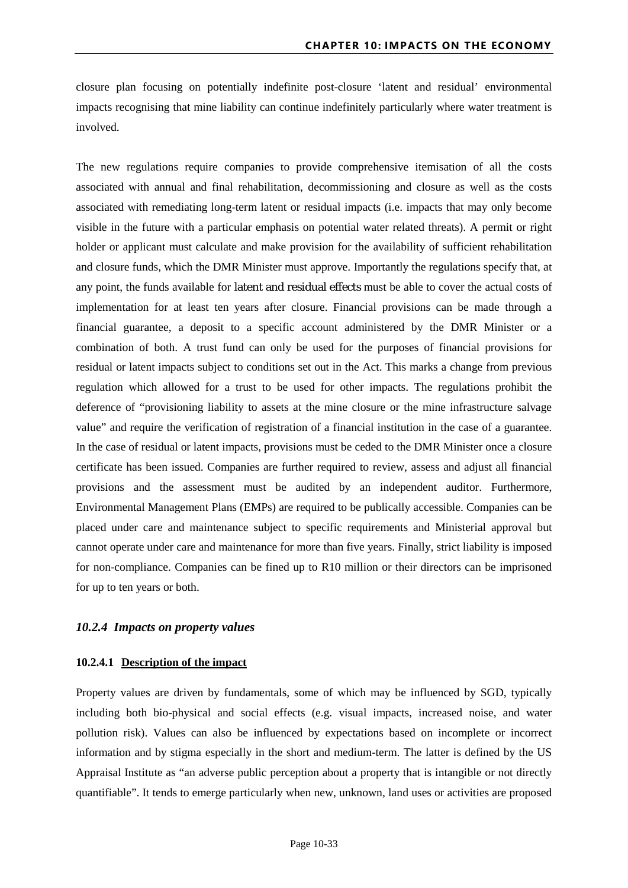closure plan focusing on potentially indefinite post-closure 'latent and residual' environmental impacts recognising that mine liability can continue indefinitely particularly where water treatment is involved.

The new regulations require companies to provide comprehensive itemisation of all the costs associated with annual and final rehabilitation, decommissioning and closure as well as the costs associated with remediating long-term latent or residual impacts (i.e. impacts that may only become visible in the future with a particular emphasis on potential water related threats). A permit or right holder or applicant must calculate and make provision for the availability of sufficient rehabilitation and closure funds, which the DMR Minister must approve. Importantly the regulations specify that, at any point, the funds available for latent and residual effects must be able to cover the actual costs of implementation for at least ten years after closure. Financial provisions can be made through a financial guarantee, a deposit to a specific account administered by the DMR Minister or a combination of both. A trust fund can only be used for the purposes of financial provisions for residual or latent impacts subject to conditions set out in the Act. This marks a change from previous regulation which allowed for a trust to be used for other impacts. The regulations prohibit the deference of "provisioning liability to assets at the mine closure or the mine infrastructure salvage value" and require the verification of registration of a financial institution in the case of a guarantee. In the case of residual or latent impacts, provisions must be ceded to the DMR Minister once a closure certificate has been issued. Companies are further required to review, assess and adjust all financial provisions and the assessment must be audited by an independent auditor. Furthermore, Environmental Management Plans (EMPs) are required to be publically accessible. Companies can be placed under care and maintenance subject to specific requirements and Ministerial approval but cannot operate under care and maintenance for more than five years. Finally, strict liability is imposed for non-compliance. Companies can be fined up to R10 million or their directors can be imprisoned for up to ten years or both.

### *10.2.4 Impacts on property values*

#### 10.2.4.1 Description of the impact

Property values are driven by fundamentals, some of which may be influenced by SGD, typically including both bio-physical and social effects (e.g. visual impacts, increased noise, and water pollution risk). Values can also be influenced by expectations based on incomplete or incorrect information and by stigma especially in the short and medium-term. The latter is defined by the US Appraisal Institute as "an adverse public perception about a property that is intangible or not directly quantifiable". It tends to emerge particularly when new, unknown, land uses or activities are proposed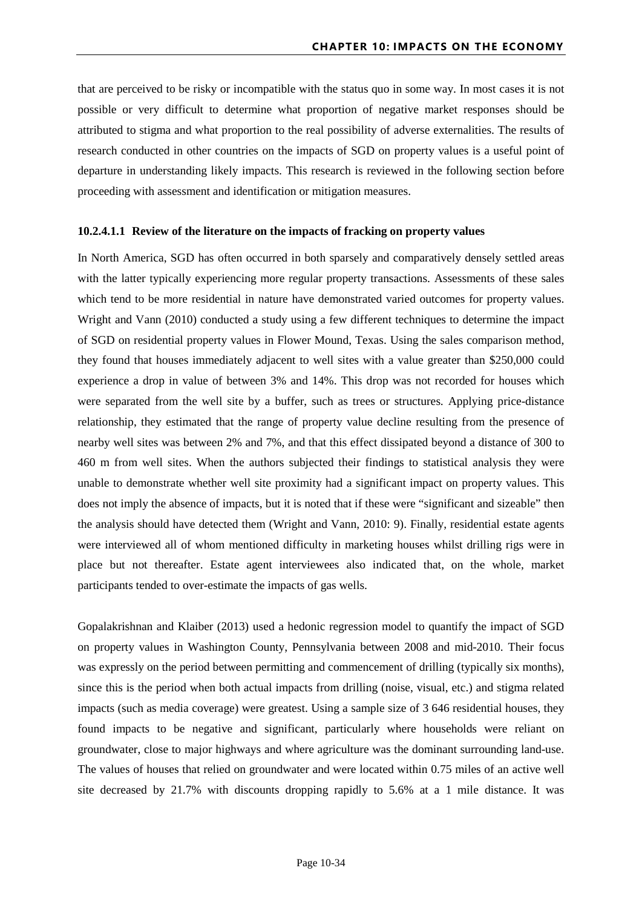that are perceived to be risky or incompatible with the status quo in some way. In most cases it is not possible or very difficult to determine what proportion of negative market responses should be attributed to stigma and what proportion to the real possibility of adverse externalities. The results of research conducted in other countries on the impacts of SGD on property values is a useful point of departure in understanding likely impacts. This research is reviewed in the following section before proceeding with assessment and identification or mitigation measures.

#### 10.2.4.1.1 Review of the literature on the impacts of fracking on property values

In North America, SGD has often occurred in both sparsely and comparatively densely settled areas with the latter typically experiencing more regular property transactions. Assessments of these sales which tend to be more residential in nature have demonstrated varied outcomes for property values. Wright and Vann (2010) conducted a study using a few different techniques to determine the impact of SGD on residential property values in Flower Mound, Texas. Using the sales comparison method, they found that houses immediately adjacent to well sites with a value greater than $250,000 could experience a drop in value of between 3% and 14%. This drop was not recorded for houses which were separated from the well site by a buffer, such as trees or structures. Applying price-distance relationship, they estimated that the range of property value decline resulting from the presence of nearby well sites was between 2% and 7%, and that this effect dissipated beyond a distance of 300 to 460 m from well sites. When the authors subjected their findings to statistical analysis they were unable to demonstrate whether well site proximity had a significant impact on property values. This does not imply the absence of impacts, but it is noted that if these were "significant and sizeable" then the analysis should have detected them (Wright and Vann, 2010: 9). Finally, residential estate agents were interviewed all of whom mentioned difficulty in marketing houses whilst drilling rigs were in place but not thereafter. Estate agent interviewees also indicated that, on the whole, market participants tended to over-estimate the impacts of gas wells.

Gopalakrishnan and Klaiber (2013) used a hedonic regression model to quantify the impact of SGD on property values in Washington County, Pennsylvania between 2008 and mid-2010. Their focus was expressly on the period between permitting and commencement of drilling (typically six months), since this is the period when both actual impacts from drilling (noise, visual, etc.) and stigma related impacts (such as media coverage) were greatest. Using a sample size of 3 646 residential houses, they found impacts to be negative and significant, particularly where households were reliant on groundwater, close to major highways and where agriculture was the dominant surrounding land-use. The values of houses that relied on groundwater and were located within 0.75 miles of an active well site decreased by 21.7% with discounts dropping rapidly to 5.6% at a 1 mile distance. It was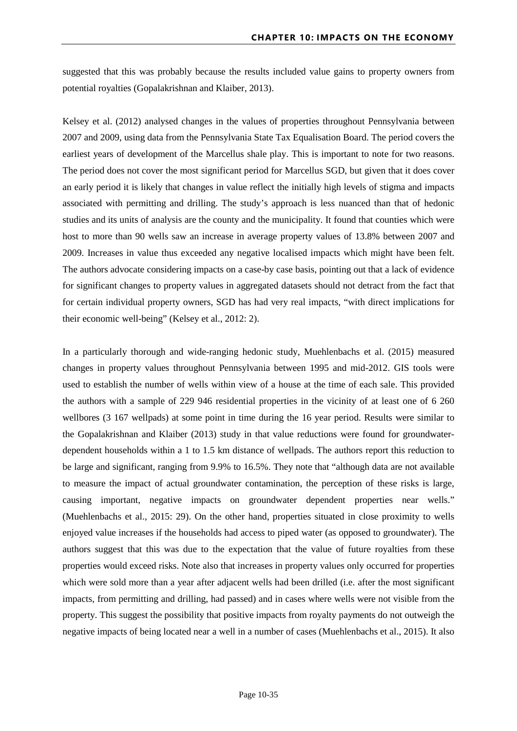suggested that this was probably because the results included value gains to property owners from potential royalties (Gopalakrishnan and Klaiber, 2013).

Kelsey et al. (2012) analysed changes in the values of properties throughout Pennsylvania between 2007 and 2009, using data from the Pennsylvania State Tax Equalisation Board. The period covers the earliest years of development of the Marcellus shale play. This is important to note for two reasons. The period does not cover the most significant period for Marcellus SGD, but given that it does cover an early period it is likely that changes in value reflect the initially high levels of stigma and impacts associated with permitting and drilling. The study's approach is less nuanced than that of hedonic studies and its units of analysis are the county and the municipality. It found that counties which were host to more than 90 wells saw an increase in average property values of 13.8% between 2007 and 2009. Increases in value thus exceeded any negative localised impacts which might have been felt. The authors advocate considering impacts on a case-by case basis, pointing out that a lack of evidence for significant changes to property values in aggregated datasets should not detract from the fact that for certain individual property owners, SGD has had very real impacts, "with direct implications for their economic well-being" (Kelsey et al., 2012: 2).

In a particularly thorough and wide-ranging hedonic study, Muehlenbachs et al. (2015) measured changes in property values throughout Pennsylvania between 1995 and mid-2012. GIS tools were used to establish the number of wells within view of a house at the time of each sale. This provided the authors with a sample of 229 946 residential properties in the vicinity of at least one of 6 260 wellbores (3 167 wellpads) at some point in time during the 16 year period. Results were similar to the Gopalakrishnan and Klaiber (2013) study in that value reductions were found for groundwater-dependent households within a 1 to 1.5 km distance of wellpads. The authors report this reduction to be large and significant, ranging from 9.9% to 16.5%. They note that "although data are not available to measure the impact of actual groundwater contamination, the perception of these risks is large, causing important, negative impacts on groundwater dependent properties near wells." (Muehlenbachs et al., 2015: 29). On the other hand, properties situated in close proximity to wells enjoyed value increases if the households had access to piped water (as opposed to groundwater). The authors suggest that this was due to the expectation that the value of future royalties from these properties would exceed risks. Note also that increases in property values only occurred for properties which were sold more than a year after adjacent wells had been drilled (i.e. after the most significant impacts, from permitting and drilling, had passed) and in cases where wells were not visible from the property. This suggest the possibility that positive impacts from royalty payments do not outweigh the negative impacts of being located near a well in a number of cases (Muehlenbachs et al., 2015). It also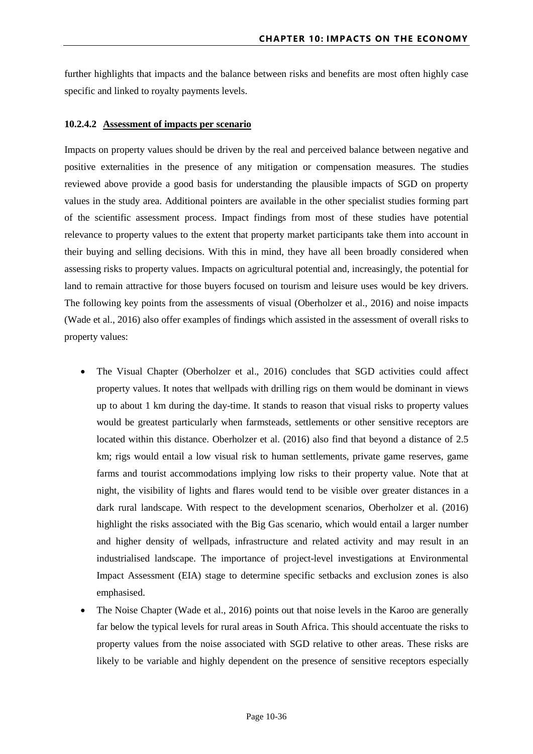further highlights that impacts and the balance between risks and benefits are most often highly case specific and linked to royalty payments levels.

#### 10.2.4.2 Assessment of impacts per scenario

Impacts on property values should be driven by the real and perceived balance between negative and positive externalities in the presence of any mitigation or compensation measures. The studies reviewed above provide a good basis for understanding the plausible impacts of SGD on property values in the study area. Additional pointers are available in the other specialist studies forming part of the scientific assessment process. Impact findings from most of these studies have potential relevance to property values to the extent that property market participants take them into account in their buying and selling decisions. With this in mind, they have all been broadly considered when assessing risks to property values. Impacts on agricultural potential and, increasingly, the potential for land to remain attractive for those buyers focused on tourism and leisure uses would be key drivers. The following key points from the assessments of visual (Oberholzer et al., 2016) and noise impacts (Wade et al., 2016) also offer examples of findings which assisted in the assessment of overall risks to property values:

- The Visual Chapter (Oberholzer et al., 2016) concludes that SGD activities could affect property values. It notes that wellpads with drilling rigs on them would be dominant in views up to about 1 km during the day-time. It stands to reason that visual risks to property values would be greatest particularly when farmsteads, settlements or other sensitive receptors are located within this distance. Oberholzer et al. (2016) also find that beyond a distance of 2.5 km; rigs would entail a low visual risk to human settlements, private game reserves, game farms and tourist accommodations implying low risks to their property value. Note that at night, the visibility of lights and flares would tend to be visible over greater distances in a dark rural landscape. With respect to the development scenarios, Oberholzer et al. (2016) highlight the risks associated with the Big Gas scenario, which would entail a larger number and higher density of wellpads, infrastructure and related activity and may result in an industrialised landscape. The importance of project-level investigations at Environmental Impact Assessment (EIA) stage to determine specific setbacks and exclusion zones is also emphasised.
- The Noise Chapter (Wade et al., 2016) points out that noise levels in the Karoo are generally far below the typical levels for rural areas in South Africa. This should accentuate the risks to property values from the noise associated with SGD relative to other areas. These risks are likely to be variable and highly dependent on the presence of sensitive receptors especially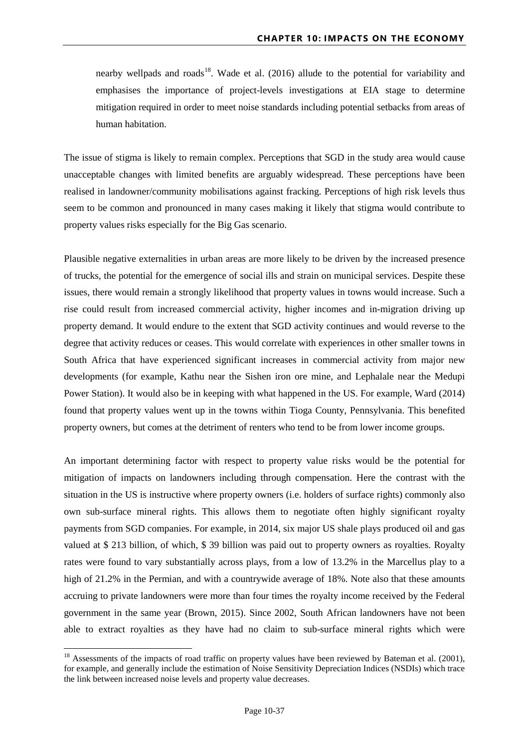nearby wellpads and roads[18]. Wade et al. (2016) allude to the potential for variability and emphasises the importance of project-levels investigations at EIA stage to determine mitigation required in order to meet noise standards including potential setbacks from areas of human habitation.

The issue of stigma is likely to remain complex. Perceptions that SGD in the study area would cause unacceptable changes with limited benefits are arguably widespread. These perceptions have been realised in landowner/community mobilisations against fracking. Perceptions of high risk levels thus seem to be common and pronounced in many cases making it likely that stigma would contribute to property values risks especially for the Big Gas scenario.

Plausible negative externalities in urban areas are more likely to be driven by the increased presence of trucks, the potential for the emergence of social ills and strain on municipal services. Despite these issues, there would remain a strongly likelihood that property values in towns would increase. Such a rise could result from increased commercial activity, higher incomes and in-migration driving up property demand. It would endure to the extent that SGD activity continues and would reverse to the degree that activity reduces or ceases. This would correlate with experiences in other smaller towns in South Africa that have experienced significant increases in commercial activity from major new developments (for example, Kathu near the Sishen iron ore mine, and Lephalale near the Medupi Power Station). It would also be in keeping with what happened in the US. For example, Ward (2014) found that property values went up in the towns within Tioga County, Pennsylvania. This benefited property owners, but comes at the detriment of renters who tend to be from lower income groups.

An important determining factor with respect to property value risks would be the potential for mitigation of impacts on landowners including through compensation. Here the contrast with the situation in the US is instructive where property owners (i.e. holders of surface rights) commonly also own sub-surface mineral rights. This allows them to negotiate often highly significant royalty payments from SGD companies. For example, in 2014, six major US shale plays produced oil and gas valued at $ 213 billion, of which, $ 39 billion was paid out to property owners as royalties. Royalty rates were found to vary substantially across plays, from a low of 13.2% in the Marcellus play to a high of 21.2% in the Permian, and with a countrywide average of 18%. Note also that these amounts accruing to private landowners were more than four times the royalty income received by the Federal government in the same year (Brown, 2015). Since 2002, South African landowners have not been able to extract royalties as they have had no claim to sub-surface mineral rights which were

[18] Assessments of the impacts of road traffic on property values have been reviewed by Bateman et al. (2001), for example, and generally include the estimation of Noise Sensitivity Depreciation Indices (NSDIs) which trace the link between increased noise levels and property value decreases.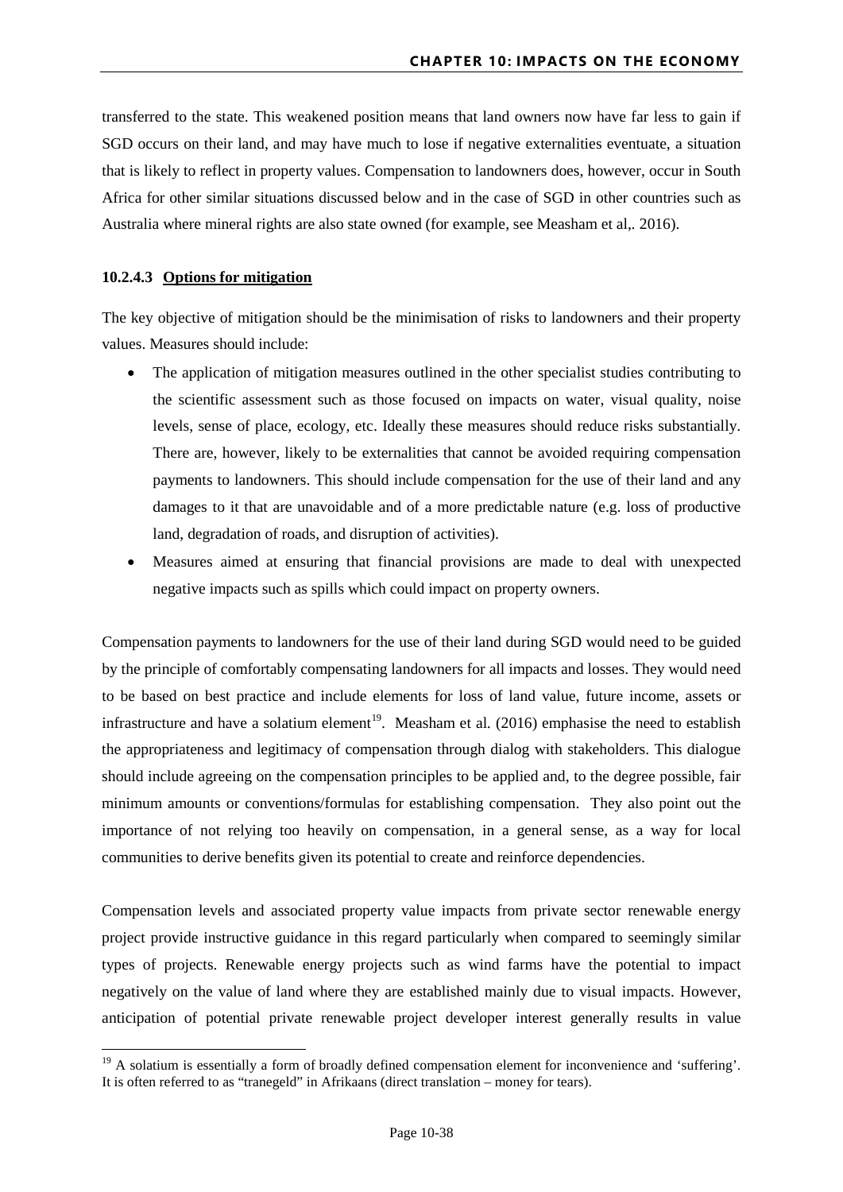transferred to the state. This weakened position means that land owners now have far less to gain if SGD occurs on their land, and may have much to lose if negative externalities eventuate, a situation that is likely to reflect in property values. Compensation to landowners does, however, occur in South Africa for other similar situations discussed below and in the case of SGD in other countries such as Australia where mineral rights are also state owned (for example, see Measham et al,. 2016).

#### 10.2.4.3 Options for mitigation

The key objective of mitigation should be the minimisation of risks to landowners and their property values. Measures should include:

- The application of mitigation measures outlined in the other specialist studies contributing to the scientific assessment such as those focused on impacts on water, visual quality, noise levels, sense of place, ecology, etc. Ideally these measures should reduce risks substantially. There are, however, likely to be externalities that cannot be avoided requiring compensation payments to landowners. This should include compensation for the use of their land and any damages to it that are unavoidable and of a more predictable nature (e.g. loss of productive land, degradation of roads, and disruption of activities).
- Measures aimed at ensuring that financial provisions are made to deal with unexpected negative impacts such as spills which could impact on property owners.

Compensation payments to landowners for the use of their land during SGD would need to be guided by the principle of comfortably compensating landowners for all impacts and losses. They would need to be based on best practice and include elements for loss of land value, future income, assets or infrastructure and have a solatium element[19]. Measham et al. (2016) emphasise the need to establish the appropriateness and legitimacy of compensation through dialog with stakeholders. This dialogue should include agreeing on the compensation principles to be applied and, to the degree possible, fair minimum amounts or conventions/formulas for establishing compensation. They also point out the importance of not relying too heavily on compensation, in a general sense, as a way for local communities to derive benefits given its potential to create and reinforce dependencies.

Compensation levels and associated property value impacts from private sector renewable energy project provide instructive guidance in this regard particularly when compared to seemingly similar types of projects. Renewable energy projects such as wind farms have the potential to impact negatively on the value of land where they are established mainly due to visual impacts. However, anticipation of potential private renewable project developer interest generally results in value

[19] A solatium is essentially a form of broadly defined compensation element for inconvenience and 'suffering'. It is often referred to as "tranegeld" in Afrikaans (direct translation – money for tears).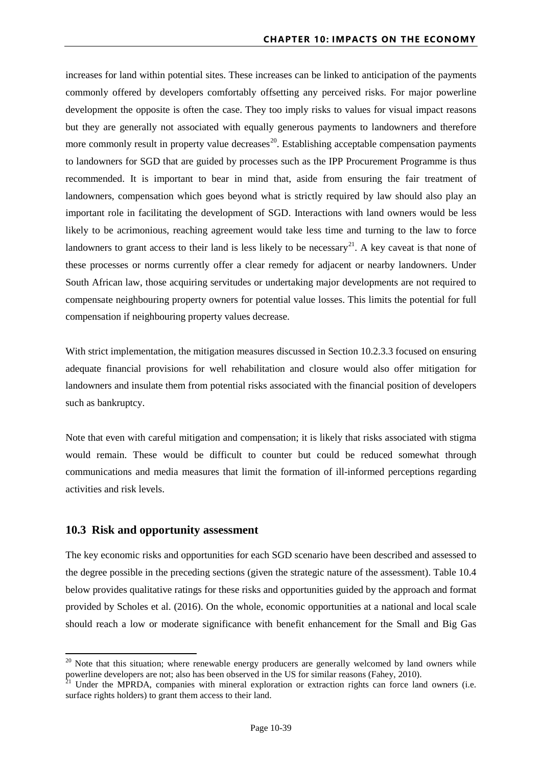increases for land within potential sites. These increases can be linked to anticipation of the payments commonly offered by developers comfortably offsetting any perceived risks. For major powerline development the opposite is often the case. They too imply risks to values for visual impact reasons but they are generally not associated with equally generous payments to landowners and therefore more commonly result in property value decreases[20]. Establishing acceptable compensation payments to landowners for SGD that are guided by processes such as the IPP Procurement Programme is thus recommended. It is important to bear in mind that, aside from ensuring the fair treatment of landowners, compensation which goes beyond what is strictly required by law should also play an important role in facilitating the development of SGD. Interactions with land owners would be less likely to be acrimonious, reaching agreement would take less time and turning to the law to force landowners to grant access to their land is less likely to be necessary[21]. A key caveat is that none of these processes or norms currently offer a clear remedy for adjacent or nearby landowners. Under South African law, those acquiring servitudes or undertaking major developments are not required to compensate neighbouring property owners for potential value losses. This limits the potential for full compensation if neighbouring property values decrease.

With strict implementation, the mitigation measures discussed in Section 10.2.3.3 focused on ensuring adequate financial provisions for well rehabilitation and closure would also offer mitigation for landowners and insulate them from potential risks associated with the financial position of developers such as bankruptcy.

Note that even with careful mitigation and compensation; it is likely that risks associated with stigma would remain. These would be difficult to counter but could be reduced somewhat through communications and media measures that limit the formation of ill-informed perceptions regarding activities and risk levels.

## 10.3 Risk and opportunity assessment

The key economic risks and opportunities for each SGD scenario have been described and assessed to the degree possible in the preceding sections (given the strategic nature of the assessment). Table 10.4 below provides qualitative ratings for these risks and opportunities guided by the approach and format provided by Scholes et al. (2016). On the whole, economic opportunities at a national and local scale should reach a low or moderate significance with benefit enhancement for the Small and Big Gas

[20] Note that this situation; where renewable energy producers are generally welcomed by land owners while powerline developers are not; also has been observed in the US for similar reasons (Fahey, 2010).

[21] Under the MPRDA, companies with mineral exploration or extraction rights can force land owners (i.e. surface rights holders) to grant them access to their land.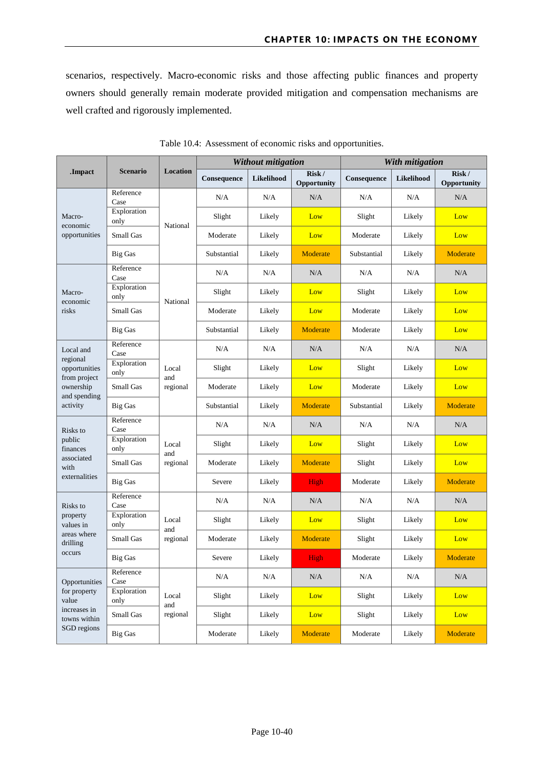scenarios, respectively. Macro-economic risks and those affecting public finances and property owners should generally remain moderate provided mitigation and compensation mechanisms are well crafted and rigorously implemented.

Table 10.4: Assessment of economic risks and opportunities.

| .Impact | Scenario | Location | *Without mitigation* | | | *With mitigation* | | |
|---|---|---|---|---|---|---|---|---|
| | | | **Consequence** | **Likelihood** | **Risk / Opportunity** | **Consequence** | **Likelihood** | **Risk / Opportunity** |
| Macro-economic opportunities | Reference Case | National | N/A | N/A | N/A | N/A | N/A | N/A |
| | Exploration only | | Slight | Likely | Low | Slight | Likely | Low |
| | Small Gas | | Moderate | Likely | Low | Moderate | Likely | Low |
| | Big Gas | | Substantial | Likely | Moderate | Substantial | Likely | Moderate |
| Macro-economic risks | Reference Case | National | N/A | N/A | N/A | N/A | N/A | N/A |
| | Exploration only | | Slight | Likely | Low | Slight | Likely | Low |
| | Small Gas | | Moderate | Likely | Low | Moderate | Likely | Low |
| | Big Gas | | Substantial | Likely | Moderate | Moderate | Likely | Low |
| Local and regional opportunities from project ownership and spending activity | Reference Case | Local and regional | N/A | N/A | N/A | N/A | N/A | N/A |
| | Exploration only | | Slight | Likely | Low | Slight | Likely | Low |
| | Small Gas | | Moderate | Likely | Low | Moderate | Likely | Low |
| | Big Gas | | Substantial | Likely | Moderate | Substantial | Likely | Moderate |
| Risks to public finances associated with externalities | Reference Case | Local and regional | N/A | N/A | N/A | N/A | N/A | N/A |
| | Exploration only | | Slight | Likely | Low | Slight | Likely | Low |
| | Small Gas | | Moderate | Likely | Moderate | Slight | Likely | Low |
| | Big Gas | | Severe | Likely | High | Moderate | Likely | Moderate |
| Risks to property values in areas where drilling occurs | Reference Case | Local and regional | N/A | N/A | N/A | N/A | N/A | N/A |
| | Exploration only | | Slight | Likely | Low | Slight | Likely | Low |
| | Small Gas | | Moderate | Likely | Moderate | Slight | Likely | Low |
| | Big Gas | | Severe | Likely | High | Moderate | Likely | Moderate |
| Opportunities for property value increases in towns within SGD regions | Reference Case | Local and regional | N/A | N/A | N/A | N/A | N/A | N/A |
| | Exploration only | | Slight | Likely | Low | Slight | Likely | Low |
| | Small Gas | | Slight | Likely | Low | Slight | Likely | Low |
| | Big Gas | | Moderate | Likely | Moderate | Moderate | Likely | Moderate |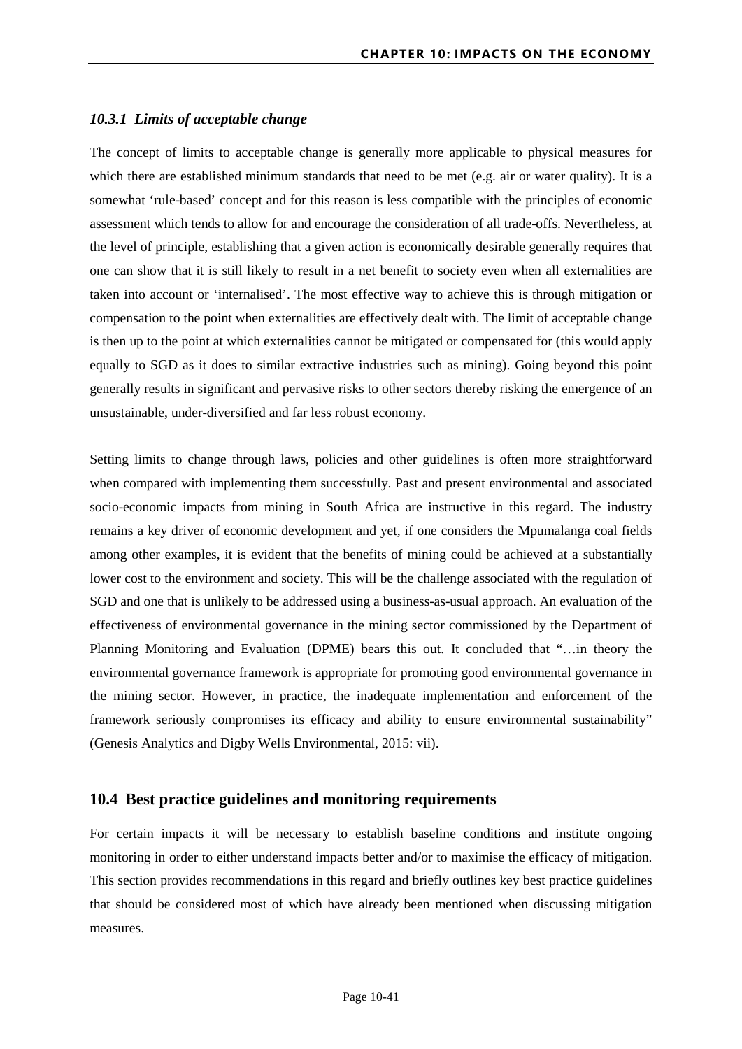### *10.3.1 Limits of acceptable change*

The concept of limits to acceptable change is generally more applicable to physical measures for which there are established minimum standards that need to be met (e.g. air or water quality). It is a somewhat 'rule-based' concept and for this reason is less compatible with the principles of economic assessment which tends to allow for and encourage the consideration of all trade-offs. Nevertheless, at the level of principle, establishing that a given action is economically desirable generally requires that one can show that it is still likely to result in a net benefit to society even when all externalities are taken into account or 'internalised'. The most effective way to achieve this is through mitigation or compensation to the point when externalities are effectively dealt with. The limit of acceptable change is then up to the point at which externalities cannot be mitigated or compensated for (this would apply equally to SGD as it does to similar extractive industries such as mining). Going beyond this point generally results in significant and pervasive risks to other sectors thereby risking the emergence of an unsustainable, under-diversified and far less robust economy.

Setting limits to change through laws, policies and other guidelines is often more straightforward when compared with implementing them successfully. Past and present environmental and associated socio-economic impacts from mining in South Africa are instructive in this regard. The industry remains a key driver of economic development and yet, if one considers the Mpumalanga coal fields among other examples, it is evident that the benefits of mining could be achieved at a substantially lower cost to the environment and society. This will be the challenge associated with the regulation of SGD and one that is unlikely to be addressed using a business-as-usual approach. An evaluation of the effectiveness of environmental governance in the mining sector commissioned by the Department of Planning Monitoring and Evaluation (DPME) bears this out. It concluded that "…in theory the environmental governance framework is appropriate for promoting good environmental governance in the mining sector. However, in practice, the inadequate implementation and enforcement of the framework seriously compromises its efficacy and ability to ensure environmental sustainability" (Genesis Analytics and Digby Wells Environmental, 2015: vii).

## 10.4 Best practice guidelines and monitoring requirements

For certain impacts it will be necessary to establish baseline conditions and institute ongoing monitoring in order to either understand impacts better and/or to maximise the efficacy of mitigation. This section provides recommendations in this regard and briefly outlines key best practice guidelines that should be considered most of which have already been mentioned when discussing mitigation measures.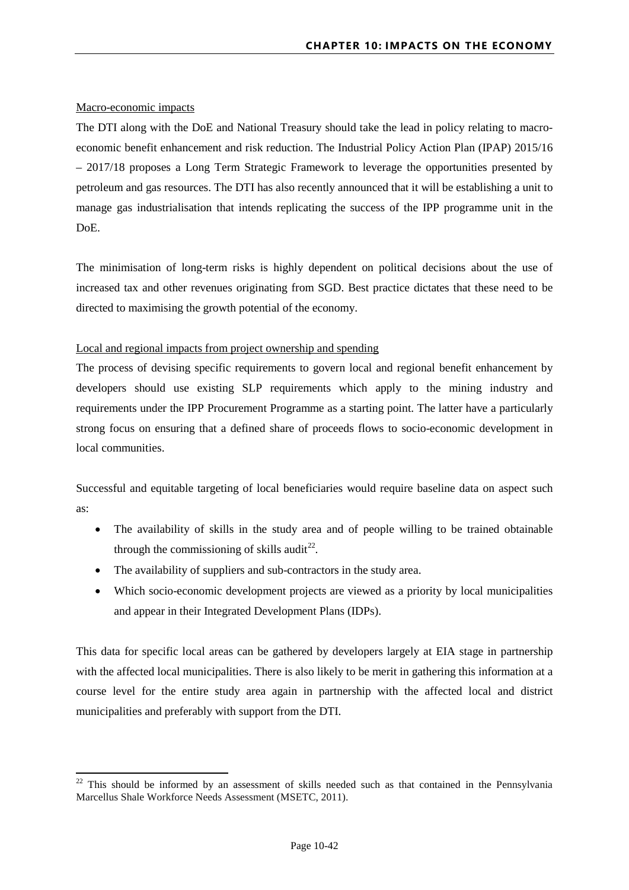Macro-economic impacts

The DTI along with the DoE and National Treasury should take the lead in policy relating to macro-economic benefit enhancement and risk reduction. The Industrial Policy Action Plan (IPAP) 2015/16 – 2017/18 proposes a Long Term Strategic Framework to leverage the opportunities presented by petroleum and gas resources. The DTI has also recently announced that it will be establishing a unit to manage gas industrialisation that intends replicating the success of the IPP programme unit in the DoE.

The minimisation of long-term risks is highly dependent on political decisions about the use of increased tax and other revenues originating from SGD. Best practice dictates that these need to be directed to maximising the growth potential of the economy.

Local and regional impacts from project ownership and spending

The process of devising specific requirements to govern local and regional benefit enhancement by developers should use existing SLP requirements which apply to the mining industry and requirements under the IPP Procurement Programme as a starting point. The latter have a particularly strong focus on ensuring that a defined share of proceeds flows to socio-economic development in local communities.

Successful and equitable targeting of local beneficiaries would require baseline data on aspect such as:

- The availability of skills in the study area and of people willing to be trained obtainable through the commissioning of skills audit[22].
- The availability of suppliers and sub-contractors in the study area.
- Which socio-economic development projects are viewed as a priority by local municipalities and appear in their Integrated Development Plans (IDPs).

This data for specific local areas can be gathered by developers largely at EIA stage in partnership with the affected local municipalities. There is also likely to be merit in gathering this information at a course level for the entire study area again in partnership with the affected local and district municipalities and preferably with support from the DTI.

[22] This should be informed by an assessment of skills needed such as that contained in the Pennsylvania Marcellus Shale Workforce Needs Assessment (MSETC, 2011).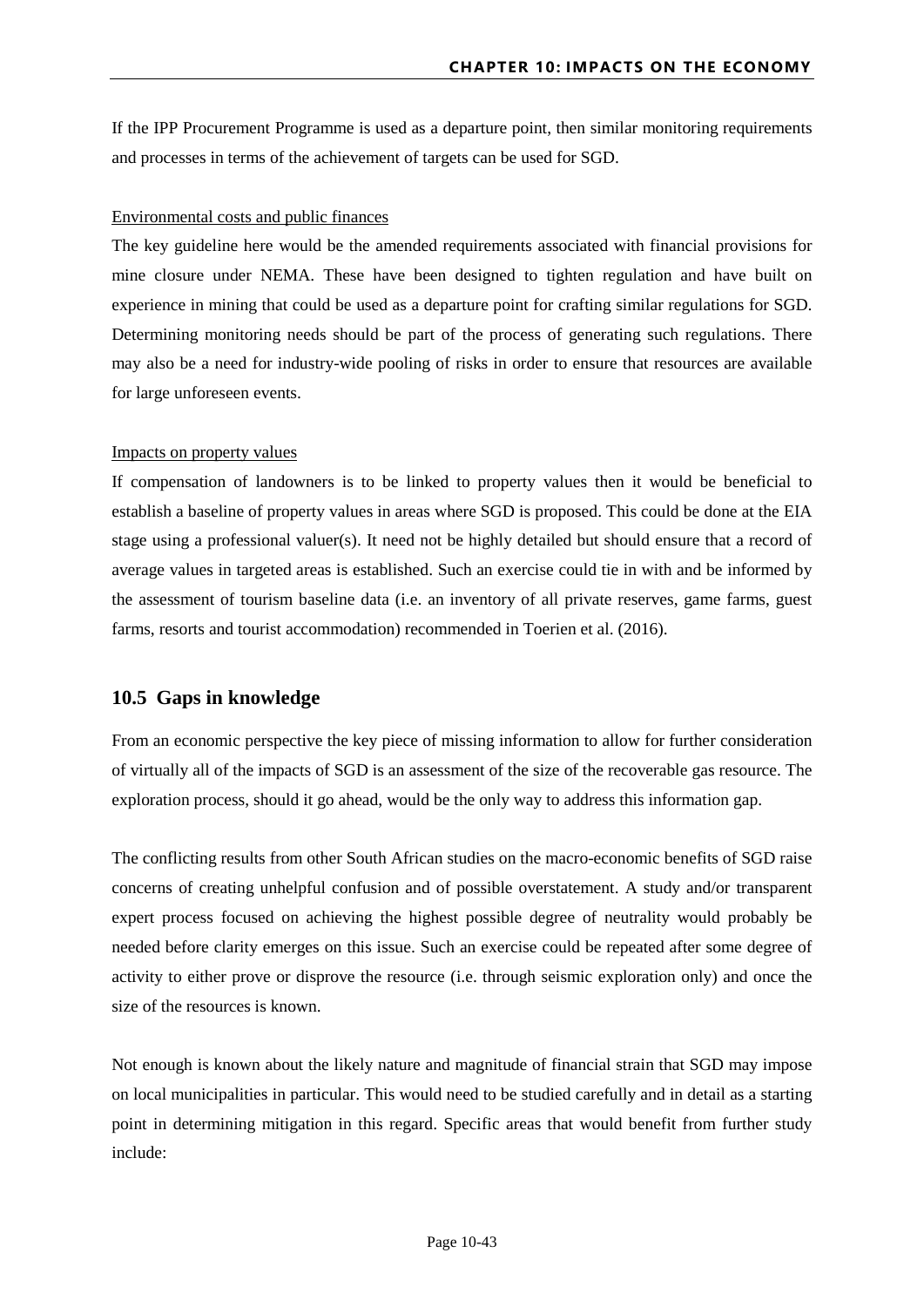If the IPP Procurement Programme is used as a departure point, then similar monitoring requirements and processes in terms of the achievement of targets can be used for SGD.

Environmental costs and public finances

The key guideline here would be the amended requirements associated with financial provisions for mine closure under NEMA. These have been designed to tighten regulation and have built on experience in mining that could be used as a departure point for crafting similar regulations for SGD. Determining monitoring needs should be part of the process of generating such regulations. There may also be a need for industry-wide pooling of risks in order to ensure that resources are available for large unforeseen events.

Impacts on property values

If compensation of landowners is to be linked to property values then it would be beneficial to establish a baseline of property values in areas where SGD is proposed. This could be done at the EIA stage using a professional valuer(s). It need not be highly detailed but should ensure that a record of average values in targeted areas is established. Such an exercise could tie in with and be informed by the assessment of tourism baseline data (i.e. an inventory of all private reserves, game farms, guest farms, resorts and tourist accommodation) recommended in Toerien et al. (2016).

## 10.5 Gaps in knowledge

From an economic perspective the key piece of missing information to allow for further consideration of virtually all of the impacts of SGD is an assessment of the size of the recoverable gas resource. The exploration process, should it go ahead, would be the only way to address this information gap.

The conflicting results from other South African studies on the macro-economic benefits of SGD raise concerns of creating unhelpful confusion and of possible overstatement. A study and/or transparent expert process focused on achieving the highest possible degree of neutrality would probably be needed before clarity emerges on this issue. Such an exercise could be repeated after some degree of activity to either prove or disprove the resource (i.e. through seismic exploration only) and once the size of the resources is known.

Not enough is known about the likely nature and magnitude of financial strain that SGD may impose on local municipalities in particular. This would need to be studied carefully and in detail as a starting point in determining mitigation in this regard. Specific areas that would benefit from further study include: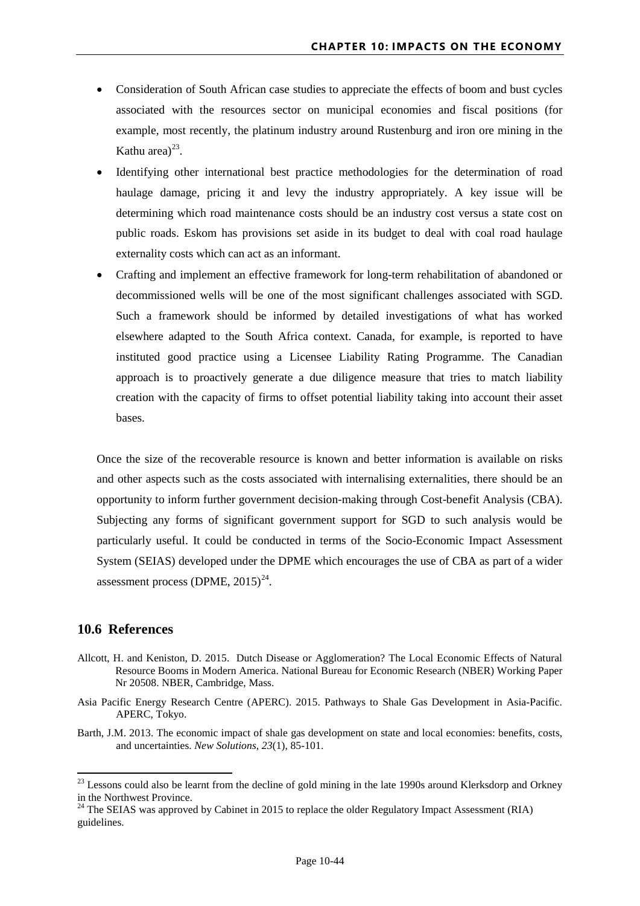- Consideration of South African case studies to appreciate the effects of boom and bust cycles associated with the resources sector on municipal economies and fiscal positions (for example, most recently, the platinum industry around Rustenburg and iron ore mining in the Kathu area)[23].
- Identifying other international best practice methodologies for the determination of road haulage damage, pricing it and levy the industry appropriately. A key issue will be determining which road maintenance costs should be an industry cost versus a state cost on public roads. Eskom has provisions set aside in its budget to deal with coal road haulage externality costs which can act as an informant.
- Crafting and implement an effective framework for long-term rehabilitation of abandoned or decommissioned wells will be one of the most significant challenges associated with SGD. Such a framework should be informed by detailed investigations of what has worked elsewhere adapted to the South Africa context. Canada, for example, is reported to have instituted good practice using a Licensee Liability Rating Programme. The Canadian approach is to proactively generate a due diligence measure that tries to match liability creation with the capacity of firms to offset potential liability taking into account their asset bases.

Once the size of the recoverable resource is known and better information is available on risks and other aspects such as the costs associated with internalising externalities, there should be an opportunity to inform further government decision-making through Cost-benefit Analysis (CBA). Subjecting any forms of significant government support for SGD to such analysis would be particularly useful. It could be conducted in terms of the Socio-Economic Impact Assessment System (SEIAS) developed under the DPME which encourages the use of CBA as part of a wider assessment process (DPME, 2015)[24].

## 10.6 References

Allcott, H. and Keniston, D. 2015. Dutch Disease or Agglomeration? The Local Economic Effects of Natural Resource Booms in Modern America. National Bureau for Economic Research (NBER) Working Paper Nr 20508. NBER, Cambridge, Mass.

Asia Pacific Energy Research Centre (APERC). 2015. Pathways to Shale Gas Development in Asia-Pacific. APERC, Tokyo.

Barth, J.M. 2013. The economic impact of shale gas development on state and local economies: benefits, costs, and uncertainties. *New Solutions*, *23*(1), 85-101.

---

[23] Lessons could also be learnt from the decline of gold mining in the late 1990s around Klerksdorp and Orkney in the Northwest Province.

[24] The SEIAS was approved by Cabinet in 2015 to replace the older Regulatory Impact Assessment (RIA) guidelines.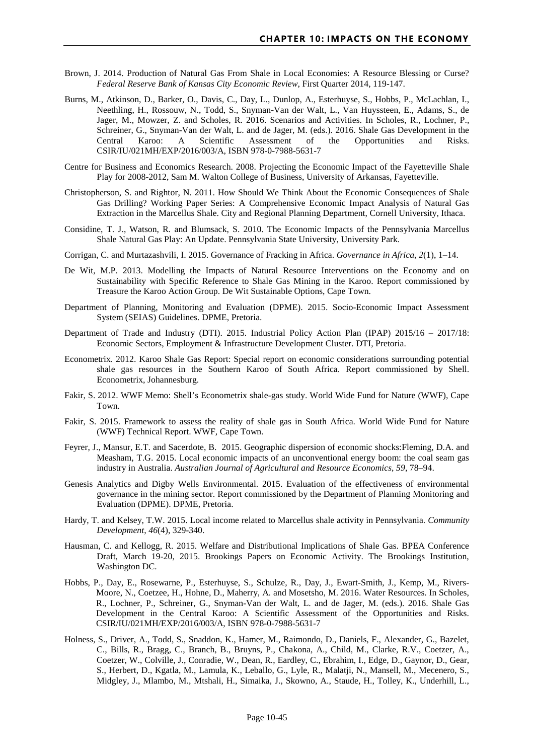Brown, J. 2014. Production of Natural Gas From Shale in Local Economies: A Resource Blessing or Curse? *Federal Reserve Bank of Kansas City Economic Review*, First Quarter 2014, 119-147.

Burns, M., Atkinson, D., Barker, O., Davis, C., Day, L., Dunlop, A., Esterhuyse, S., Hobbs, P., McLachlan, I., Neethling, H., Rossouw, N., Todd, S., Snyman-Van der Walt, L., Van Huyssteen, E., Adams, S., de Jager, M., Mowzer, Z. and Scholes, R. 2016. Scenarios and Activities. In Scholes, R., Lochner, P., Schreiner, G., Snyman-Van der Walt, L. and de Jager, M. (eds.). 2016. Shale Gas Development in the Central Karoo: A Scientific Assessment of the Opportunities and Risks. CSIR/IU/021MH/EXP/2016/003/A, ISBN 978-0-7988-5631-7

Centre for Business and Economics Research. 2008. Projecting the Economic Impact of the Fayetteville Shale Play for 2008-2012, Sam M. Walton College of Business, University of Arkansas, Fayetteville.

Christopherson, S. and Rightor, N. 2011. How Should We Think About the Economic Consequences of Shale Gas Drilling? Working Paper Series: A Comprehensive Economic Impact Analysis of Natural Gas Extraction in the Marcellus Shale. City and Regional Planning Department, Cornell University, Ithaca.

Considine, T. J., Watson, R. and Blumsack, S. 2010. The Economic Impacts of the Pennsylvania Marcellus Shale Natural Gas Play: An Update. Pennsylvania State University, University Park.

Corrigan, C. and Murtazashvili, I. 2015. Governance of Fracking in Africa. *Governance in Africa*, *2*(1), 1–14.

De Wit, M.P. 2013. Modelling the Impacts of Natural Resource Interventions on the Economy and on Sustainability with Specific Reference to Shale Gas Mining in the Karoo. Report commissioned by Treasure the Karoo Action Group. De Wit Sustainable Options, Cape Town.

Department of Planning, Monitoring and Evaluation (DPME). 2015. Socio-Economic Impact Assessment System (SEIAS) Guidelines. DPME, Pretoria.

Department of Trade and Industry (DTI). 2015. Industrial Policy Action Plan (IPAP) 2015/16 – 2017/18: Economic Sectors, Employment & Infrastructure Development Cluster. DTI, Pretoria.

Econometrix. 2012. Karoo Shale Gas Report: Special report on economic considerations surrounding potential shale gas resources in the Southern Karoo of South Africa. Report commissioned by Shell. Econometrix, Johannesburg.

Fakir, S. 2012. WWF Memo: Shell's Econometrix shale-gas study. World Wide Fund for Nature (WWF), Cape Town.

Fakir, S. 2015. Framework to assess the reality of shale gas in South Africa. World Wide Fund for Nature (WWF) Technical Report. WWF, Cape Town.

Feyrer, J., Mansur, E.T. and Sacerdote, B. 2015. Geographic dispersion of economic shocks:Fleming, D.A. and Measham, T.G. 2015. Local economic impacts of an unconventional energy boom: the coal seam gas industry in Australia. *Australian Journal of Agricultural and Resource Economics*, *59*, 78–94.

Genesis Analytics and Digby Wells Environmental. 2015. Evaluation of the effectiveness of environmental governance in the mining sector. Report commissioned by the Department of Planning Monitoring and Evaluation (DPME). DPME, Pretoria.

Hardy, T. and Kelsey, T.W. 2015. Local income related to Marcellus shale activity in Pennsylvania. *Community Development*, *46*(4), 329-340.

Hausman, C. and Kellogg, R. 2015. Welfare and Distributional Implications of Shale Gas. BPEA Conference Draft, March 19-20, 2015. Brookings Papers on Economic Activity. The Brookings Institution, Washington DC.

Hobbs, P., Day, E., Rosewarne, P., Esterhuyse, S., Schulze, R., Day, J., Ewart-Smith, J., Kemp, M., Rivers-Moore, N., Coetzee, H., Hohne, D., Maherry, A. and Mosetsho, M. 2016. Water Resources. In Scholes, R., Lochner, P., Schreiner, G., Snyman-Van der Walt, L. and de Jager, M. (eds.). 2016. Shale Gas Development in the Central Karoo: A Scientific Assessment of the Opportunities and Risks. CSIR/IU/021MH/EXP/2016/003/A, ISBN 978-0-7988-5631-7

Holness, S., Driver, A., Todd, S., Snaddon, K., Hamer, M., Raimondo, D., Daniels, F., Alexander, G., Bazelet, C., Bills, R., Bragg, C., Branch, B., Bruyns, P., Chakona, A., Child, M., Clarke, R.V., Coetzer, A., Coetzer, W., Colville, J., Conradie, W., Dean, R., Eardley, C., Ebrahim, I., Edge, D., Gaynor, D., Gear, S., Herbert, D., Kgatla, M., Lamula, K., Leballo, G., Lyle, R., Malatji, N., Mansell, M., Mecenero, S., Midgley, J., Mlambo, M., Mtshali, H., Simaika, J., Skowno, A., Staude, H., Tolley, K., Underhill, L.,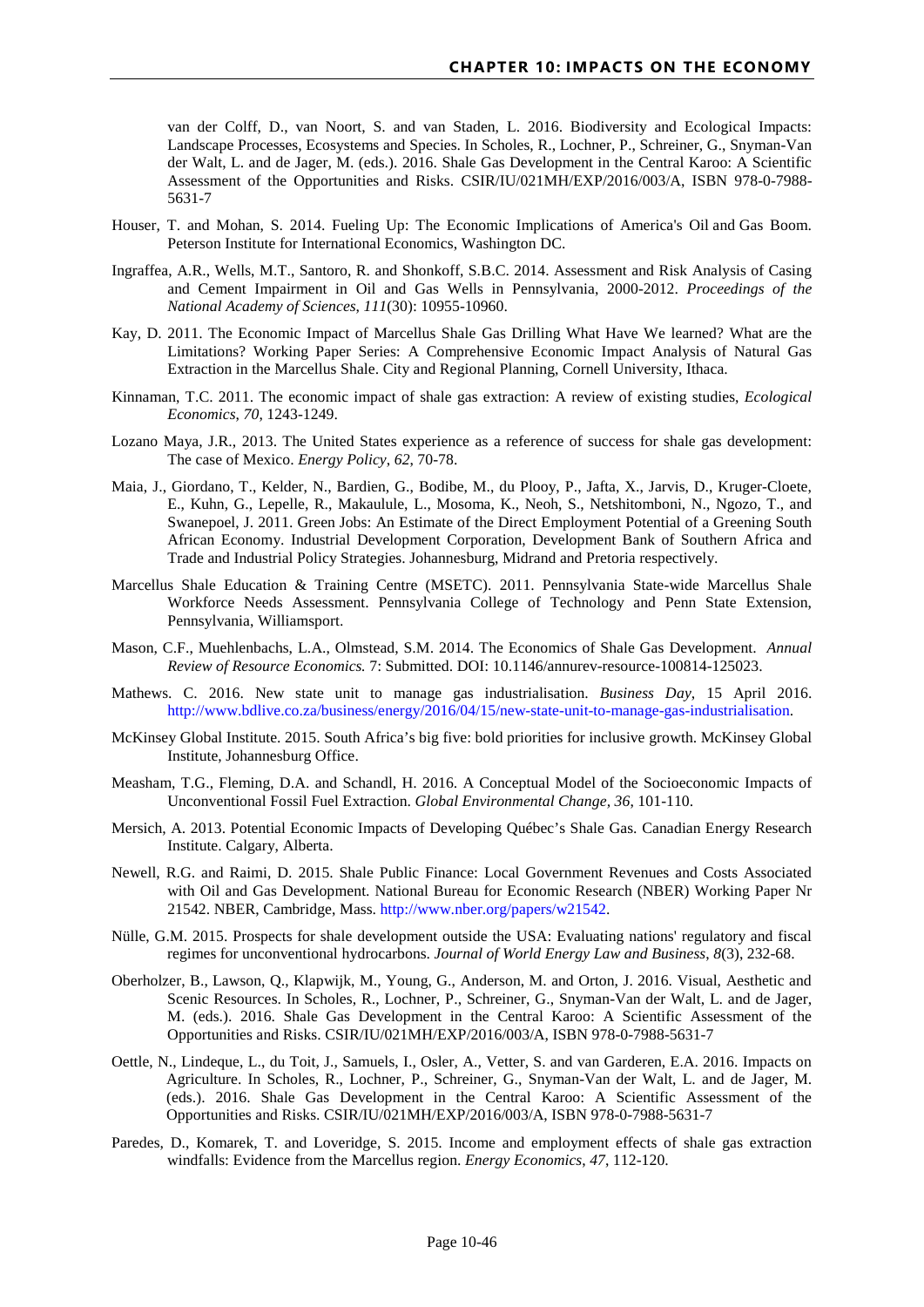van der Colff, D., van Noort, S. and van Staden, L. 2016. Biodiversity and Ecological Impacts: Landscape Processes, Ecosystems and Species. In Scholes, R., Lochner, P., Schreiner, G., Snyman-Van der Walt, L. and de Jager, M. (eds.). 2016. Shale Gas Development in the Central Karoo: A Scientific Assessment of the Opportunities and Risks. CSIR/IU/021MH/EXP/2016/003/A, ISBN 978-0-7988-5631-7

Houser, T. and Mohan, S. 2014. Fueling Up: The Economic Implications of America's Oil and Gas Boom. Peterson Institute for International Economics, Washington DC.

Ingraffea, A.R., Wells, M.T., Santoro, R. and Shonkoff, S.B.C. 2014. Assessment and Risk Analysis of Casing and Cement Impairment in Oil and Gas Wells in Pennsylvania, 2000-2012. *Proceedings of the National Academy of Sciences*, *111*(30): 10955-10960.

Kay, D. 2011. The Economic Impact of Marcellus Shale Gas Drilling What Have We learned? What are the Limitations? Working Paper Series: A Comprehensive Economic Impact Analysis of Natural Gas Extraction in the Marcellus Shale. City and Regional Planning, Cornell University, Ithaca.

Kinnaman, T.C. 2011. The economic impact of shale gas extraction: A review of existing studies, *Ecological Economics*, *70*, 1243-1249.

Lozano Maya, J.R., 2013. The United States experience as a reference of success for shale gas development: The case of Mexico. *Energy Policy*, *62*, 70-78.

Maia, J., Giordano, T., Kelder, N., Bardien, G., Bodibe, M., du Plooy, P., Jafta, X., Jarvis, D., Kruger-Cloete, E., Kuhn, G., Lepelle, R., Makaulule, L., Mosoma, K., Neoh, S., Netshitomboni, N., Ngozo, T., and Swanepoel, J. 2011. Green Jobs: An Estimate of the Direct Employment Potential of a Greening South African Economy. Industrial Development Corporation, Development Bank of Southern Africa and Trade and Industrial Policy Strategies. Johannesburg, Midrand and Pretoria respectively.

Marcellus Shale Education & Training Centre (MSETC). 2011. Pennsylvania State-wide Marcellus Shale Workforce Needs Assessment. Pennsylvania College of Technology and Penn State Extension, Pennsylvania, Williamsport.

Mason, C.F., Muehlenbachs, L.A., Olmstead, S.M. 2014. The Economics of Shale Gas Development. *Annual Review of Resource Economics.* 7: Submitted. DOI: 10.1146/annurev-resource-100814-125023.

Mathews. C. 2016. New state unit to manage gas industrialisation. *Business Day*, 15 April 2016. http://www.bdlive.co.za/business/energy/2016/04/15/new-state-unit-to-manage-gas-industrialisation.

McKinsey Global Institute. 2015. South Africa's big five: bold priorities for inclusive growth. McKinsey Global Institute, Johannesburg Office.

Measham, T.G., Fleming, D.A. and Schandl, H. 2016. A Conceptual Model of the Socioeconomic Impacts of Unconventional Fossil Fuel Extraction. *Global Environmental Change*, *36*, 101-110.

Mersich, A. 2013. Potential Economic Impacts of Developing Québec's Shale Gas. Canadian Energy Research Institute. Calgary, Alberta.

Newell, R.G. and Raimi, D. 2015. Shale Public Finance: Local Government Revenues and Costs Associated with Oil and Gas Development. National Bureau for Economic Research (NBER) Working Paper Nr 21542. NBER, Cambridge, Mass. http://www.nber.org/papers/w21542.

Nülle, G.M. 2015. Prospects for shale development outside the USA: Evaluating nations' regulatory and fiscal regimes for unconventional hydrocarbons. *Journal of World Energy Law and Business*, *8*(3), 232-68.

Oberholzer, B., Lawson, Q., Klapwijk, M., Young, G., Anderson, M. and Orton, J. 2016. Visual, Aesthetic and Scenic Resources. In Scholes, R., Lochner, P., Schreiner, G., Snyman-Van der Walt, L. and de Jager, M. (eds.). 2016. Shale Gas Development in the Central Karoo: A Scientific Assessment of the Opportunities and Risks. CSIR/IU/021MH/EXP/2016/003/A, ISBN 978-0-7988-5631-7

Oettle, N., Lindeque, L., du Toit, J., Samuels, I., Osler, A., Vetter, S. and van Garderen, E.A. 2016. Impacts on Agriculture. In Scholes, R., Lochner, P., Schreiner, G., Snyman-Van der Walt, L. and de Jager, M. (eds.). 2016. Shale Gas Development in the Central Karoo: A Scientific Assessment of the Opportunities and Risks. CSIR/IU/021MH/EXP/2016/003/A, ISBN 978-0-7988-5631-7

Paredes, D., Komarek, T. and Loveridge, S. 2015. Income and employment effects of shale gas extraction windfalls: Evidence from the Marcellus region. *Energy Economics*, *47*, 112-120.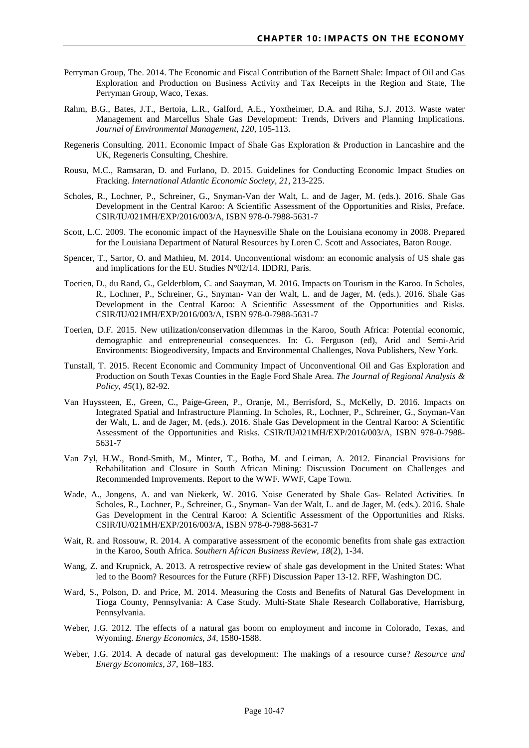Perryman Group, The. 2014. The Economic and Fiscal Contribution of the Barnett Shale: Impact of Oil and Gas Exploration and Production on Business Activity and Tax Receipts in the Region and State, The Perryman Group, Waco, Texas.

Rahm, B.G., Bates, J.T., Bertoia, L.R., Galford, A.E., Yoxtheimer, D.A. and Riha, S.J. 2013. Waste water Management and Marcellus Shale Gas Development: Trends, Drivers and Planning Implications. *Journal of Environmental Management, 120*, 105-113.

Regeneris Consulting. 2011. Economic Impact of Shale Gas Exploration & Production in Lancashire and the UK, Regeneris Consulting, Cheshire.

Rousu, M.C., Ramsaran, D. and Furlano, D. 2015. Guidelines for Conducting Economic Impact Studies on Fracking. *International Atlantic Economic Society, 21*, 213-225.

Scholes, R., Lochner, P., Schreiner, G., Snyman-Van der Walt, L. and de Jager, M. (eds.). 2016. Shale Gas Development in the Central Karoo: A Scientific Assessment of the Opportunities and Risks, Preface. CSIR/IU/021MH/EXP/2016/003/A, ISBN 978-0-7988-5631-7

Scott, L.C. 2009. The economic impact of the Haynesville Shale on the Louisiana economy in 2008. Prepared for the Louisiana Department of Natural Resources by Loren C. Scott and Associates, Baton Rouge.

Spencer, T., Sartor, O. and Mathieu, M. 2014. Unconventional wisdom: an economic analysis of US shale gas and implications for the EU. Studies N°02/14. IDDRI, Paris.

Toerien, D., du Rand, G., Gelderblom, C. and Saayman, M. 2016. Impacts on Tourism in the Karoo. In Scholes, R., Lochner, P., Schreiner, G., Snyman- Van der Walt, L. and de Jager, M. (eds.). 2016. Shale Gas Development in the Central Karoo: A Scientific Assessment of the Opportunities and Risks. CSIR/IU/021MH/EXP/2016/003/A, ISBN 978-0-7988-5631-7

Toerien, D.F. 2015. New utilization/conservation dilemmas in the Karoo, South Africa: Potential economic, demographic and entrepreneurial consequences. In: G. Ferguson (ed), Arid and Semi-Arid Environments: Biogeodiversity, Impacts and Environmental Challenges, Nova Publishers, New York.

Tunstall, T. 2015. Recent Economic and Community Impact of Unconventional Oil and Gas Exploration and Production on South Texas Counties in the Eagle Ford Shale Area. *The Journal of Regional Analysis & Policy, 45*(1), 82-92.

Van Huyssteen, E., Green, C., Paige-Green, P., Oranje, M., Berrisford, S., McKelly, D. 2016. Impacts on Integrated Spatial and Infrastructure Planning. In Scholes, R., Lochner, P., Schreiner, G., Snyman-Van der Walt, L. and de Jager, M. (eds.). 2016. Shale Gas Development in the Central Karoo: A Scientific Assessment of the Opportunities and Risks. CSIR/IU/021MH/EXP/2016/003/A, ISBN 978-0-7988-5631-7

Van Zyl, H.W., Bond-Smith, M., Minter, T., Botha, M. and Leiman, A. 2012. Financial Provisions for Rehabilitation and Closure in South African Mining: Discussion Document on Challenges and Recommended Improvements. Report to the WWF. WWF, Cape Town.

Wade, A., Jongens, A. and van Niekerk, W. 2016. Noise Generated by Shale Gas- Related Activities. In Scholes, R., Lochner, P., Schreiner, G., Snyman- Van der Walt, L. and de Jager, M. (eds.). 2016. Shale Gas Development in the Central Karoo: A Scientific Assessment of the Opportunities and Risks. CSIR/IU/021MH/EXP/2016/003/A, ISBN 978-0-7988-5631-7

Wait, R. and Rossouw, R. 2014. A comparative assessment of the economic benefits from shale gas extraction in the Karoo, South Africa. *Southern African Business Review, 18*(2), 1-34.

Wang, Z. and Krupnick, A. 2013. A retrospective review of shale gas development in the United States: What led to the Boom? Resources for the Future (RFF) Discussion Paper 13-12. RFF, Washington DC.

Ward, S., Polson, D. and Price, M. 2014. Measuring the Costs and Benefits of Natural Gas Development in Tioga County, Pennsylvania: A Case Study. Multi-State Shale Research Collaborative, Harrisburg, Pennsylvania.

Weber, J.G. 2012. The effects of a natural gas boom on employment and income in Colorado, Texas, and Wyoming. *Energy Economics, 34*, 1580-1588.

Weber, J.G. 2014. A decade of natural gas development: The makings of a resource curse? *Resource and Energy Economics, 37*, 168–183.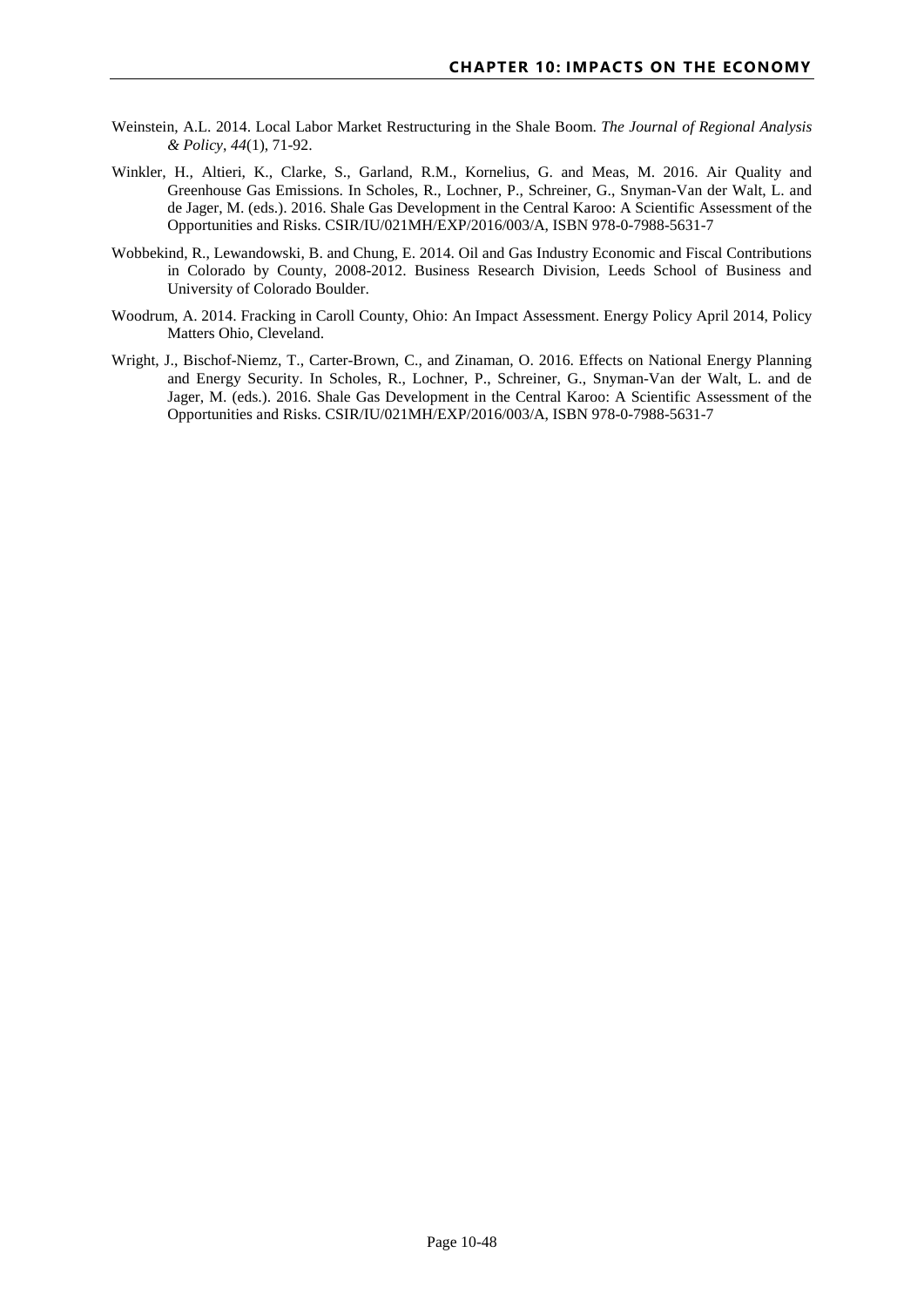Weinstein, A.L. 2014. Local Labor Market Restructuring in the Shale Boom. *The Journal of Regional Analysis & Policy*, *44*(1), 71-92.

Winkler, H., Altieri, K., Clarke, S., Garland, R.M., Kornelius, G. and Meas, M. 2016. Air Quality and Greenhouse Gas Emissions. In Scholes, R., Lochner, P., Schreiner, G., Snyman-Van der Walt, L. and de Jager, M. (eds.). 2016. Shale Gas Development in the Central Karoo: A Scientific Assessment of the Opportunities and Risks. CSIR/IU/021MH/EXP/2016/003/A, ISBN 978-0-7988-5631-7

Wobbekind, R., Lewandowski, B. and Chung, E. 2014. Oil and Gas Industry Economic and Fiscal Contributions in Colorado by County, 2008-2012. Business Research Division, Leeds School of Business and University of Colorado Boulder.

Woodrum, A. 2014. Fracking in Caroll County, Ohio: An Impact Assessment. Energy Policy April 2014, Policy Matters Ohio, Cleveland.

Wright, J., Bischof-Niemz, T., Carter-Brown, C., and Zinaman, O. 2016. Effects on National Energy Planning and Energy Security. In Scholes, R., Lochner, P., Schreiner, G., Snyman-Van der Walt, L. and de Jager, M. (eds.). 2016. Shale Gas Development in the Central Karoo: A Scientific Assessment of the Opportunities and Risks. CSIR/IU/021MH/EXP/2016/003/A, ISBN 978-0-7988-5631-7